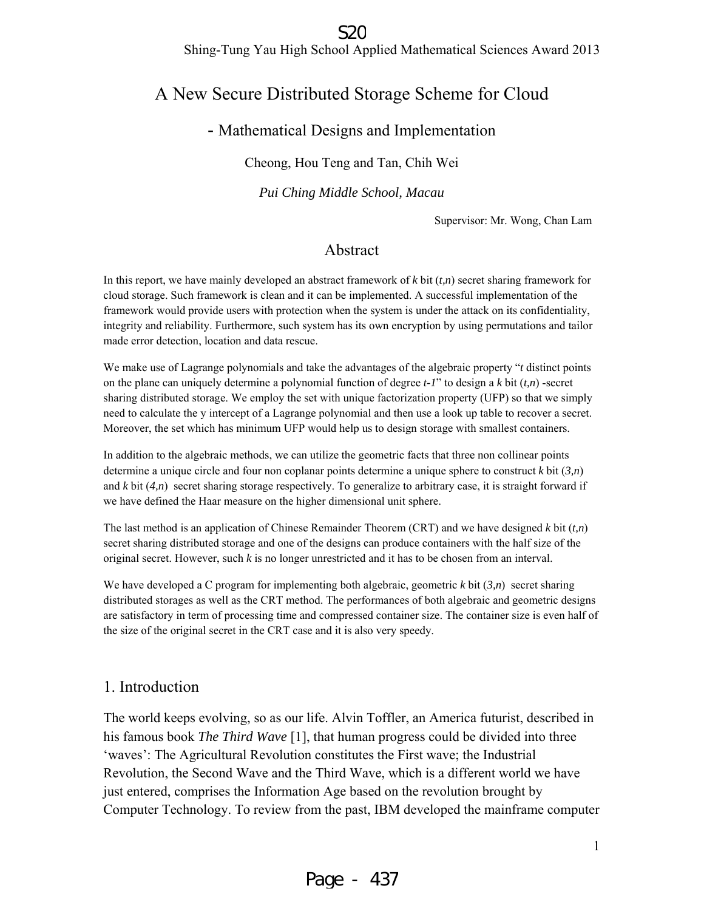# A New Secure Distributed Storage Scheme for Cloud

## - Mathematical Designs and Implementation

Cheong, Hou Teng and Tan, Chih Wei

*Pui Ching Middle School, Macau*

Supervisor: Mr. Wong, Chan Lam

## Abstract

In this report, we have mainly developed an abstract framework of $k$ bit $(t,n)$ secret sharing framework for cloud storage. Such framework is clean and it can be implemented. A successful implementation of the framework would provide users with protection when the system is under the attack on its confidentiality, integrity and reliability. Furthermore, such system has its own encryption by using permutations and tailor made error detection, location and data rescue.

We make use of Lagrange polynomials and take the advantages of the algebraic property "$t$ distinct points on the plane can uniquely determine a polynomial function of degree $t-1$" to design a $k$ bit $(t,n)$ -secret sharing distributed storage. We employ the set with unique factorization property (UFP) so that we simply need to calculate the y intercept of a Lagrange polynomial and then use a look up table to recover a secret. Moreover, the set which has minimum UFP would help us to design storage with smallest containers.

In addition to the algebraic methods, we can utilize the geometric facts that three non collinear points determine a unique circle and four non coplanar points determine a unique sphere to construct $k$ bit $(3,n)$ and $k$ bit $(4,n)$ secret sharing storage respectively. To generalize to arbitrary case, it is straight forward if we have defined the Haar measure on the higher dimensional unit sphere.

The last method is an application of Chinese Remainder Theorem (CRT) and we have designed $k$ bit $(t,n)$ secret sharing distributed storage and one of the designs can produce containers with the half size of the original secret. However, such $k$ is no longer unrestricted and it has to be chosen from an interval.

We have developed a C program for implementing both algebraic, geometric $k$ bit $(3,n)$ secret sharing distributed storages as well as the CRT method. The performances of both algebraic and geometric designs are satisfactory in term of processing time and compressed container size. The container size is even half of the size of the original secret in the CRT case and it is also very speedy.

## 1. Introduction

The world keeps evolving, so as our life. Alvin Toffler, an America futurist, described in his famous book *The Third Wave* [1], that human progress could be divided into three 'waves': The Agricultural Revolution constitutes the First wave; the Industrial Revolution, the Second Wave and the Third Wave, which is a different world we have just entered, comprises the Information Age based on the revolution brought by Computer Technology. To review from the past, IBM developed the mainframe computer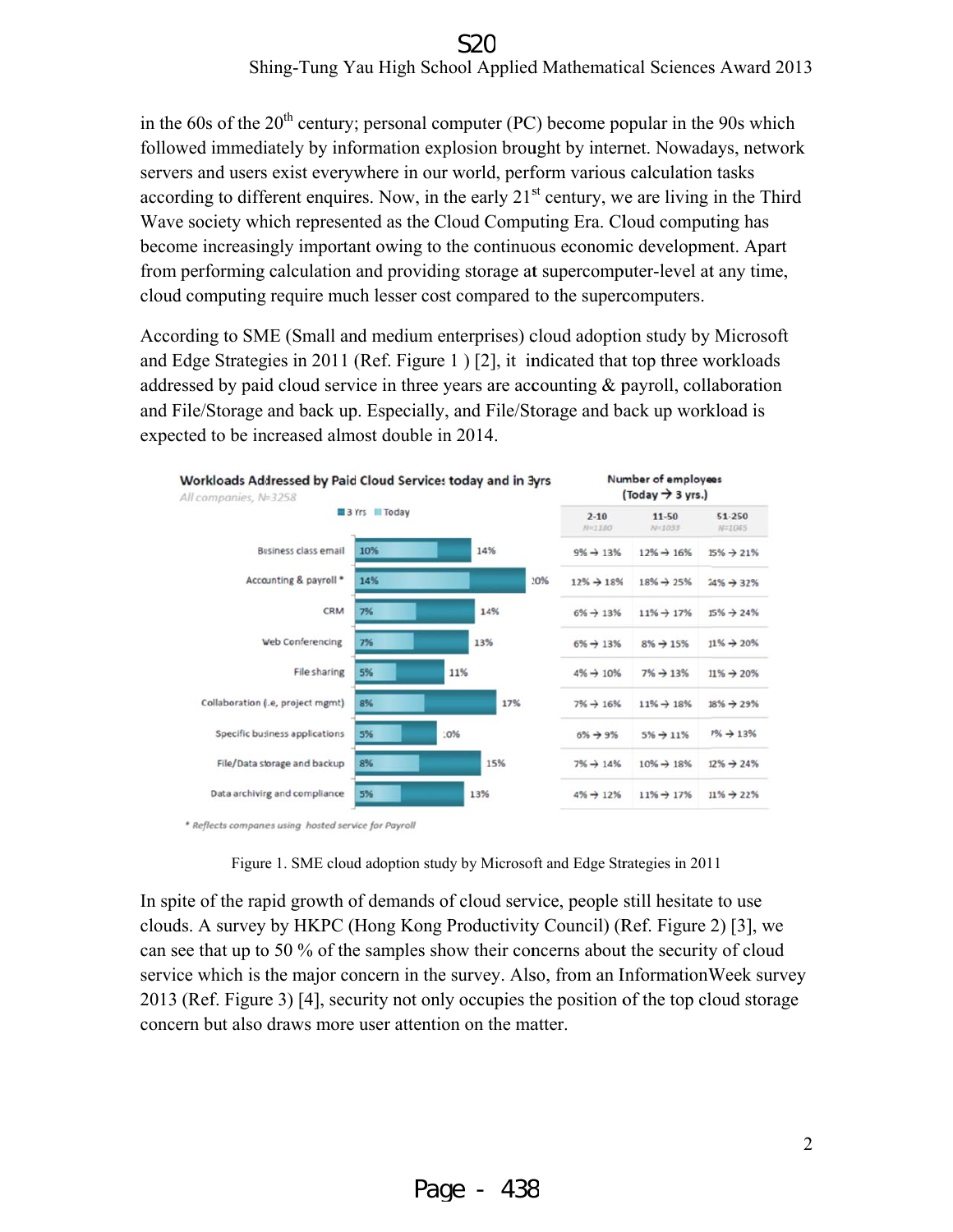in the 60s of the 20th century; personal computer (PC) become popular in the 90s which followed immediately by information explosion brought by internet. Nowadays, network servers and users exist everywhere in our world, perform various calculation tasks according to different enquires. Now, in the early 21st century, we are living in the Third Wave society which represented as the Cloud Computing Era. Cloud computing has become increasingly important owing to the continuous economic development. Apart from performing calculation and providing storage at supercomputer-level at any time, cloud computing require much lesser cost compared to the supercomputers.

According to SME (Small and medium enterprises) cloud adoption study by Microsoft and Edge Strategies in 2011 (Ref. Figure 1 ) [2], it indicated that top three workloads addressed by paid cloud service in three years are accounting & payroll, collaboration and File/Storage and back up. Especially, and File/Storage and back up workload is expected to be increased almost double in 2014.

**Workloads Addressed by Paid Cloud Services today and in 3yrs**

*All companies, N=3258*

| Workload | Today | 3 Yrs | 2-10 (N=1180) | 11-50 (N=1033) | 51-250 (N=1045) |
| --- | --- | --- | --- | --- | --- |
| Business class email | 10% | 14% | 9% → 13% | 12% → 16% | 15% → 21% |
| Accounting & payroll * | 14% | 20% | 12% → 18% | 18% → 25% | 24% → 32% |
| CRM | 7% | 14% | 6% → 13% | 11% → 17% | 15% → 24% |
| Web Conferencing | 7% | 13% | 6% → 13% | 8% → 15% | 11% → 20% |
| File sharing | 5% | 11% | 4% → 10% | 7% → 13% | 11% → 20% |
| Collaboration (i.e, project mgmt) | 8% | 17% | 7% → 16% | 11% → 18% | 18% → 29% |
| Specific business applications | 5% | 10% | 6% → 9% | 5% → 11% | 7% → 13% |
| File/Data storage and backup | 8% | 15% | 7% → 14% | 10% → 18% | 12% → 24% |
| Data archiving and compliance | 5% | 13% | 4% → 12% | 11% → 17% | 11% → 22% |

Number of employees (Today → 3 yrs.)

\* Reflects companies using hosted service for Payroll

Figure 1. SME cloud adoption study by Microsoft and Edge Strategies in 2011

In spite of the rapid growth of demands of cloud service, people still hesitate to use clouds. A survey by HKPC (Hong Kong Productivity Council) (Ref. Figure 2) [3], we can see that up to 50 % of the samples show their concerns about the security of cloud service which is the major concern in the survey. Also, from an InformationWeek survey 2013 (Ref. Figure 3) [4], security not only occupies the position of the top cloud storage concern but also draws more user attention on the matter.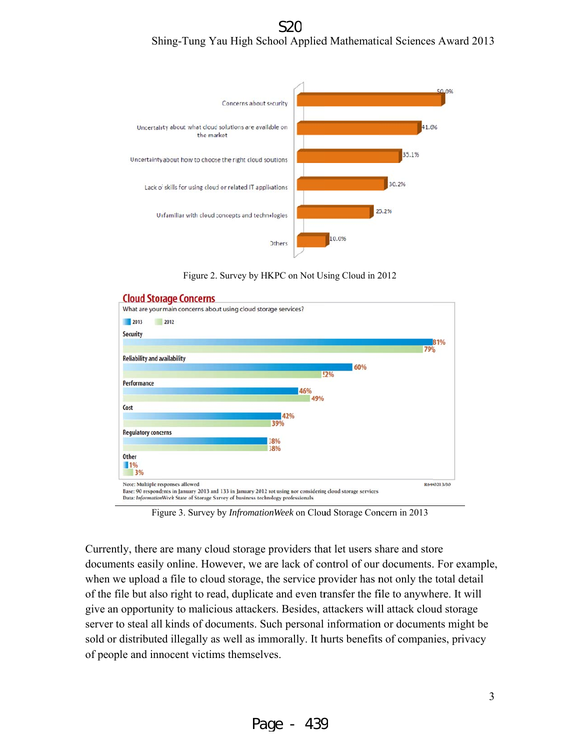Figure 2. Survey by HKPC on Not Using Cloud in 2012

Figure 3. Survey by *InfromationWeek* on Cloud Storage Concern in 2013

Currently, there are many cloud storage providers that let users share and store documents easily online. However, we are lack of control of our documents. For example, when we upload a file to cloud storage, the service provider has not only the total detail of the file but also right to read, duplicate and even transfer the file to anywhere. It will give an opportunity to malicious attackers. Besides, attackers will attack cloud storage server to steal all kinds of documents. Such personal information or documents might be sold or distributed illegally as well as immorally. It hurts benefits of companies, privacy of people and innocent victims themselves.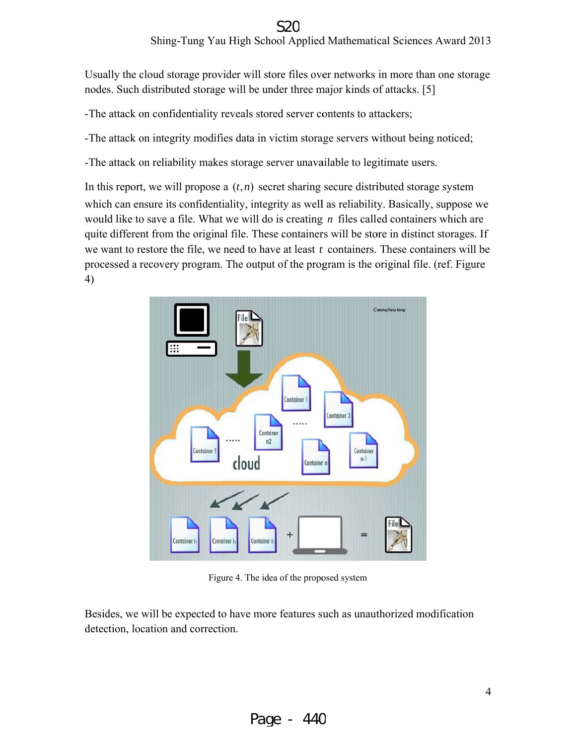Usually the cloud storage provider will store files over networks in more than one storage nodes. Such distributed storage will be under three major kinds of attacks. [5]

-The attack on confidentiality reveals stored server contents to attackers;

-The attack on integrity modifies data in victim storage servers without being noticed;

-The attack on reliability makes storage server unavailable to legitimate users.

In this report, we will propose a $(t, n)$ secret sharing secure distributed storage system which can ensure its confidentiality, integrity as well as reliability. Basically, suppose we would like to save a file. What we will do is creating $n$ files called containers which are quite different from the original file. These containers will be store in distinct storages. If we want to restore the file, we need to have at least $t$ containers. These containers will be processed a recovery program. The output of the program is the original file. (ref. Figure 4)

Figure 4. The idea of the proposed system

Besides, we will be expected to have more features such as unauthorized modification detection, location and correction.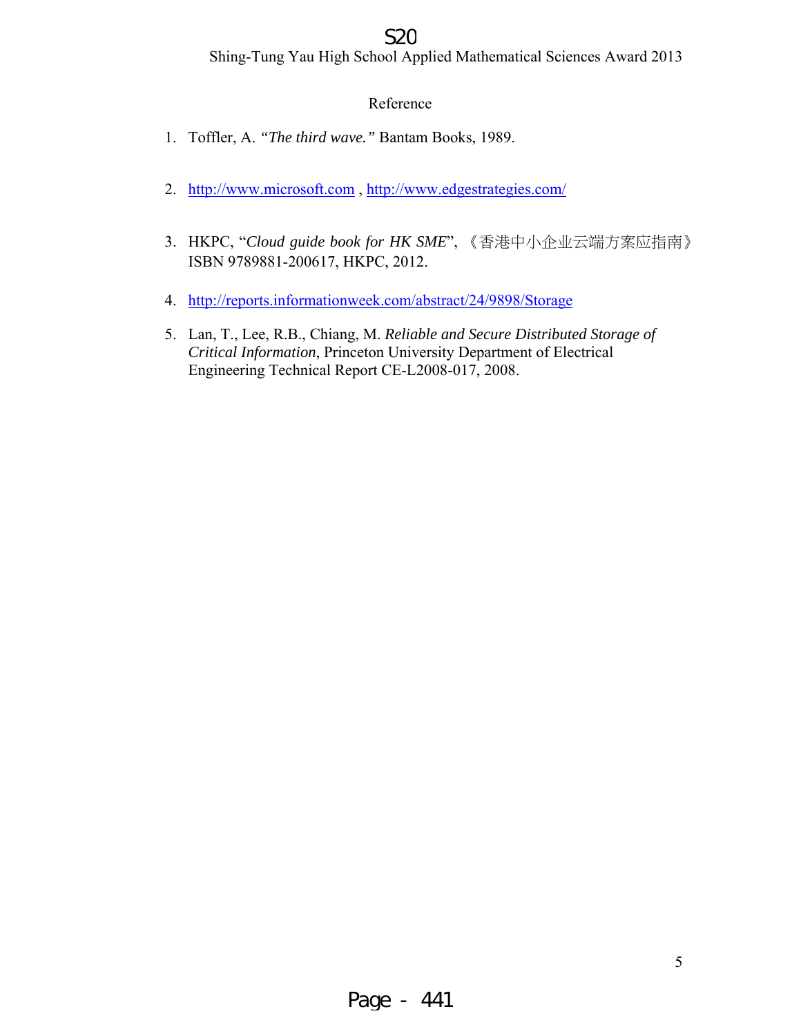## Reference

1. Toffler, A. *"The third wave."* Bantam Books, 1989.

2. http://www.microsoft.com , http://www.edgestrategies.com/

3. HKPC, "*Cloud guide book for HK SME*", 《香港中小企业云端方案应指南》ISBN 9789881-200617, HKPC, 2012.

4. http://reports.informationweek.com/abstract/24/9898/Storage

5. Lan, T., Lee, R.B., Chiang, M. *Reliable and Secure Distributed Storage of Critical Information*, Princeton University Department of Electrical Engineering Technical Report CE-L2008-017, 2008.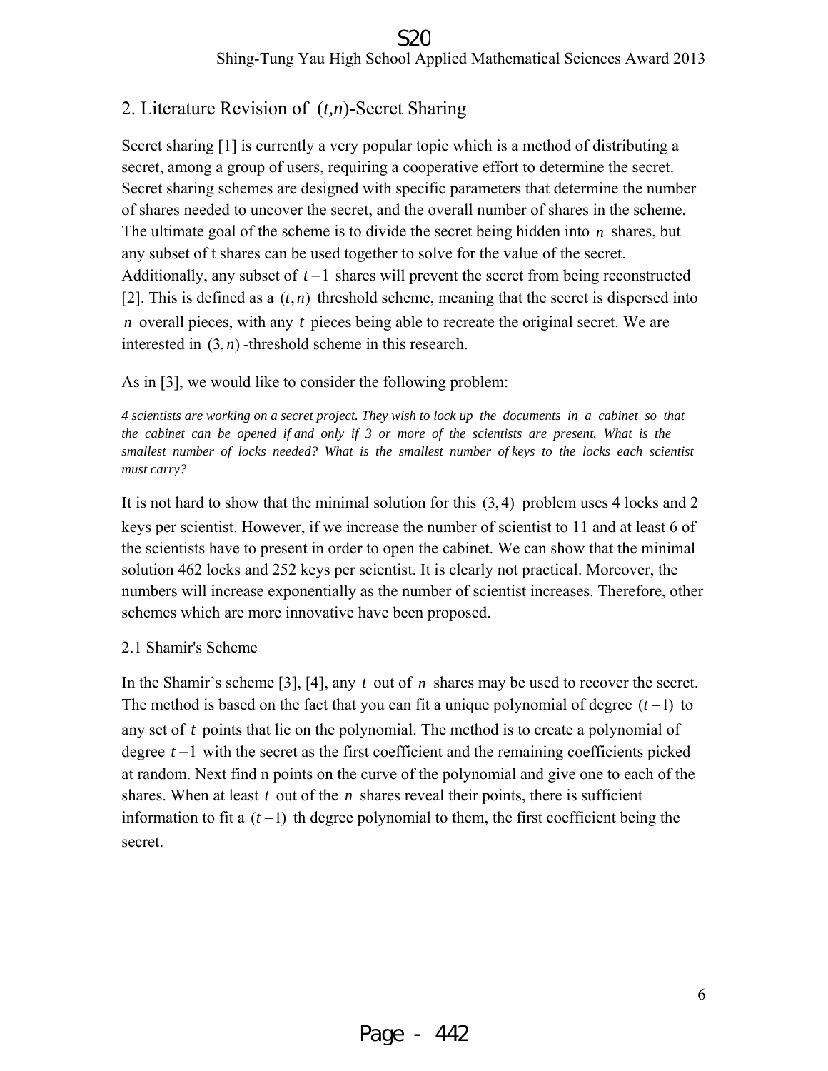## 2. Literature Revision of $(t,n)$-Secret Sharing

Secret sharing [1] is currently a very popular topic which is a method of distributing a secret, among a group of users, requiring a cooperative effort to determine the secret. Secret sharing schemes are designed with specific parameters that determine the number of shares needed to uncover the secret, and the overall number of shares in the scheme. The ultimate goal of the scheme is to divide the secret being hidden into $n$ shares, but any subset of t shares can be used together to solve for the value of the secret. Additionally, any subset of $t-1$ shares will prevent the secret from being reconstructed [2]. This is defined as a $(t,n)$ threshold scheme, meaning that the secret is dispersed into $n$ overall pieces, with any $t$ pieces being able to recreate the original secret. We are interested in $(3,n)$ -threshold scheme in this research.

As in [3], we would like to consider the following problem:

*4 scientists are working on a secret project. They wish to lock up the documents in a cabinet so that the cabinet can be opened if and only if 3 or more of the scientists are present. What is the smallest number of locks needed? What is the smallest number of keys to the locks each scientist must carry?*

It is not hard to show that the minimal solution for this $(3,4)$ problem uses 4 locks and 2 keys per scientist. However, if we increase the number of scientist to 11 and at least 6 of the scientists have to present in order to open the cabinet. We can show that the minimal solution 462 locks and 252 keys per scientist. It is clearly not practical. Moreover, the numbers will increase exponentially as the number of scientist increases. Therefore, other schemes which are more innovative have been proposed.

### 2.1 Shamir's Scheme

In the Shamir's scheme [3], [4], any $t$ out of $n$ shares may be used to recover the secret. The method is based on the fact that you can fit a unique polynomial of degree $(t-1)$ to any set of $t$ points that lie on the polynomial. The method is to create a polynomial of degree $t-1$ with the secret as the first coefficient and the remaining coefficients picked at random. Next find n points on the curve of the polynomial and give one to each of the shares. When at least $t$ out of the $n$ shares reveal their points, there is sufficient information to fit a $(t-1)$ th degree polynomial to them, the first coefficient being the secret.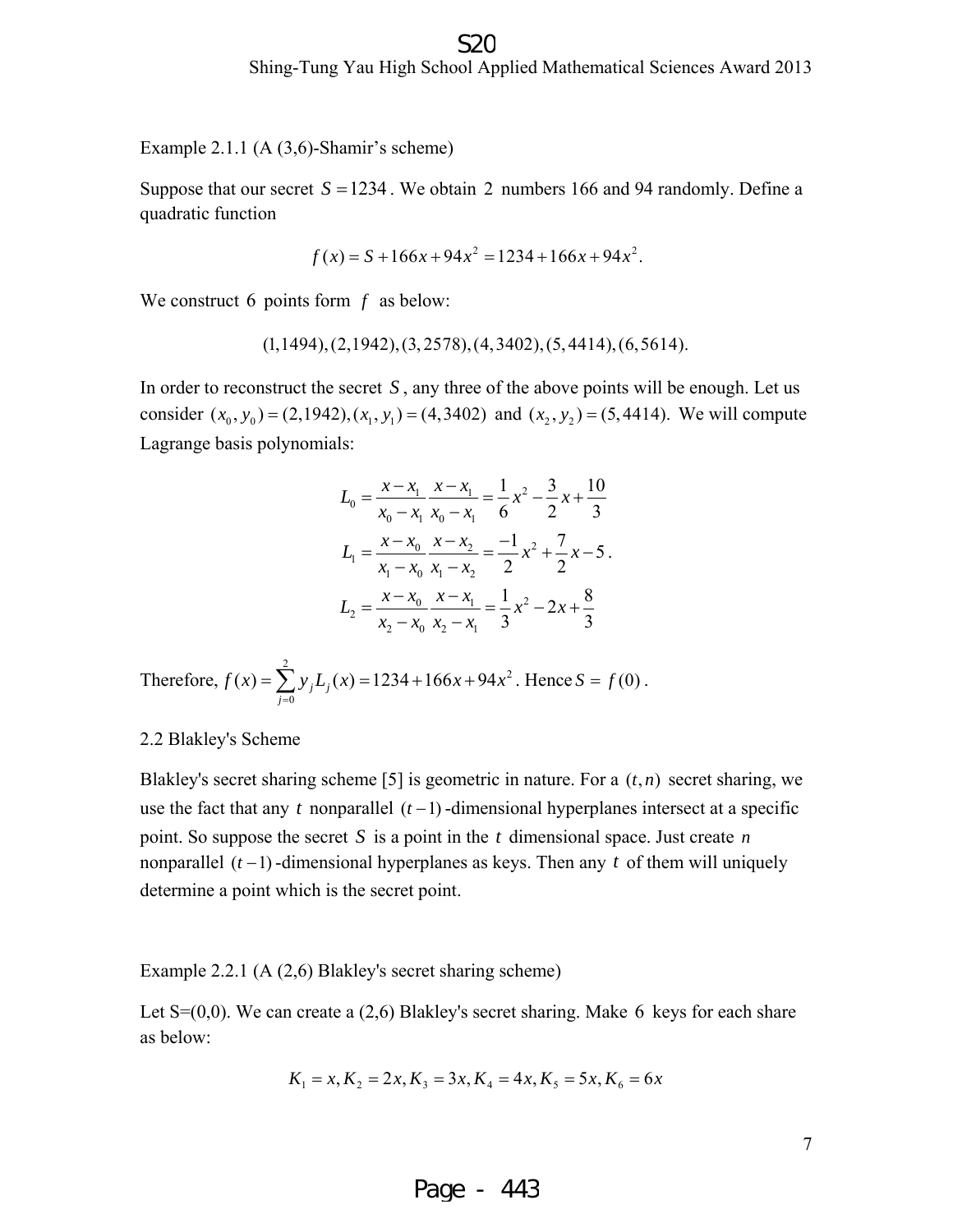Example 2.1.1 (A (3,6)-Shamir's scheme)

Suppose that our secret $S = 1234$. We obtain $2$ numbers 166 and 94 randomly. Define a quadratic function

$$f(x) = S + 166x + 94x^2 = 1234 + 166x + 94x^2.$$

We construct $6$ points form $f$ as below:

$$(1,1494),(2,1942),(3,2578),(4,3402),(5,4414),(6,5614).$$

In order to reconstruct the secret $S$, any three of the above points will be enough. Let us consider $(x_0, y_0) = (2,1942),(x_1, y_1) = (4,3402)$ and $(x_2, y_2) = (5,4414).$ We will compute Lagrange basis polynomials:

$$L_0 = \frac{x - x_1}{x_0 - x_1}\frac{x - x_1}{x_0 - x_1} = \frac{1}{6}x^2 - \frac{3}{2}x + \frac{10}{3}$$

$$L_1 = \frac{x - x_0}{x_1 - x_0}\frac{x - x_2}{x_1 - x_2} = \frac{-1}{2}x^2 + \frac{7}{2}x - 5.$$

$$L_2 = \frac{x - x_0}{x_2 - x_0}\frac{x - x_1}{x_2 - x_1} = \frac{1}{3}x^2 - 2x + \frac{8}{3}$$

Therefore, $f(x) = \sum_{j=0}^{2} y_j L_j(x) = 1234 + 166x + 94x^2$. Hence $S = f(0)$.

## 2.2 Blakley's Scheme

Blakley's secret sharing scheme [5] is geometric in nature. For a $(t,n)$ secret sharing, we use the fact that any $t$ nonparallel $(t-1)$-dimensional hyperplanes intersect at a specific point. So suppose the secret $S$ is a point in the $t$ dimensional space. Just create $n$ nonparallel $(t-1)$-dimensional hyperplanes as keys. Then any $t$ of them will uniquely determine a point which is the secret point.

Example 2.2.1 (A (2,6) Blakley's secret sharing scheme)

Let S=(0,0). We can create a (2,6) Blakley's secret sharing. Make $6$ keys for each share as below:

$$K_1 = x, K_2 = 2x, K_3 = 3x, K_4 = 4x, K_5 = 5x, K_6 = 6x$$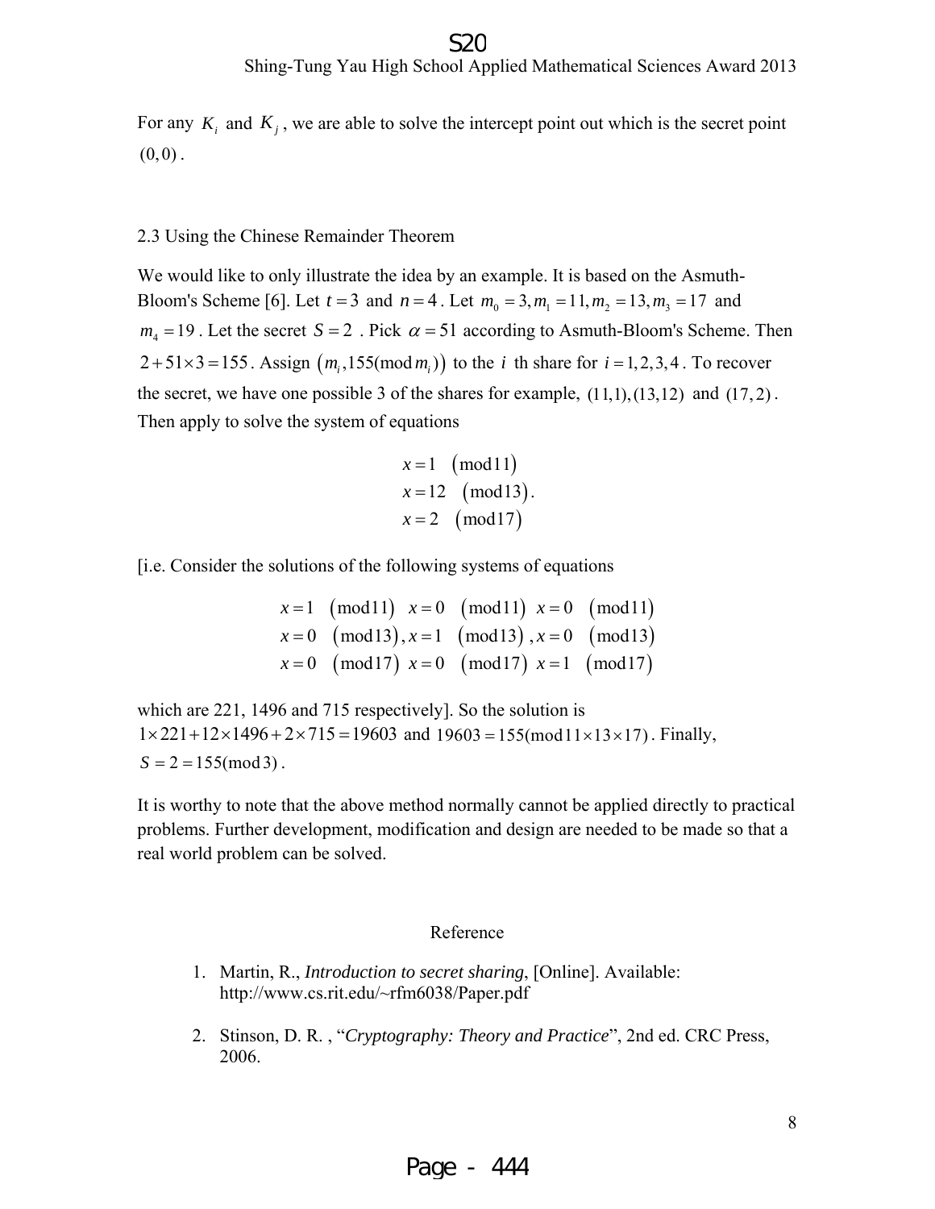For any $K_i$ and $K_j$, we are able to solve the intercept point out which is the secret point $(0,0)$.

2.3 Using the Chinese Remainder Theorem

We would like to only illustrate the idea by an example. It is based on the Asmuth-Bloom's Scheme [6]. Let $t=3$ and $n=4$. Let $m_0=3, m_1=11, m_2=13, m_3=17$ and $m_4=19$. Let the secret $S=2$. Pick $\alpha=51$ according to Asmuth-Bloom's Scheme. Then $2+51\times 3=155$. Assign $\left(m_i, 155(\bmod m_i)\right)$ to the $i$ th share for $i=1,2,3,4$. To recover the secret, we have one possible 3 of the shares for example, $(11,1),(13,12)$ and $(17,2)$. Then apply to solve the system of equations

$$
\begin{aligned}
x &= 1 \quad (\bmod 11) \\
x &= 12 \quad (\bmod 13). \\
x &= 2 \quad (\bmod 17)
\end{aligned}
$$

[i.e. Consider the solutions of the following systems of equations

$$
\begin{aligned}
x=1 \quad (\bmod 11) \quad & x=0 \quad (\bmod 11) \quad x=0 \quad (\bmod 11) \\
x=0 \quad (\bmod 13), \quad & x=1 \quad (\bmod 13), \quad x=0 \quad (\bmod 13) \\
x=0 \quad (\bmod 17) \quad & x=0 \quad (\bmod 17) \quad x=1 \quad (\bmod 17)
\end{aligned}
$$

which are 221, 1496 and 715 respectively]. So the solution is $1\times 221+12\times 1496+2\times 715=19603$ and $19603=155(\bmod 11\times 13\times 17)$. Finally, $S=2=155(\bmod 3)$.

It is worthy to note that the above method normally cannot be applied directly to practical problems. Further development, modification and design are needed to be made so that a real world problem can be solved.

## Reference

1. Martin, R., *Introduction to secret sharing*, [Online]. Available: http://www.cs.rit.edu/~rfm6038/Paper.pdf

2. Stinson, D. R. , "*Cryptography: Theory and Practice*", 2nd ed. CRC Press, 2006.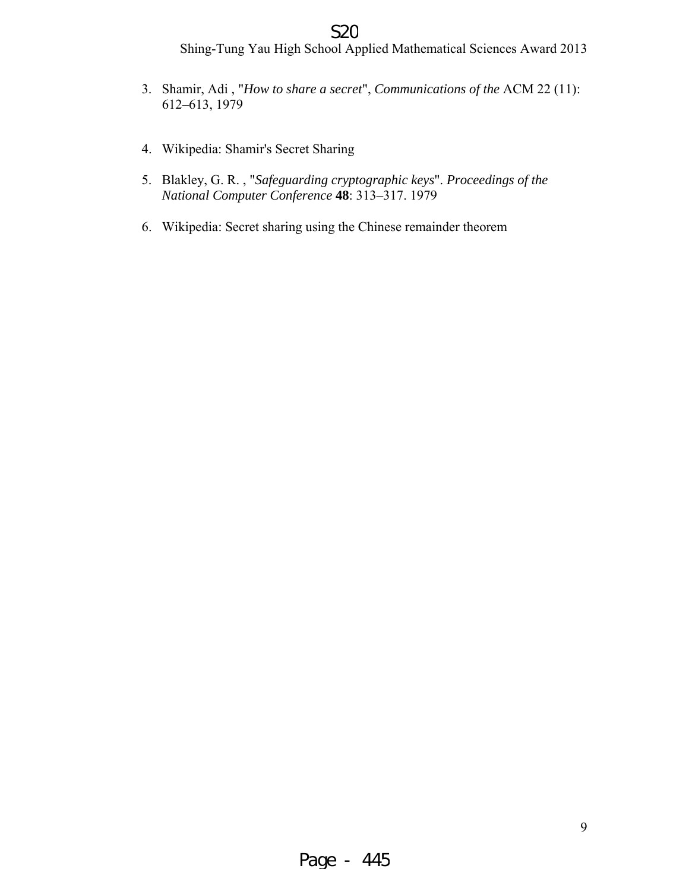3. Shamir, Adi , "*How to share a secret*", *Communications of the* ACM 22 (11): 612–613, 1979

4. Wikipedia: Shamir's Secret Sharing

5. Blakley, G. R. , "*Safeguarding cryptographic keys*". *Proceedings of the National Computer Conference* **48**: 313–317. 1979

6. Wikipedia: Secret sharing using the Chinese remainder theorem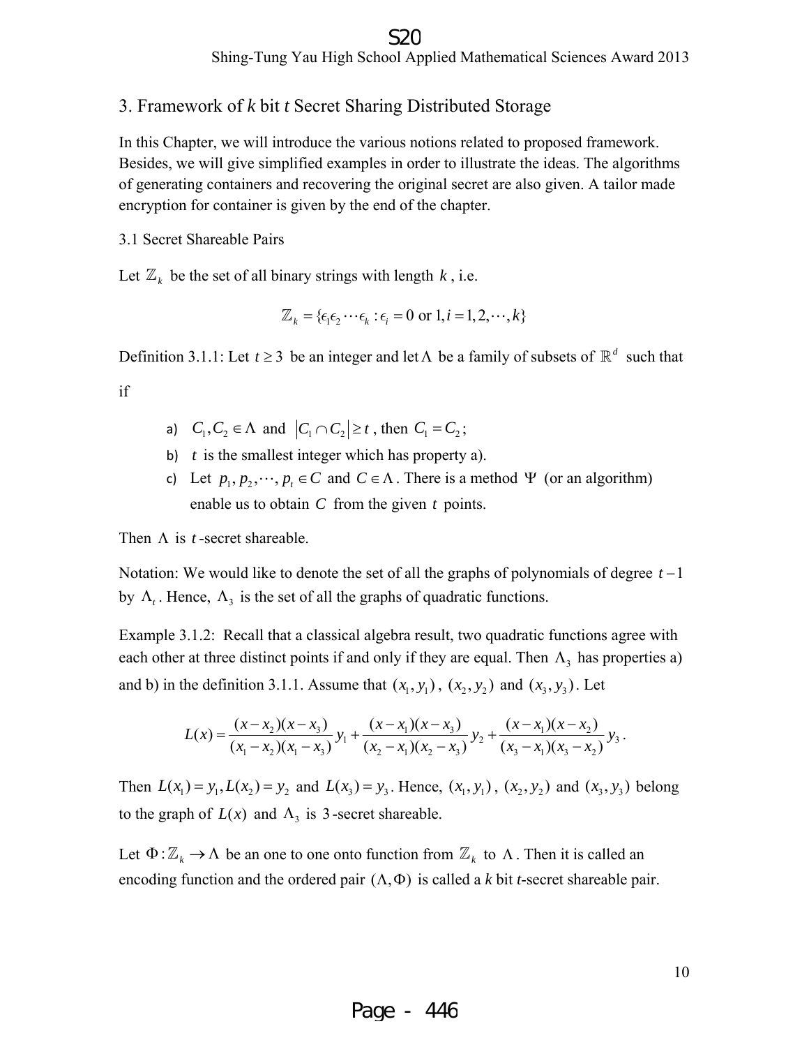## 3. Framework of *k* bit *t* Secret Sharing Distributed Storage

In this Chapter, we will introduce the various notions related to proposed framework. Besides, we will give simplified examples in order to illustrate the ideas. The algorithms of generating containers and recovering the original secret are also given. A tailor made encryption for container is given by the end of the chapter.

### 3.1 Secret Shareable Pairs

Let $\mathbb{Z}_k$ be the set of all binary strings with length $k$, i.e.

$$\mathbb{Z}_k = \{\epsilon_1\epsilon_2\cdots\epsilon_k : \epsilon_i = 0 \text{ or } 1, i = 1,2,\cdots,k\}$$

Definition 3.1.1: Let $t \geq 3$ be an integer and let $\Lambda$ be a family of subsets of $\mathbb{R}^d$ such that if

a) $C_1, C_2 \in \Lambda$ and $|C_1 \cap C_2| \geq t$, then $C_1 = C_2$;
b) $t$ is the smallest integer which has property a).
c) Let $p_1, p_2, \cdots, p_t \in C$ and $C \in \Lambda$. There is a method $\Psi$ (or an algorithm) enable us to obtain $C$ from the given $t$ points.

Then $\Lambda$ is $t$-secret shareable.

Notation: We would like to denote the set of all the graphs of polynomials of degree $t-1$ by $\Lambda_t$. Hence, $\Lambda_3$ is the set of all the graphs of quadratic functions.

Example 3.1.2: Recall that a classical algebra result, two quadratic functions agree with each other at three distinct points if and only if they are equal. Then $\Lambda_3$ has properties a) and b) in the definition 3.1.1. Assume that $(x_1, y_1)$, $(x_2, y_2)$ and $(x_3, y_3)$. Let

$$L(x) = \frac{(x-x_2)(x-x_3)}{(x_1-x_2)(x_1-x_3)}y_1 + \frac{(x-x_1)(x-x_3)}{(x_2-x_1)(x_2-x_3)}y_2 + \frac{(x-x_1)(x-x_2)}{(x_3-x_1)(x_3-x_2)}y_3.$$

Then $L(x_1) = y_1, L(x_2) = y_2$ and $L(x_3) = y_3$. Hence, $(x_1, y_1)$, $(x_2, y_2)$ and $(x_3, y_3)$ belong to the graph of $L(x)$ and $\Lambda_3$ is 3-secret shareable.

Let $\Phi : \mathbb{Z}_k \to \Lambda$ be an one to one onto function from $\mathbb{Z}_k$ to $\Lambda$. Then it is called an encoding function and the ordered pair $(\Lambda, \Phi)$ is called a *k* bit *t*-secret shareable pair.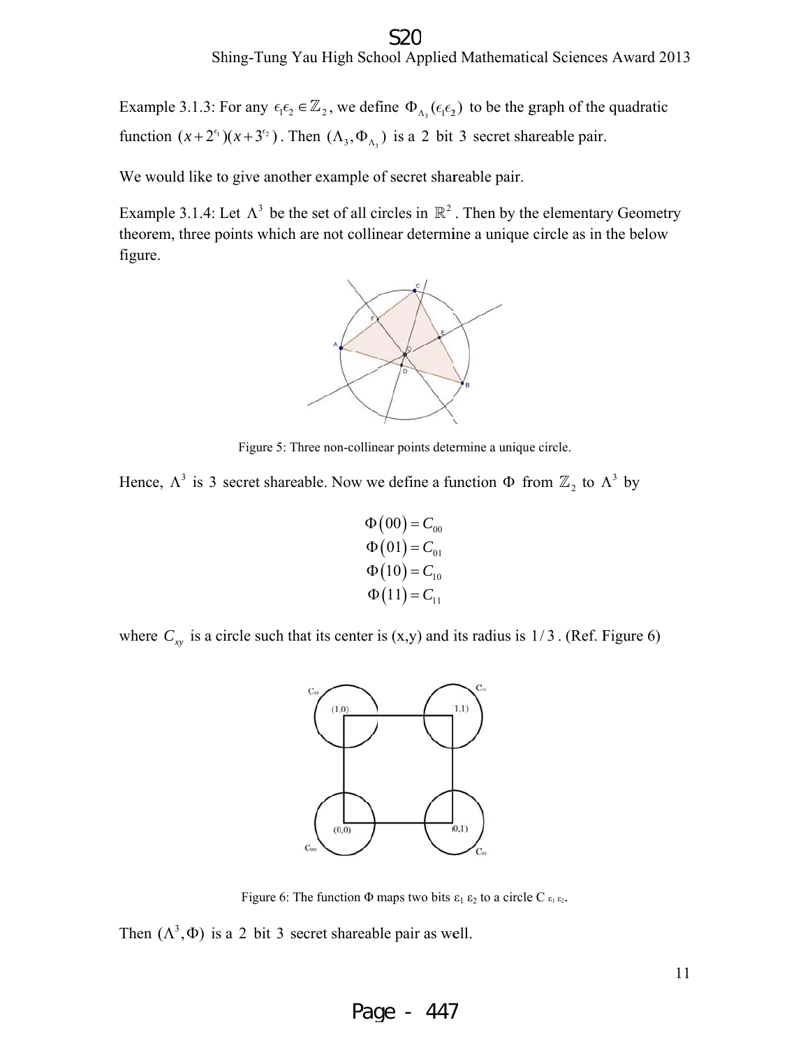Example 3.1.3: For any $\epsilon_1\epsilon_2 \in \mathbb{Z}_2$, we define $\Phi_{\Lambda_3}(\epsilon_1\epsilon_2)$ to be the graph of the quadratic function $(x+2^{\epsilon_1})(x+3^{\epsilon_2})$. Then $(\Lambda_3, \Phi_{\Lambda_3})$ is a 2 bit 3 secret shareable pair.

We would like to give another example of secret shareable pair.

Example 3.1.4: Let $\Lambda^3$ be the set of all circles in $\mathbb{R}^2$. Then by the elementary Geometry theorem, three points which are not collinear determine a unique circle as in the below figure.

Figure 5: Three non-collinear points determine a unique circle.

Hence, $\Lambda^3$ is 3 secret shareable. Now we define a function $\Phi$ from $\mathbb{Z}_2$ to $\Lambda^3$ by

$$\Phi(00) = C_{00}$$
$$\Phi(01) = C_{01}$$
$$\Phi(10) = C_{10}$$
$$\Phi(11) = C_{11}$$

where $C_{xy}$ is a circle such that its center is (x,y) and its radius is $1/3$. (Ref. Figure 6)

Figure 6: The function $\Phi$ maps two bits $\varepsilon_1$ $\varepsilon_2$ to a circle $C_{\varepsilon_1 \varepsilon_2}$.

Then $(\Lambda^3, \Phi)$ is a 2 bit 3 secret shareable pair as well.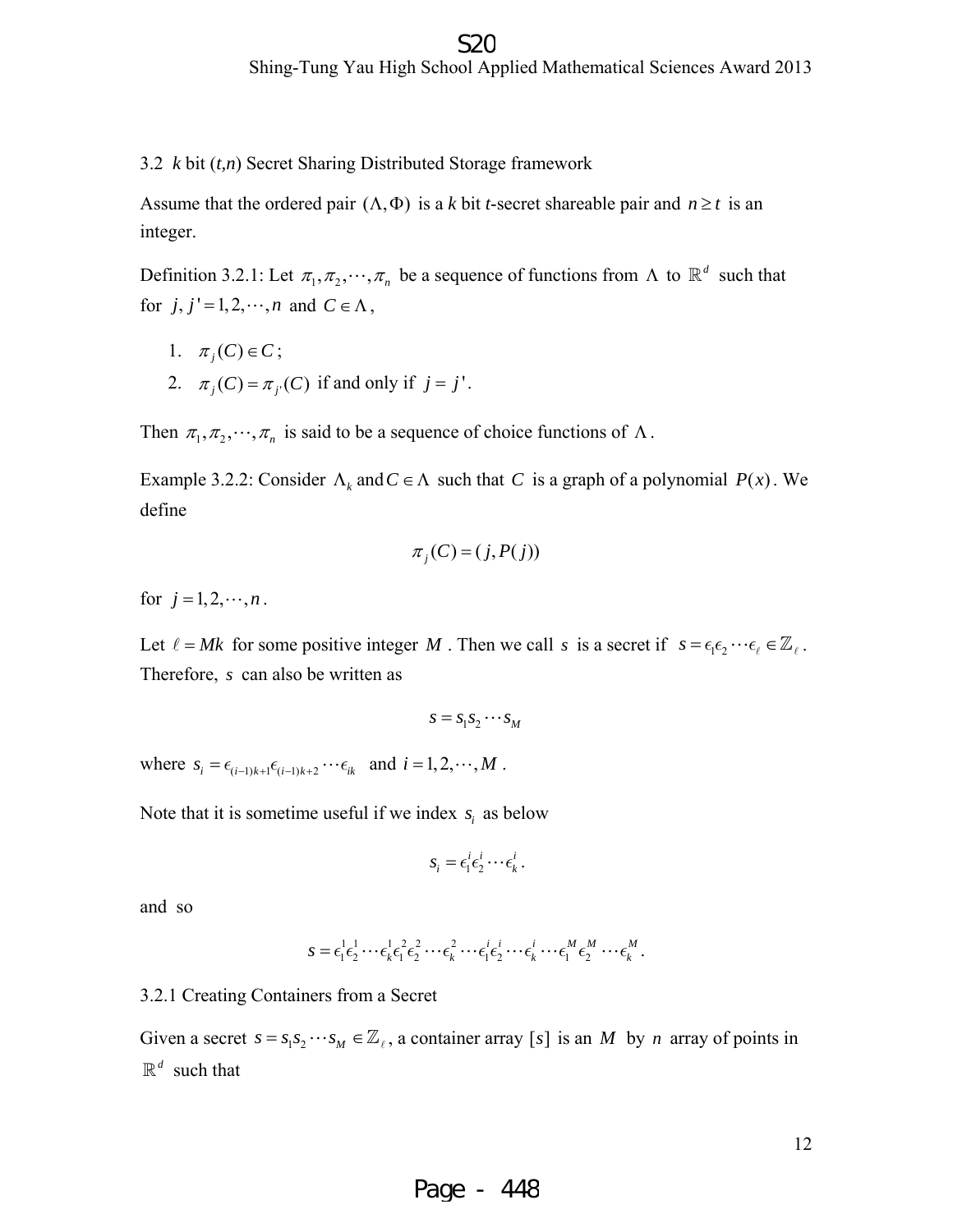### 3.2 *k* bit (*t*,*n*) Secret Sharing Distributed Storage framework

Assume that the ordered pair $(\Lambda, \Phi)$ is a *k* bit *t*-secret shareable pair and $n \geq t$ is an integer.

Definition 3.2.1: Let $\pi_1, \pi_2, \cdots, \pi_n$ be a sequence of functions from $\Lambda$ to $\mathbb{R}^d$ such that for $j, j' = 1, 2, \cdots, n$ and $C \in \Lambda$,

1. $\pi_j(C) \in C$;
2. $\pi_j(C) = \pi_{j'}(C)$ if and only if $j = j'$.

Then $\pi_1, \pi_2, \cdots, \pi_n$ is said to be a sequence of choice functions of $\Lambda$.

Example 3.2.2: Consider $\Lambda_k$ and $C \in \Lambda$ such that $C$ is a graph of a polynomial $P(x)$. We define

$$\pi_j(C) = (j, P(j))$$

for $j = 1, 2, \cdots, n$.

Let $\ell = Mk$ for some positive integer $M$. Then we call $s$ is a secret if $s = \epsilon_1 \epsilon_2 \cdots \epsilon_\ell \in \mathbb{Z}_\ell$. Therefore, $s$ can also be written as

$$s = s_1 s_2 \cdots s_M$$

where $s_i = \epsilon_{(i-1)k+1} \epsilon_{(i-1)k+2} \cdots \epsilon_{ik}$ and $i = 1, 2, \cdots, M$.

Note that it is sometime useful if we index $s_i$ as below

$$s_i = \epsilon_1^i \epsilon_2^i \cdots \epsilon_k^i.$$

and so

$$s = \epsilon_1^1 \epsilon_2^1 \cdots \epsilon_k^1 \epsilon_1^2 \epsilon_2^2 \cdots \epsilon_k^2 \cdots \epsilon_1^i \epsilon_2^i \cdots \epsilon_k^i \cdots \epsilon_1^M \epsilon_2^M \cdots \epsilon_k^M.$$

#### 3.2.1 Creating Containers from a Secret

Given a secret $s = s_1 s_2 \cdots s_M \in \mathbb{Z}_\ell$, a container array $[s]$ is an $M$ by $n$ array of points in $\mathbb{R}^d$ such that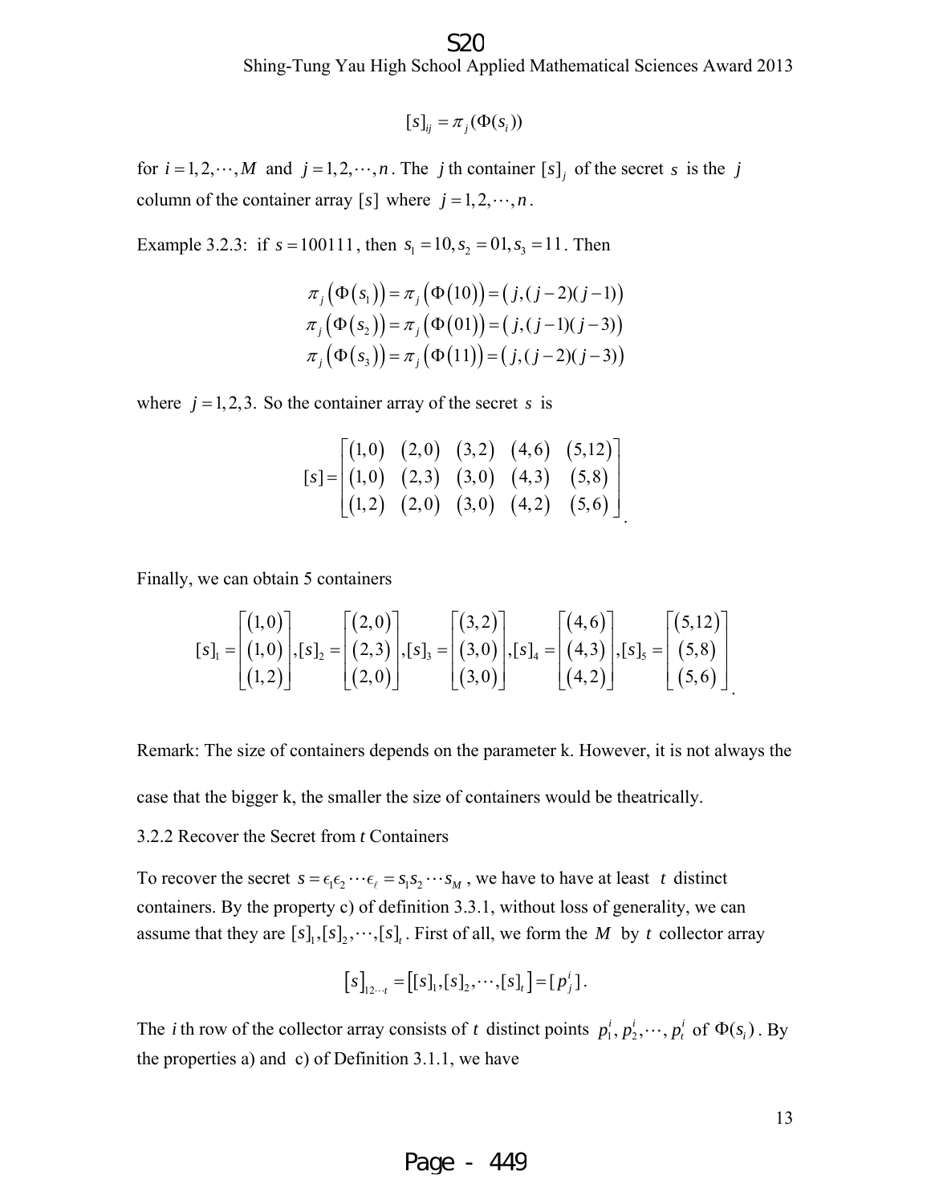$$[s]_{ij} = \pi_j(\Phi(s_i))$$

for $i = 1, 2, \cdots, M$ and $j = 1, 2, \cdots, n$. The $j$ th container $[s]_j$ of the secret $s$ is the $j$ column of the container array $[s]$ where $j = 1, 2, \cdots, n$.

Example 3.2.3: if $s = 100111$, then $s_1 = 10, s_2 = 01, s_3 = 11$. Then

$$\pi_j\left(\Phi\left(s_1\right)\right) = \pi_j\left(\Phi\left(10\right)\right) = \left(j, (j-2)(j-1)\right)$$
$$\pi_j\left(\Phi\left(s_2\right)\right) = \pi_j\left(\Phi\left(01\right)\right) = \left(j, (j-1)(j-3)\right)$$
$$\pi_j\left(\Phi\left(s_3\right)\right) = \pi_j\left(\Phi\left(11\right)\right) = \left(j, (j-2)(j-3)\right)$$

where $j = 1, 2, 3$. So the container array of the secret $s$ is

$$[s] = \begin{bmatrix} (1,0) & (2,0) & (3,2) & (4,6) & (5,12) \\ (1,0) & (2,3) & (3,0) & (4,3) & (5,8) \\ (1,2) & (2,0) & (3,0) & (4,2) & (5,6) \end{bmatrix}.$$

Finally, we can obtain 5 containers

$$[s]_1 = \begin{bmatrix} (1,0) \\ (1,0) \\ (1,2) \end{bmatrix}, [s]_2 = \begin{bmatrix} (2,0) \\ (2,3) \\ (2,0) \end{bmatrix}, [s]_3 = \begin{bmatrix} (3,2) \\ (3,0) \\ (3,0) \end{bmatrix}, [s]_4 = \begin{bmatrix} (4,6) \\ (4,3) \\ (4,2) \end{bmatrix}, [s]_5 = \begin{bmatrix} (5,12) \\ (5,8) \\ (5,6) \end{bmatrix}.$$

Remark: The size of containers depends on the parameter k. However, it is not always the case that the bigger k, the smaller the size of containers would be theatrically.

3.2.2 Recover the Secret from *t* Containers

To recover the secret $s = \epsilon_1\epsilon_2 \cdots \epsilon_\ell = s_1 s_2 \cdots s_M$, we have to have at least $t$ distinct containers. By the property c) of definition 3.3.1, without loss of generality, we can assume that they are $[s]_1, [s]_2, \cdots, [s]_t$. First of all, we form the $M$ by $t$ collector array

$$[s]_{12\cdots t} = \left[[s]_1, [s]_2, \cdots, [s]_t\right] = [p_j^i].$$

The $i$ th row of the collector array consists of $t$ distinct points $p_1^i, p_2^i, \cdots, p_t^i$ of $\Phi(s_i)$. By the properties a) and c) of Definition 3.1.1, we have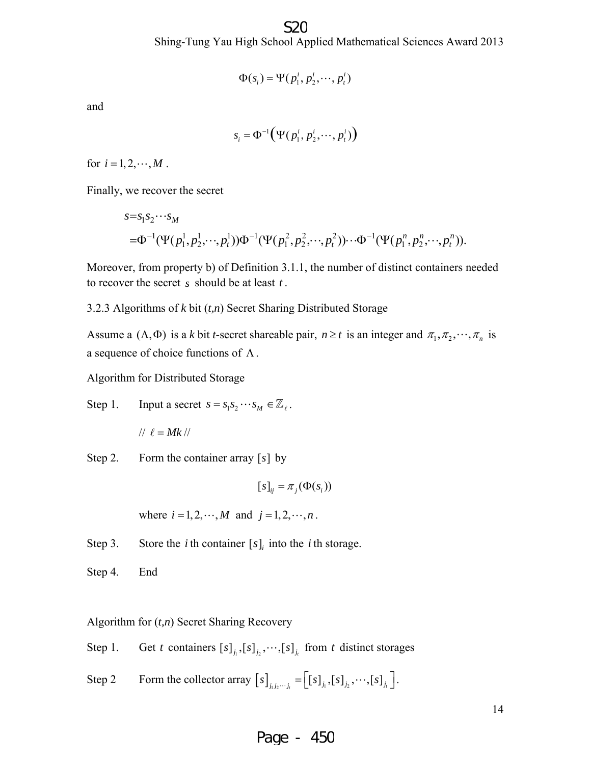$$\Phi(s_i) = \Psi(p_1^i, p_2^i, \cdots, p_t^i)$$

and

$$s_i = \Phi^{-1}\left(\Psi(p_1^i, p_2^i, \cdots, p_t^i)\right)$$

for $i = 1, 2, \cdots, M$.

Finally, we recover the secret

$$\begin{aligned} s &= s_1 s_2 \cdots s_M \\ &= \Phi^{-1}(\Psi(p_1^1, p_2^1, \cdots, p_t^1))\Phi^{-1}(\Psi(p_1^2, p_2^2, \cdots, p_t^2))\cdots\Phi^{-1}(\Psi(p_1^n, p_2^n, \cdots, p_t^n)). \end{aligned}$$

Moreover, from property b) of Definition 3.1.1, the number of distinct containers needed to recover the secret $s$ should be at least $t$.

3.2.3 Algorithms of *k* bit (*t,n*) Secret Sharing Distributed Storage

Assume a $(\Lambda, \Phi)$ is a *k* bit *t*-secret shareable pair, $n \geq t$ is an integer and $\pi_1, \pi_2, \cdots, \pi_n$ is a sequence of choice functions of $\Lambda$.

Algorithm for Distributed Storage

Step 1. Input a secret $s = s_1 s_2 \cdots s_M \in \mathbb{Z}_\ell$.

// $\ell = Mk$ //

Step 2. Form the container array $[s]$ by

$$[s]_{ij} = \pi_j(\Phi(s_i))$$

where $i = 1, 2, \cdots, M$ and $j = 1, 2, \cdots, n$.

Step 3. Store the $i$ th container $[s]_i$ into the $i$ th storage.

Step 4. End

Algorithm for (*t,n*) Secret Sharing Recovery

Step 1. Get $t$ containers $[s]_{j_1}, [s]_{j_2}, \cdots, [s]_{j_t}$ from $t$ distinct storages

Step 2 Form the collector array $[s]_{j_1 j_2 \cdots j_t} = \left[[s]_{j_1}, [s]_{j_2}, \cdots, [s]_{j_t}\right]$.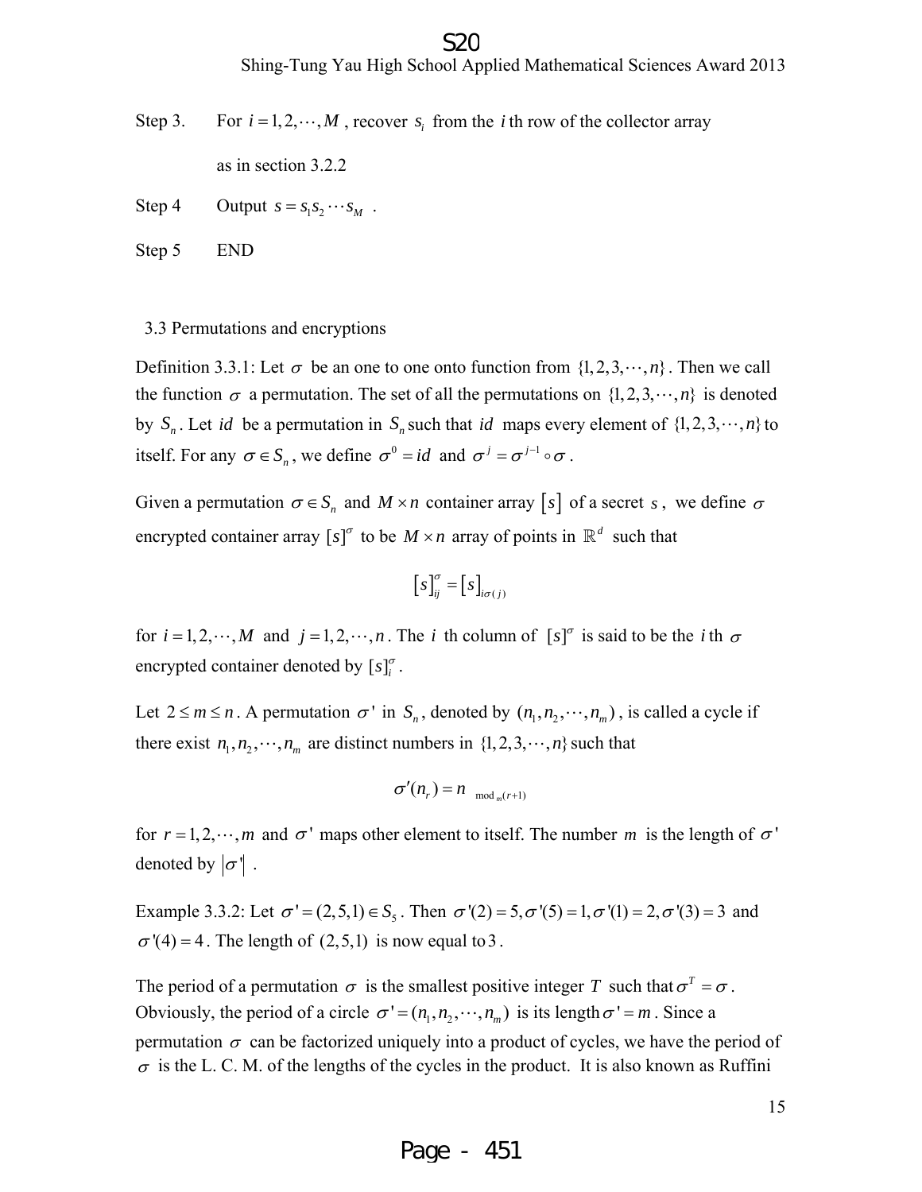Step 3. For $i = 1, 2, \cdots, M$, recover $s_i$ from the $i$ th row of the collector array as in section 3.2.2

Step 4 Output $s = s_1 s_2 \cdots s_M$ .

Step 5 END

## 3.3 Permutations and encryptions

Definition 3.3.1: Let $\sigma$ be an one to one onto function from $\{1, 2, 3, \cdots, n\}$. Then we call the function $\sigma$ a permutation. The set of all the permutations on $\{1, 2, 3, \cdots, n\}$ is denoted by $S_n$. Let $id$ be a permutation in $S_n$ such that $id$ maps every element of $\{1, 2, 3, \cdots, n\}$ to itself. For any $\sigma \in S_n$, we define $\sigma^0 = id$ and $\sigma^j = \sigma^{j-1} \circ \sigma$ .

Given a permutation $\sigma \in S_n$ and $M \times n$ container array $[s]$ of a secret $s$, we define $\sigma$ encrypted container array $[s]^\sigma$ to be $M \times n$ array of points in $\mathbb{R}^d$ such that

$$[s]_{ij}^\sigma = [s]_{i\sigma(j)}$$

for $i = 1, 2, \cdots, M$ and $j = 1, 2, \cdots, n$. The $i$ th column of $[s]^\sigma$ is said to be the $i$ th $\sigma$ encrypted container denoted by $[s]_i^\sigma$.

Let $2 \le m \le n$. A permutation $\sigma'$ in $S_n$, denoted by $(n_1, n_2, \cdots, n_m)$, is called a cycle if there exist $n_1, n_2, \cdots, n_m$ are distinct numbers in $\{1, 2, 3, \cdots, n\}$ such that

$$\sigma'(n_r) = n_{\text{ mod }_m(r+1)}$$

for $r = 1, 2, \cdots, m$ and $\sigma'$ maps other element to itself. The number $m$ is the length of $\sigma'$ denoted by $|\sigma'|$ .

Example 3.3.2: Let $\sigma' = (2, 5, 1) \in S_5$. Then $\sigma'(2) = 5, \sigma'(5) = 1, \sigma'(1) = 2, \sigma'(3) = 3$ and $\sigma'(4) = 4$. The length of $(2, 5, 1)$ is now equal to $3$.

The period of a permutation $\sigma$ is the smallest positive integer $T$ such that $\sigma^T = \sigma$. Obviously, the period of a circle $\sigma' = (n_1, n_2, \cdots, n_m)$ is its length $\sigma' = m$. Since a permutation $\sigma$ can be factorized uniquely into a product of cycles, we have the period of $\sigma$ is the L. C. M. of the lengths of the cycles in the product. It is also known as Ruffini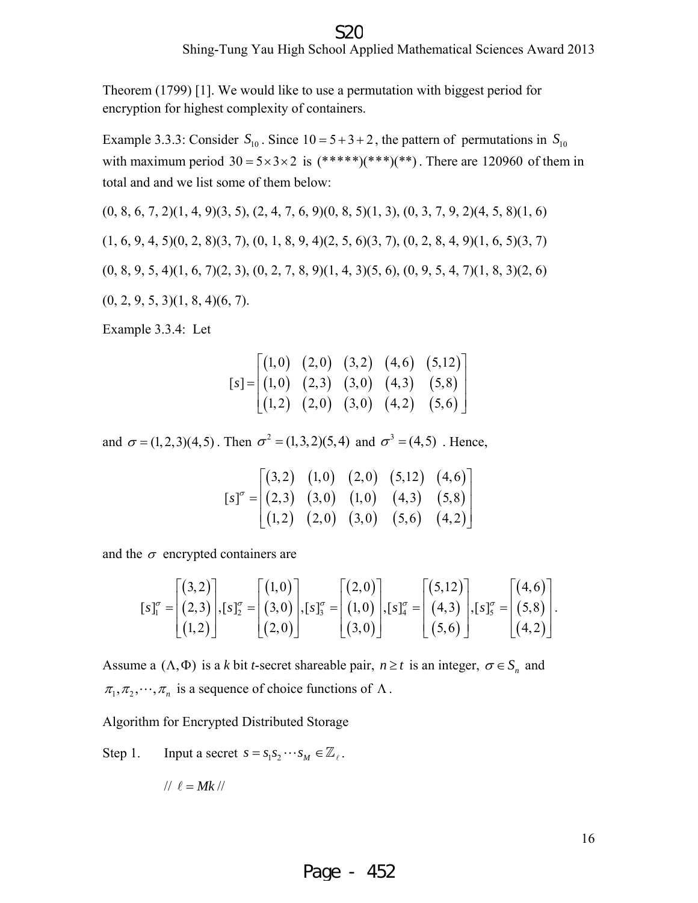Theorem (1799) [1]. We would like to use a permutation with biggest period for encryption for highest complexity of containers.

Example 3.3.3: Consider $S_{10}$. Since $10 = 5 + 3 + 2$, the pattern of permutations in $S_{10}$ with maximum period $30 = 5 \times 3 \times 2$ is (\*\*\*\*\*)(\*\*\*)(\*\*). There are 120960 of them in total and and we list some of them below:

(0, 8, 6, 7, 2)(1, 4, 9)(3, 5), (2, 4, 7, 6, 9)(0, 8, 5)(1, 3), (0, 3, 7, 9, 2)(4, 5, 8)(1, 6)

(1, 6, 9, 4, 5)(0, 2, 8)(3, 7), (0, 1, 8, 9, 4)(2, 5, 6)(3, 7), (0, 2, 8, 4, 9)(1, 6, 5)(3, 7)

(0, 8, 9, 5, 4)(1, 6, 7)(2, 3), (0, 2, 7, 8, 9)(1, 4, 3)(5, 6), (0, 9, 5, 4, 7)(1, 8, 3)(2, 6)

(0, 2, 9, 5, 3)(1, 8, 4)(6, 7).

Example 3.3.4: Let

$$[s] = \begin{bmatrix} (1,0) & (2,0) & (3,2) & (4,6) & (5,12) \\ (1,0) & (2,3) & (3,0) & (4,3) & (5,8) \\ (1,2) & (2,0) & (3,0) & (4,2) & (5,6) \end{bmatrix}$$

and $\sigma = (1,2,3)(4,5)$. Then $\sigma^2 = (1,3,2)(5,4)$ and $\sigma^3 = (4,5)$. Hence,

$$[s]^{\sigma} = \begin{bmatrix} (3,2) & (1,0) & (2,0) & (5,12) & (4,6) \\ (2,3) & (3,0) & (1,0) & (4,3) & (5,8) \\ (1,2) & (2,0) & (3,0) & (5,6) & (4,2) \end{bmatrix}$$

and the $\sigma$ encrypted containers are

$$[s]_1^{\sigma} = \begin{bmatrix} (3,2) \\ (2,3) \\ (1,2) \end{bmatrix}, [s]_2^{\sigma} = \begin{bmatrix} (1,0) \\ (3,0) \\ (2,0) \end{bmatrix}, [s]_3^{\sigma} = \begin{bmatrix} (2,0) \\ (1,0) \\ (3,0) \end{bmatrix}, [s]_4^{\sigma} = \begin{bmatrix} (5,12) \\ (4,3) \\ (5,6) \end{bmatrix}, [s]_5^{\sigma} = \begin{bmatrix} (4,6) \\ (5,8) \\ (4,2) \end{bmatrix}.$$

Assume a $(\Lambda, \Phi)$ is a *k* bit *t*-secret shareable pair, $n \geq t$ is an integer, $\sigma \in S_n$ and $\pi_1, \pi_2, \cdots, \pi_n$ is a sequence of choice functions of $\Lambda$.

Algorithm for Encrypted Distributed Storage

Step 1. Input a secret $s = s_1 s_2 \cdots s_M \in \mathbb{Z}_{\ell}$.

// $\ell = Mk$ //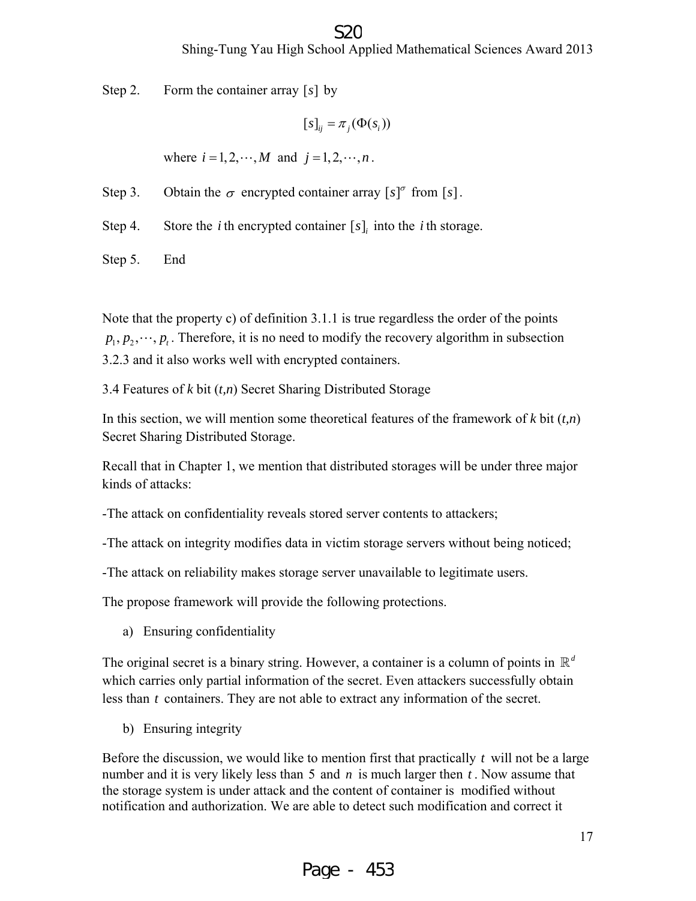Step 2. Form the container array $[s]$ by

$$[s]_{ij} = \pi_j(\Phi(s_i))$$

where $i = 1, 2, \cdots, M$ and $j = 1, 2, \cdots, n$.

Step 3. Obtain the $\sigma$ encrypted container array $[s]^{\sigma}$ from $[s]$.

Step 4. Store the $i$ th encrypted container $[s]_i$ into the $i$ th storage.

Step 5. End

Note that the property c) of definition 3.1.1 is true regardless the order of the points $p_1, p_2, \cdots, p_t$. Therefore, it is no need to modify the recovery algorithm in subsection 3.2.3 and it also works well with encrypted containers.

## 3.4 Features of *k* bit (*t*,*n*) Secret Sharing Distributed Storage

In this section, we will mention some theoretical features of the framework of *k* bit (*t*,*n*) Secret Sharing Distributed Storage.

Recall that in Chapter 1, we mention that distributed storages will be under three major kinds of attacks:

-The attack on confidentiality reveals stored server contents to attackers;

-The attack on integrity modifies data in victim storage servers without being noticed;

-The attack on reliability makes storage server unavailable to legitimate users.

The propose framework will provide the following protections.

a) Ensuring confidentiality

The original secret is a binary string. However, a container is a column of points in $\mathbb{R}^d$ which carries only partial information of the secret. Even attackers successfully obtain less than $t$ containers. They are not able to extract any information of the secret.

b) Ensuring integrity

Before the discussion, we would like to mention first that practically $t$ will not be a large number and it is very likely less than 5 and $n$ is much larger then $t$. Now assume that the storage system is under attack and the content of container is modified without notification and authorization. We are able to detect such modification and correct it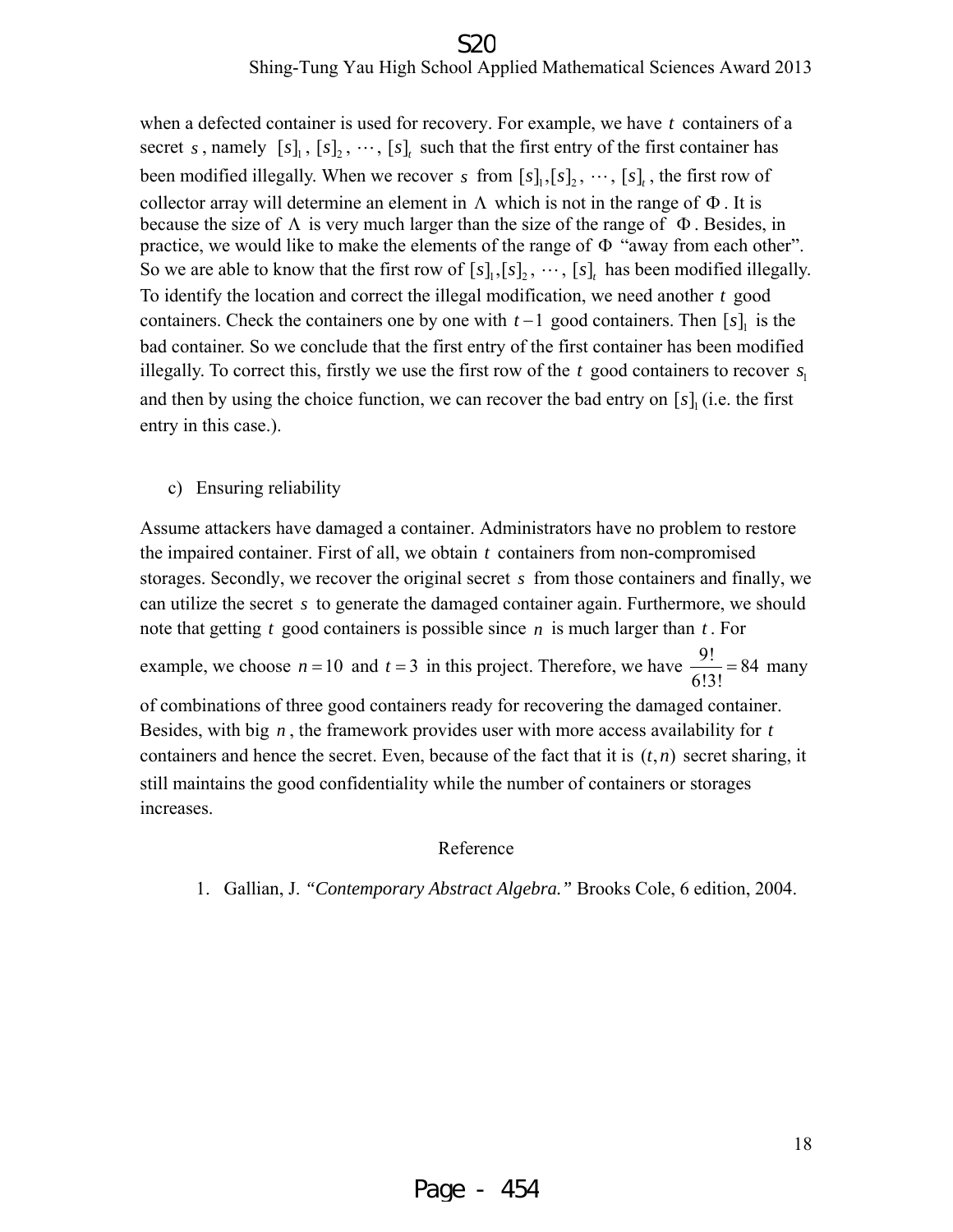when a defected container is used for recovery. For example, we have $t$ containers of a secret $s$, namely $[s]_1$, $[s]_2$, $\cdots$, $[s]_t$ such that the first entry of the first container has been modified illegally. When we recover $s$ from $[s]_1, [s]_2$, $\cdots$, $[s]_t$, the first row of collector array will determine an element in $\Lambda$ which is not in the range of $\Phi$. It is because the size of $\Lambda$ is very much larger than the size of the range of $\Phi$. Besides, in practice, we would like to make the elements of the range of $\Phi$ "away from each other". So we are able to know that the first row of $[s]_1, [s]_2$, $\cdots$, $[s]_t$ has been modified illegally. To identify the location and correct the illegal modification, we need another $t$ good containers. Check the containers one by one with $t-1$ good containers. Then $[s]_1$ is the bad container. So we conclude that the first entry of the first container has been modified illegally. To correct this, firstly we use the first row of the $t$ good containers to recover $s_1$ and then by using the choice function, we can recover the bad entry on $[s]_1$ (i.e. the first entry in this case.).

c) Ensuring reliability

Assume attackers have damaged a container. Administrators have no problem to restore the impaired container. First of all, we obtain $t$ containers from non-compromised storages. Secondly, we recover the original secret $s$ from those containers and finally, we can utilize the secret $s$ to generate the damaged container again. Furthermore, we should note that getting $t$ good containers is possible since $n$ is much larger than $t$. For example, we choose $n=10$ and $t=3$ in this project. Therefore, we have $\frac{9!}{6!3!}=84$ many of combinations of three good containers ready for recovering the damaged container. Besides, with big $n$, the framework provides user with more access availability for $t$ containers and hence the secret. Even, because of the fact that it is $(t,n)$ secret sharing, it still maintains the good confidentiality while the number of containers or storages increases.

Reference

1. Gallian, J. *"Contemporary Abstract Algebra."* Brooks Cole, 6 edition, 2004.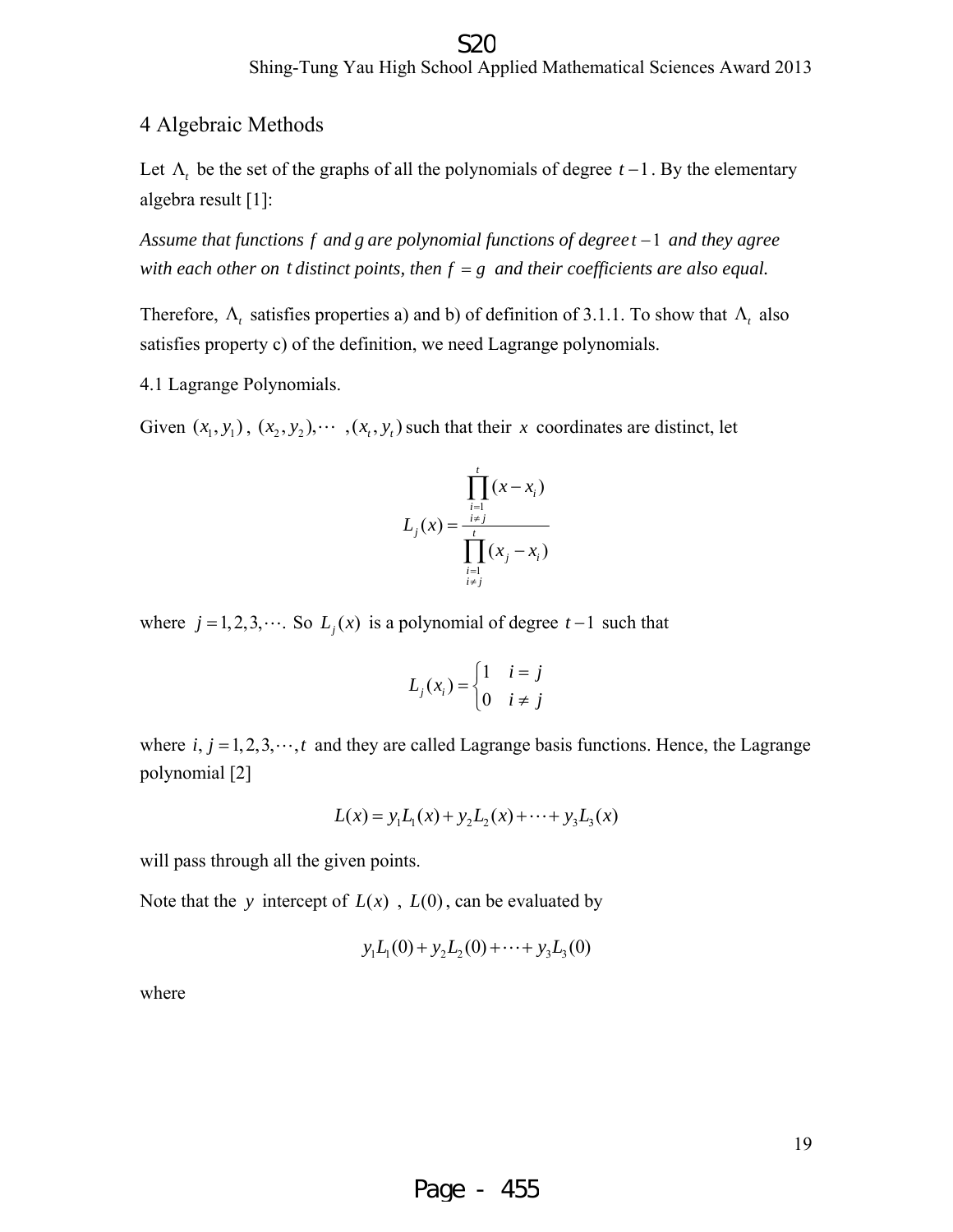## 4 Algebraic Methods

Let $\Lambda_t$ be the set of the graphs of all the polynomials of degree $t-1$. By the elementary algebra result [1]:

*Assume that functions $f$ and $g$ are polynomial functions of degree $t-1$ and they agree with each other on $t$ distinct points, then $f = g$ and their coefficients are also equal.*

Therefore, $\Lambda_t$ satisfies properties a) and b) of definition of 3.1.1. To show that $\Lambda_t$ also satisfies property c) of the definition, we need Lagrange polynomials.

4.1 Lagrange Polynomials.

Given $(x_1, y_1)$, $(x_2, y_2), \cdots, (x_t, y_t)$ such that their $x$ coordinates are distinct, let

$$L_j(x) = \frac{\prod_{\substack{i=1 \\ i \neq j}}^{t} (x - x_i)}{\prod_{\substack{i=1 \\ i \neq j}}^{t} (x_j - x_i)}$$

where $j = 1, 2, 3, \cdots$. So $L_j(x)$ is a polynomial of degree $t-1$ such that

$$L_j(x_i) = \begin{cases} 1 & i = j \\ 0 & i \neq j \end{cases}$$

where $i, j = 1, 2, 3, \cdots, t$ and they are called Lagrange basis functions. Hence, the Lagrange polynomial [2]

$$L(x) = y_1 L_1(x) + y_2 L_2(x) + \cdots + y_3 L_3(x)$$

will pass through all the given points.

Note that the $y$ intercept of $L(x)$, $L(0)$, can be evaluated by

$$y_1 L_1(0) + y_2 L_2(0) + \cdots + y_3 L_3(0)$$

where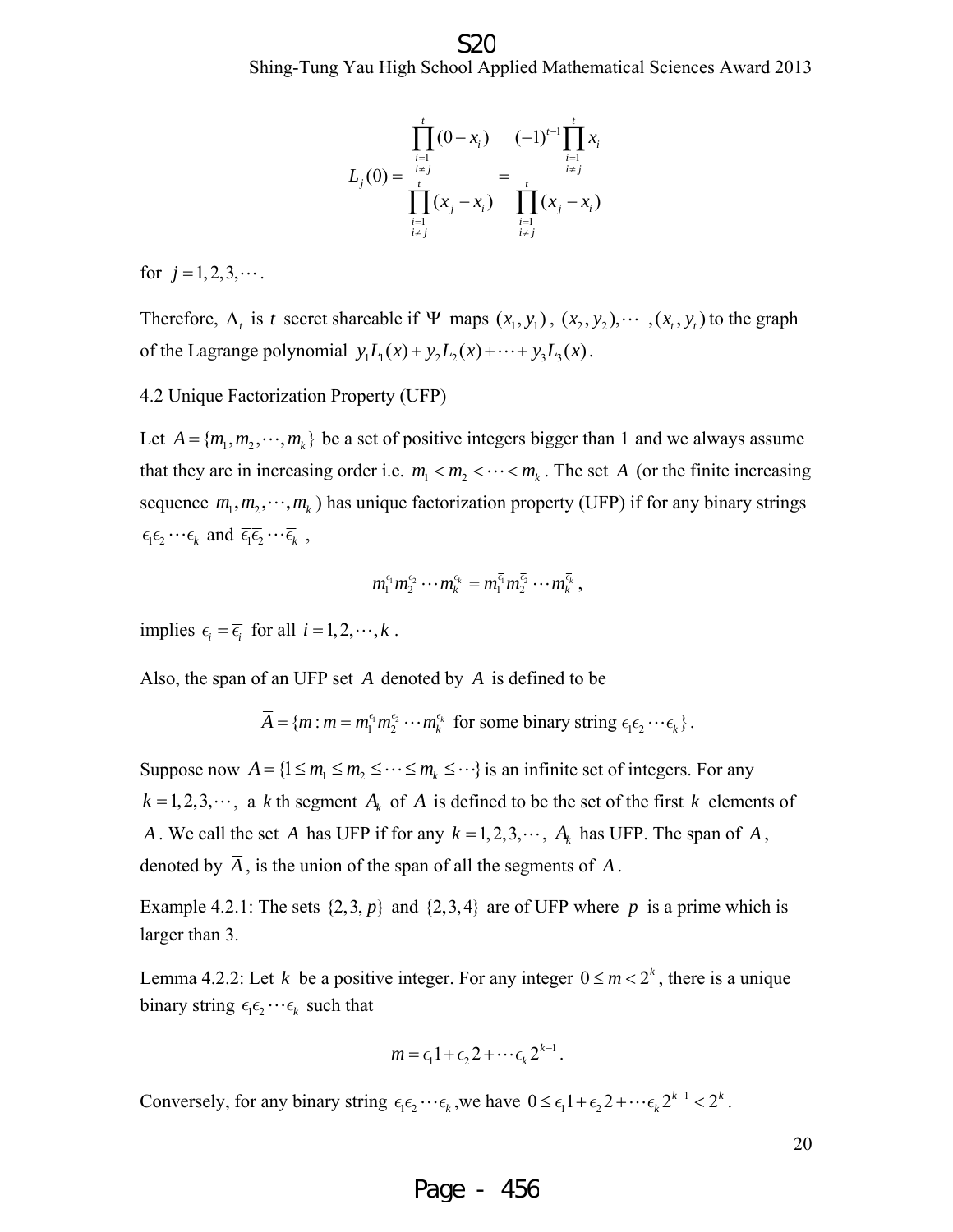$$L_j(0) = \frac{\prod_{\substack{i=1 \\ i \neq j}}^{t} (0 - x_i)}{\prod_{\substack{i=1 \\ i \neq j}}^{t} (x_j - x_i)} = \frac{(-1)^{t-1} \prod_{\substack{i=1 \\ i \neq j}}^{t} x_i}{\prod_{\substack{i=1 \\ i \neq j}}^{t} (x_j - x_i)}$$

for $j = 1, 2, 3, \cdots$.

Therefore, $\Lambda_t$ is $t$ secret shareable if $\Psi$ maps $(x_1, y_1)$, $(x_2, y_2), \cdots, (x_t, y_t)$ to the graph of the Lagrange polynomial $y_1 L_1(x) + y_2 L_2(x) + \cdots + y_3 L_3(x)$.

4.2 Unique Factorization Property (UFP)

Let $A = \{m_1, m_2, \cdots, m_k\}$ be a set of positive integers bigger than 1 and we always assume that they are in increasing order i.e. $m_1 < m_2 < \cdots < m_k$. The set $A$ (or the finite increasing sequence $m_1, m_2, \cdots, m_k$) has unique factorization property (UFP) if for any binary strings $\epsilon_1 \epsilon_2 \cdots \epsilon_k$ and $\overline{\epsilon_1} \overline{\epsilon_2} \cdots \overline{\epsilon_k}$,

$$m_1^{\epsilon_1} m_2^{\epsilon_2} \cdots m_k^{\epsilon_k} = m_1^{\overline{\epsilon_1}} m_2^{\overline{\epsilon_2}} \cdots m_k^{\overline{\epsilon_k}},$$

implies $\epsilon_i = \overline{\epsilon_i}$ for all $i = 1, 2, \cdots, k$.

Also, the span of an UFP set $A$ denoted by $\overline{A}$ is defined to be

$$\overline{A} = \{m : m = m_1^{\epsilon_1} m_2^{\epsilon_2} \cdots m_k^{\epsilon_k} \text{ for some binary string } \epsilon_1 \epsilon_2 \cdots \epsilon_k\}.$$

Suppose now $A = \{1 \le m_1 \le m_2 \le \cdots \le m_k \le \cdots\}$ is an infinite set of integers. For any $k = 1, 2, 3, \cdots$, a $k$ th segment $A_k$ of $A$ is defined to be the set of the first $k$ elements of $A$. We call the set $A$ has UFP if for any $k = 1, 2, 3, \cdots$, $A_k$ has UFP. The span of $A$, denoted by $\overline{A}$, is the union of the span of all the segments of $A$.

Example 4.2.1: The sets $\{2, 3, p\}$ and $\{2, 3, 4\}$ are of UFP where $p$ is a prime which is larger than 3.

Lemma 4.2.2: Let $k$ be a positive integer. For any integer $0 \le m < 2^k$, there is a unique binary string $\epsilon_1 \epsilon_2 \cdots \epsilon_k$ such that

$$m = \epsilon_1 1 + \epsilon_2 2 + \cdots \epsilon_k 2^{k-1}.$$

Conversely, for any binary string $\epsilon_1 \epsilon_2 \cdots \epsilon_k$, we have $0 \le \epsilon_1 1 + \epsilon_2 2 + \cdots \epsilon_k 2^{k-1} < 2^k$.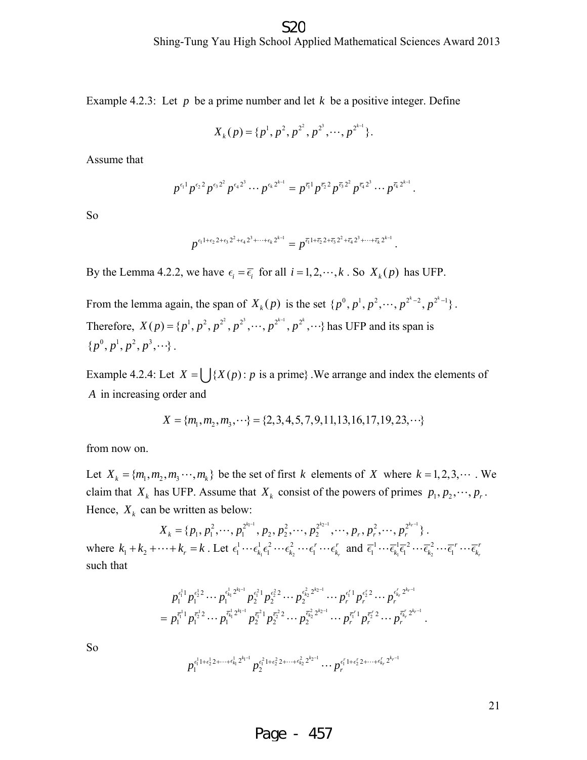Example 4.2.3: Let $p$ be a prime number and let $k$ be a positive integer. Define

$$X_k(p) = \{p^1, p^2, p^{2^2}, p^{2^3}, \cdots, p^{2^{k-1}}\}.$$

Assume that

$$p^{\epsilon_1 1} p^{\epsilon_2 2} p^{\epsilon_3 2^2} p^{\epsilon_4 2^3} \cdots p^{\epsilon_k 2^{k-1}} = p^{\overline{\epsilon_1} 1} p^{\overline{\epsilon_2} 2} p^{\overline{\epsilon_3} 2^2} p^{\overline{\epsilon_4} 2^3} \cdots p^{\overline{\epsilon_k} 2^{k-1}}.$$

So

$$p^{\epsilon_1 1 + \epsilon_2 2 + \epsilon_3 2^2 + \epsilon_4 2^3 + \cdots + \epsilon_k 2^{k-1}} = p^{\overline{\epsilon_1} 1 + \overline{\epsilon_2} 2 + \overline{\epsilon_3} 2^2 + \overline{\epsilon_4} 2^3 + \cdots + \overline{\epsilon_k} 2^{k-1}}.$$

By the Lemma 4.2.2, we have $\epsilon_i = \overline{\epsilon_i}$ for all $i = 1, 2, \cdots, k$. So $X_k(p)$ has UFP.

From the lemma again, the span of $X_k(p)$ is the set $\{p^0, p^1, p^2, \cdots, p^{2^k - 2}, p^{2^k - 1}\}$. Therefore, $X(p) = \{p^1, p^2, p^{2^2}, p^{2^3}, \cdots, p^{2^{k-1}}, p^{2^k}, \cdots\}$ has UFP and its span is $\{p^0, p^1, p^2, p^3, \cdots\}$.

Example 4.2.4: Let $X = \bigcup \{X(p) : p \text{ is a prime}\}$. We arrange and index the elements of $A$ in increasing order and

$$X = \{m_1, m_2, m_3, \cdots\} = \{2, 3, 4, 5, 7, 9, 11, 13, 16, 17, 19, 23, \cdots\}$$

from now on.

Let $X_k = \{m_1, m_2, m_3 \cdots, m_k\}$ be the set of first $k$ elements of $X$ where $k = 1, 2, 3, \cdots$. We claim that $X_k$ has UFP. Assume that $X_k$ consist of the powers of primes $p_1, p_2, \cdots, p_r$. Hence, $X_k$ can be written as below:

$$X_k = \{p_1, p_1^2, \cdots, p_1^{2^{k_1 - 1}}, p_2, p_2^2, \cdots, p_2^{2^{k_2 - 1}}, \cdots, p_r, p_r^2, \cdots, p_r^{2^{k_r - 1}}\}.$$

where $k_1 + k_2 + \cdots + k_r = k$. Let $\epsilon_1^1 \cdots \epsilon_{k_1}^1 \epsilon_1^2 \cdots \epsilon_{k_2}^2 \cdots \epsilon_1^r \cdots \epsilon_{k_r}^r$ and $\overline{\epsilon}_1^1 \cdots \overline{\epsilon}_{k_1}^1 \overline{\epsilon}_1^2 \cdots \overline{\epsilon}_{k_2}^2 \cdots \overline{\epsilon}_1^r \cdots \overline{\epsilon}_{k_r}^r$ such that

$$\begin{aligned} & p_1^{\epsilon_1^1 1} p_1^{\epsilon_2^1 2} \cdots p_1^{\epsilon_{k_1}^1 2^{k_1 - 1}} p_2^{\epsilon_1^2 1} p_2^{\epsilon_2^2 2} \cdots p_2^{\epsilon_{k_2}^2 2^{k_2 - 1}} \cdots p_r^{\epsilon_1^r 1} p_r^{\epsilon_2^r 2} \cdots p_r^{\epsilon_{k_r}^r 2^{k_r - 1}} \\ = {} & p_1^{\overline{\epsilon}_1^1 1} p_1^{\overline{\epsilon}_2^1 2} \cdots p_1^{\overline{\epsilon}_{k_1}^1 2^{k_1 - 1}} p_2^{\overline{\epsilon}_1^2 1} p_2^{\overline{\epsilon}_2^2 2} \cdots p_2^{\overline{\epsilon}_{k_2}^2 2^{k_2 - 1}} \cdots p_r^{\overline{\epsilon}_1^r 1} p_r^{\overline{\epsilon}_2^r 2} \cdots p_r^{\overline{\epsilon}_{k_r}^r 2^{k_r - 1}}. \end{aligned}$$

So

$$p_1^{\epsilon_1^1 1 + \epsilon_2^1 2 + \cdots + \epsilon_{k_1}^1 2^{k_1 - 1}} p_2^{\epsilon_1^2 1 + \epsilon_2^2 2 + \cdots + \epsilon_{k_2}^2 2^{k_2 - 1}} \cdots p_r^{\epsilon_1^r 1 + \epsilon_2^r 2 + \cdots + \epsilon_{k_r}^r 2^{k_r - 1}}$$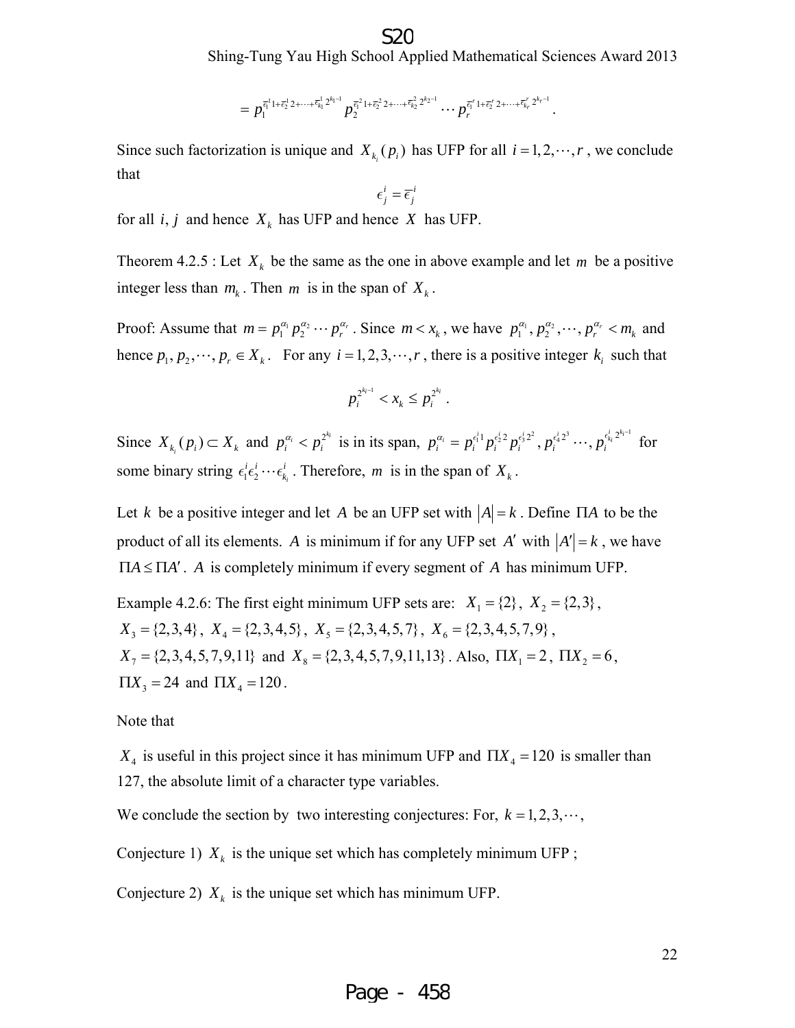$$= p_1^{\overline{\epsilon}_1^1 1+\overline{\epsilon}_2^1 2+\cdots+\overline{\epsilon}_{k_1}^1 2^{k_1-1}} p_2^{\overline{\epsilon}_1^2 1+\overline{\epsilon}_2^2 2+\cdots+\overline{\epsilon}_{k_2}^2 2^{k_2-1}} \cdots p_r^{\overline{\epsilon}_1^r 1+\overline{\epsilon}_2^r 2+\cdots+\overline{\epsilon}_{k_r}^r 2^{k_r-1}}.$$

Since such factorization is unique and $X_{k_i}(p_i)$ has UFP for all $i = 1, 2, \cdots, r$, we conclude that

$$\epsilon_j^i = \overline{\epsilon}_j^i$$

for all $i, j$ and hence $X_k$ has UFP and hence $X$ has UFP.

Theorem 4.2.5 : Let $X_k$ be the same as the one in above example and let $m$ be a positive integer less than $m_k$. Then $m$ is in the span of $X_k$.

Proof: Assume that $m = p_1^{\alpha_1} p_2^{\alpha_2} \cdots p_r^{\alpha_r}$. Since $m < x_k$, we have $p_1^{\alpha_1}, p_2^{\alpha_2}, \cdots, p_r^{\alpha_r} < m_k$ and hence $p_1, p_2, \cdots, p_r \in X_k$. For any $i = 1, 2, 3, \cdots, r$, there is a positive integer $k_i$ such that

$$p_i^{2^{k_i-1}} < x_k \le p_i^{2^{k_i}}.$$

Since $X_{k_i}(p_i) \subset X_k$ and $p_i^{\alpha_i} < p_i^{2^{k_i}}$ is in its span, $p_i^{\alpha_i} = p_i^{\epsilon_1^i 1} p_i^{\epsilon_2^i 2} p_i^{\epsilon_3^i 2^2}, p_i^{\epsilon_4^i 2^3} \cdots, p_i^{\epsilon_{k_i}^i 2^{k_i-1}}$ for some binary string $\epsilon_1^i \epsilon_2^i \cdots \epsilon_{k_i}^i$. Therefore, $m$ is in the span of $X_k$.

Let $k$ be a positive integer and let $A$ be an UFP set with $|A| = k$. Define $\Pi A$ to be the product of all its elements. $A$ is minimum if for any UFP set $A'$ with $|A'| = k$, we have $\Pi A \le \Pi A'$. $A$ is completely minimum if every segment of $A$ has minimum UFP.

Example 4.2.6: The first eight minimum UFP sets are: $X_1 = \{2\}$, $X_2 = \{2,3\}$, $X_3 = \{2,3,4\}$, $X_4 = \{2,3,4,5\}$, $X_5 = \{2,3,4,5,7\}$, $X_6 = \{2,3,4,5,7,9\}$, $X_7 = \{2,3,4,5,7,9,11\}$ and $X_8 = \{2,3,4,5,7,9,11,13\}$. Also, $\Pi X_1 = 2$, $\Pi X_2 = 6$, $\Pi X_3 = 24$ and $\Pi X_4 = 120$.

Note that

$X_4$ is useful in this project since it has minimum UFP and $\Pi X_4 = 120$ is smaller than 127, the absolute limit of a character type variables.

We conclude the section by two interesting conjectures: For, $k = 1, 2, 3, \cdots$,

Conjecture 1) $X_k$ is the unique set which has completely minimum UFP ;

Conjecture 2) $X_k$ is the unique set which has minimum UFP.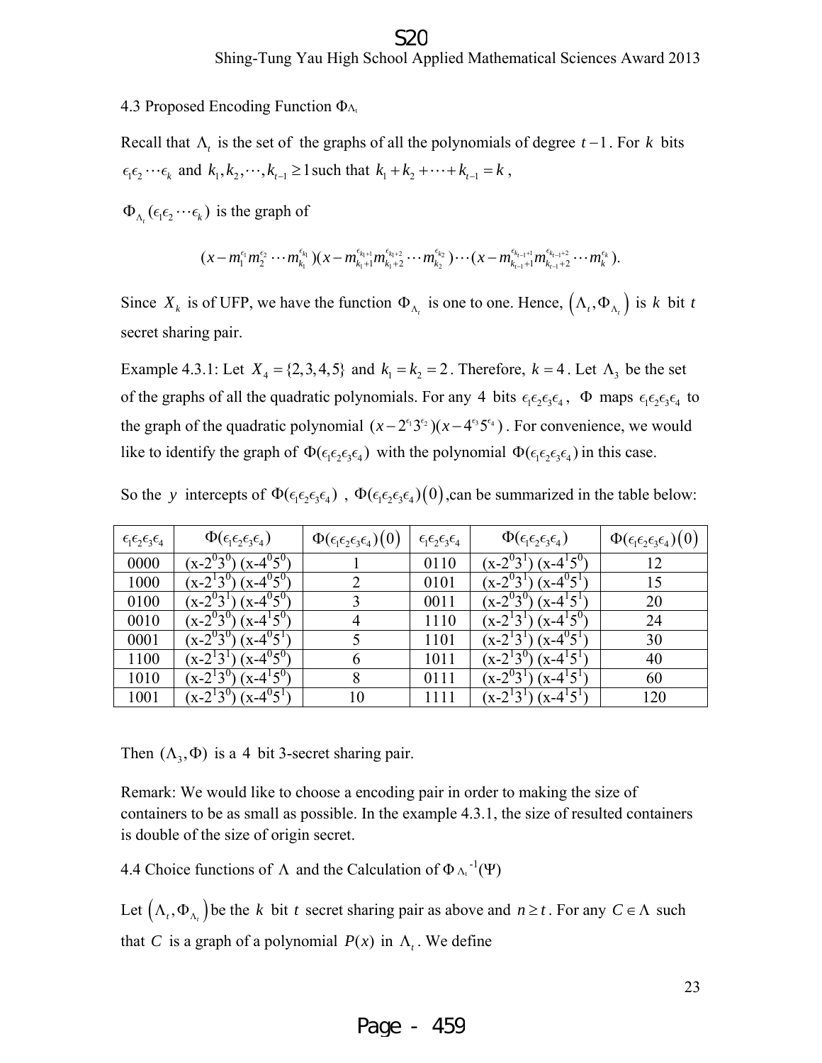### 4.3 Proposed Encoding Function $\Phi_{\Lambda_t}$

Recall that $\Lambda_t$ is the set of the graphs of all the polynomials of degree $t-1$. For $k$ bits $\epsilon_1\epsilon_2\cdots\epsilon_k$ and $k_1, k_2, \cdots, k_{t-1} \geq 1$ such that $k_1 + k_2 + \cdots + k_{t-1} = k$,

$\Phi_{\Lambda_t}(\epsilon_1\epsilon_2\cdots\epsilon_k)$ is the graph of

$$(x - m_1^{\epsilon_1} m_2^{\epsilon_2} \cdots m_{k_1}^{\epsilon_{k_1}})(x - m_{k_1+1}^{\epsilon_{k_1+1}} m_{k_1+2}^{\epsilon_{k_1+2}} \cdots m_{k_2}^{\epsilon_{k_2}}) \cdots (x - m_{k_{t-1}+1}^{\epsilon_{k_{t-1}+1}} m_{k_{t-1}+2}^{\epsilon_{k_{t-1}+2}} \cdots m_k^{\epsilon_k}).$$

Since $X_k$ is of UFP, we have the function $\Phi_{\Lambda_t}$ is one to one. Hence, $\left(\Lambda_t, \Phi_{\Lambda_t}\right)$ is $k$ bit $t$ secret sharing pair.

Example 4.3.1: Let $X_4 = \{2,3,4,5\}$ and $k_1 = k_2 = 2$. Therefore, $k = 4$. Let $\Lambda_3$ be the set of the graphs of all the quadratic polynomials. For any 4 bits $\epsilon_1\epsilon_2\epsilon_3\epsilon_4$, $\Phi$ maps $\epsilon_1\epsilon_2\epsilon_3\epsilon_4$ to the graph of the quadratic polynomial $(x - 2^{\epsilon_1}3^{\epsilon_2})(x - 4^{\epsilon_3}5^{\epsilon_4})$. For convenience, we would like to identify the graph of $\Phi(\epsilon_1\epsilon_2\epsilon_3\epsilon_4)$ with the polynomial $\Phi(\epsilon_1\epsilon_2\epsilon_3\epsilon_4)$ in this case.

So the $y$ intercepts of $\Phi(\epsilon_1\epsilon_2\epsilon_3\epsilon_4)$, $\Phi(\epsilon_1\epsilon_2\epsilon_3\epsilon_4)(0)$, can be summarized in the table below:

| $\epsilon_1\epsilon_2\epsilon_3\epsilon_4$ | $\Phi(\epsilon_1\epsilon_2\epsilon_3\epsilon_4)$ | $\Phi(\epsilon_1\epsilon_2\epsilon_3\epsilon_4)(0)$ | $\epsilon_1\epsilon_2\epsilon_3\epsilon_4$ | $\Phi(\epsilon_1\epsilon_2\epsilon_3\epsilon_4)$ | $\Phi(\epsilon_1\epsilon_2\epsilon_3\epsilon_4)(0)$ |
|---|---|---|---|---|---|
| 0000 | $(x-2^0 3^0)(x-4^0 5^0)$ | 1 | 0110 | $(x-2^0 3^1)(x-4^1 5^0)$ | 12 |
| 1000 | $(x-2^1 3^0)(x-4^0 5^0)$ | 2 | 0101 | $(x-2^0 3^1)(x-4^0 5^1)$ | 15 |
| 0100 | $(x-2^0 3^1)(x-4^0 5^0)$ | 3 | 0011 | $(x-2^0 3^0)(x-4^1 5^1)$ | 20 |
| 0010 | $(x-2^0 3^0)(x-4^1 5^0)$ | 4 | 1110 | $(x-2^1 3^1)(x-4^1 5^0)$ | 24 |
| 0001 | $(x-2^0 3^0)(x-4^0 5^1)$ | 5 | 1101 | $(x-2^1 3^1)(x-4^0 5^1)$ | 30 |
| 1100 | $(x-2^1 3^1)(x-4^0 5^0)$ | 6 | 1011 | $(x-2^1 3^0)(x-4^1 5^1)$ | 40 |
| 1010 | $(x-2^1 3^0)(x-4^1 5^0)$ | 8 | 0111 | $(x-2^0 3^1)(x-4^1 5^1)$ | 60 |
| 1001 | $(x-2^1 3^0)(x-4^0 5^1)$ | 10 | 1111 | $(x-2^1 3^1)(x-4^1 5^1)$ | 120 |

Then $(\Lambda_3, \Phi)$ is a 4 bit 3-secret sharing pair.

Remark: We would like to choose a encoding pair in order to making the size of containers to be as small as possible. In the example 4.3.1, the size of resulted containers is double of the size of origin secret.

### 4.4 Choice functions of $\Lambda$ and the Calculation of $\Phi_{\Lambda_t}^{-1}(\Psi)$

Let $\left(\Lambda_t, \Phi_{\Lambda_t}\right)$ be the $k$ bit $t$ secret sharing pair as above and $n \geq t$. For any $C \in \Lambda$ such that $C$ is a graph of a polynomial $P(x)$ in $\Lambda_t$. We define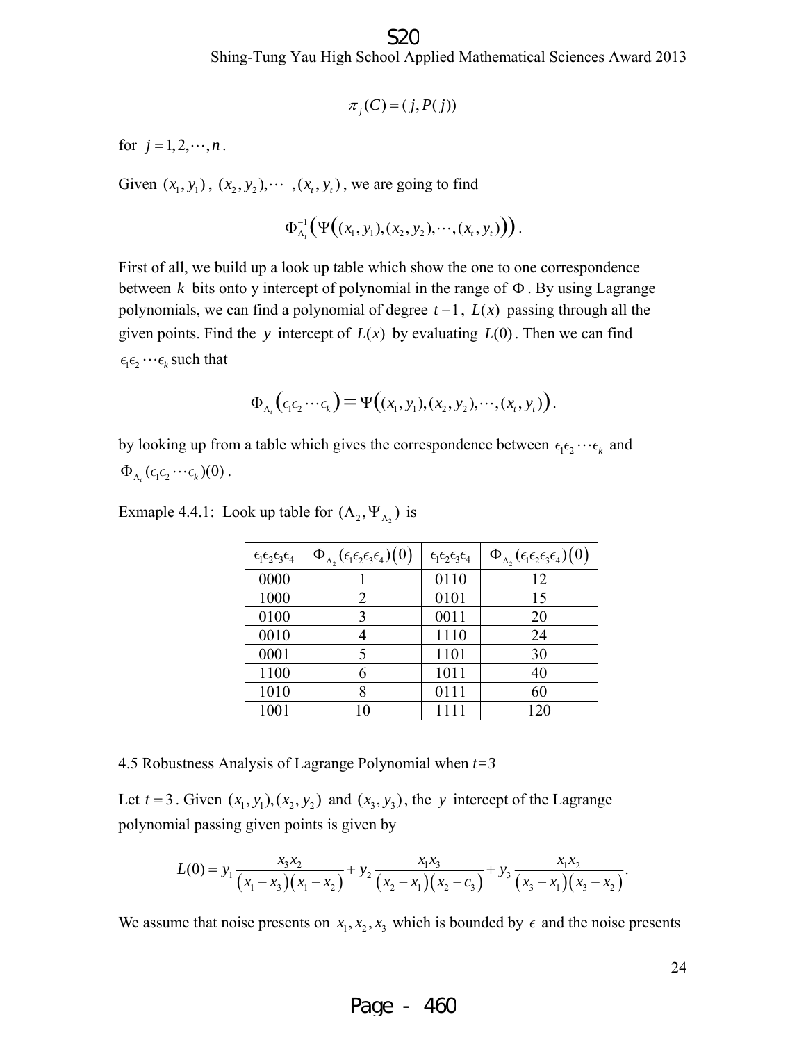$$\pi_j(C) = (j, P(j))$$

for $j = 1, 2, \cdots, n$.

Given $(x_1, y_1)$, $(x_2, y_2), \cdots, (x_t, y_t)$, we are going to find

$$\Phi_{\Lambda_t}^{-1}\left(\Psi\left((x_1, y_1), (x_2, y_2), \cdots, (x_t, y_t)\right)\right).$$

First of all, we build up a look up table which show the one to one correspondence between $k$ bits onto y intercept of polynomial in the range of $\Phi$. By using Lagrange polynomials, we can find a polynomial of degree $t-1$, $L(x)$ passing through all the given points. Find the $y$ intercept of $L(x)$ by evaluating $L(0)$. Then we can find $\epsilon_1\epsilon_2\cdots\epsilon_k$ such that

$$\Phi_{\Lambda_t}\left(\epsilon_1\epsilon_2\cdots\epsilon_k\right) = \Psi\left((x_1, y_1), (x_2, y_2), \cdots, (x_t, y_t)\right).$$

by looking up from a table which gives the correspondence between $\epsilon_1\epsilon_2\cdots\epsilon_k$ and $\Phi_{\Lambda_t}(\epsilon_1\epsilon_2\cdots\epsilon_k)(0)$.

Exmaple 4.4.1: Look up table for $(\Lambda_2, \Psi_{\Lambda_2})$ is

| $\epsilon_1\epsilon_2\epsilon_3\epsilon_4$ | $\Phi_{\Lambda_2}(\epsilon_1\epsilon_2\epsilon_3\epsilon_4)(0)$ | $\epsilon_1\epsilon_2\epsilon_3\epsilon_4$ | $\Phi_{\Lambda_2}(\epsilon_1\epsilon_2\epsilon_3\epsilon_4)(0)$ |
|---|---|---|---|
| 0000 | 1 | 0110 | 12 |
| 1000 | 2 | 0101 | 15 |
| 0100 | 3 | 0011 | 20 |
| 0010 | 4 | 1110 | 24 |
| 0001 | 5 | 1101 | 30 |
| 1100 | 6 | 1011 | 40 |
| 1010 | 8 | 0111 | 60 |
| 1001 | 10 | 1111 | 120 |

4.5 Robustness Analysis of Lagrange Polynomial when *t=3*

Let $t = 3$. Given $(x_1, y_1), (x_2, y_2)$ and $(x_3, y_3)$, the $y$ intercept of the Lagrange polynomial passing given points is given by

$$L(0) = y_1 \frac{x_3 x_2}{(x_1 - x_3)(x_1 - x_2)} + y_2 \frac{x_1 x_3}{(x_2 - x_1)(x_2 - c_3)} + y_3 \frac{x_1 x_2}{(x_3 - x_1)(x_3 - x_2)}.$$

We assume that noise presents on $x_1, x_2, x_3$ which is bounded by $\epsilon$ and the noise presents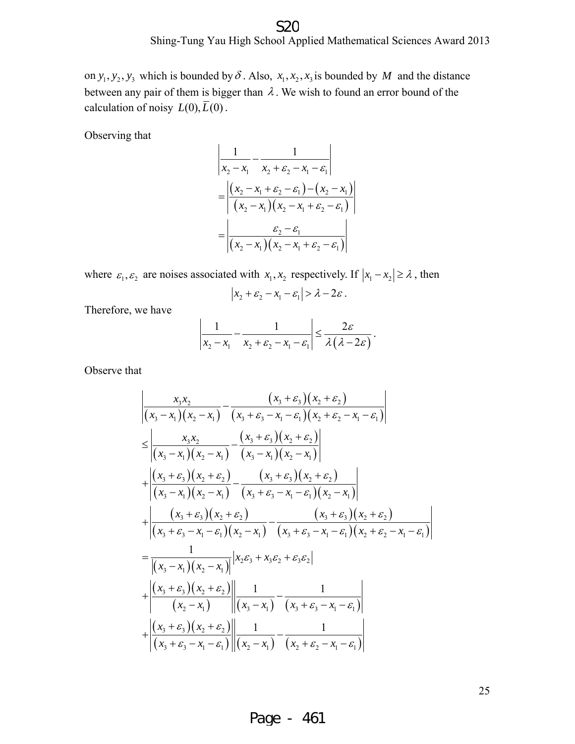on $y_1, y_2, y_3$ which is bounded by $\delta$. Also, $x_1, x_2, x_3$ is bounded by $M$ and the distance between any pair of them is bigger than $\lambda$. We wish to found an error bound of the calculation of noisy $L(0), \overline{L}(0)$.

Observing that

$$
\begin{aligned}
&\left|\frac{1}{x_2 - x_1} - \frac{1}{x_2 + \varepsilon_2 - x_1 - \varepsilon_1}\right| \\
&= \left|\frac{(x_2 - x_1 + \varepsilon_2 - \varepsilon_1) - (x_2 - x_1)}{(x_2 - x_1)(x_2 - x_1 + \varepsilon_2 - \varepsilon_1)}\right| \\
&= \left|\frac{\varepsilon_2 - \varepsilon_1}{(x_2 - x_1)(x_2 - x_1 + \varepsilon_2 - \varepsilon_1)}\right|
\end{aligned}
$$

where $\varepsilon_1, \varepsilon_2$ are noises associated with $x_1, x_2$ respectively. If $|x_1 - x_2| \geq \lambda$, then

$$
|x_2 + \varepsilon_2 - x_1 - \varepsilon_1| > \lambda - 2\varepsilon.
$$

Therefore, we have

$$
\left|\frac{1}{x_2 - x_1} - \frac{1}{x_2 + \varepsilon_2 - x_1 - \varepsilon_1}\right| \leq \frac{2\varepsilon}{\lambda(\lambda - 2\varepsilon)}.
$$

Observe that

$$
\begin{aligned}
&\left|\frac{x_3 x_2}{(x_3 - x_1)(x_2 - x_1)} - \frac{(x_3 + \varepsilon_3)(x_2 + \varepsilon_2)}{(x_3 + \varepsilon_3 - x_1 - \varepsilon_1)(x_2 + \varepsilon_2 - x_1 - \varepsilon_1)}\right| \\
&\leq \left|\frac{x_3 x_2}{(x_3 - x_1)(x_2 - x_1)} - \frac{(x_3 + \varepsilon_3)(x_2 + \varepsilon_2)}{(x_3 - x_1)(x_2 - x_1)}\right| \\
&+ \left|\frac{(x_3 + \varepsilon_3)(x_2 + \varepsilon_2)}{(x_3 - x_1)(x_2 - x_1)} - \frac{(x_3 + \varepsilon_3)(x_2 + \varepsilon_2)}{(x_3 + \varepsilon_3 - x_1 - \varepsilon_1)(x_2 - x_1)}\right| \\
&+ \left|\frac{(x_3 + \varepsilon_3)(x_2 + \varepsilon_2)}{(x_3 + \varepsilon_3 - x_1 - \varepsilon_1)(x_2 - x_1)} - \frac{(x_3 + \varepsilon_3)(x_2 + \varepsilon_2)}{(x_3 + \varepsilon_3 - x_1 - \varepsilon_1)(x_2 + \varepsilon_2 - x_1 - \varepsilon_1)}\right| \\
&= \frac{1}{|(x_3 - x_1)(x_2 - x_1)|}|x_2 \varepsilon_3 + x_3 \varepsilon_2 + \varepsilon_3 \varepsilon_2| \\
&+ \left|\frac{(x_3 + \varepsilon_3)(x_2 + \varepsilon_2)}{(x_2 - x_1)}\right|\left|\frac{1}{(x_3 - x_1)} - \frac{1}{(x_3 + \varepsilon_3 - x_1 - \varepsilon_1)}\right| \\
&+ \left|\frac{(x_3 + \varepsilon_3)(x_2 + \varepsilon_2)}{(x_3 + \varepsilon_3 - x_1 - \varepsilon_1)}\right|\left|\frac{1}{(x_2 - x_1)} - \frac{1}{(x_2 + \varepsilon_2 - x_1 - \varepsilon_1)}\right|
\end{aligned}
$$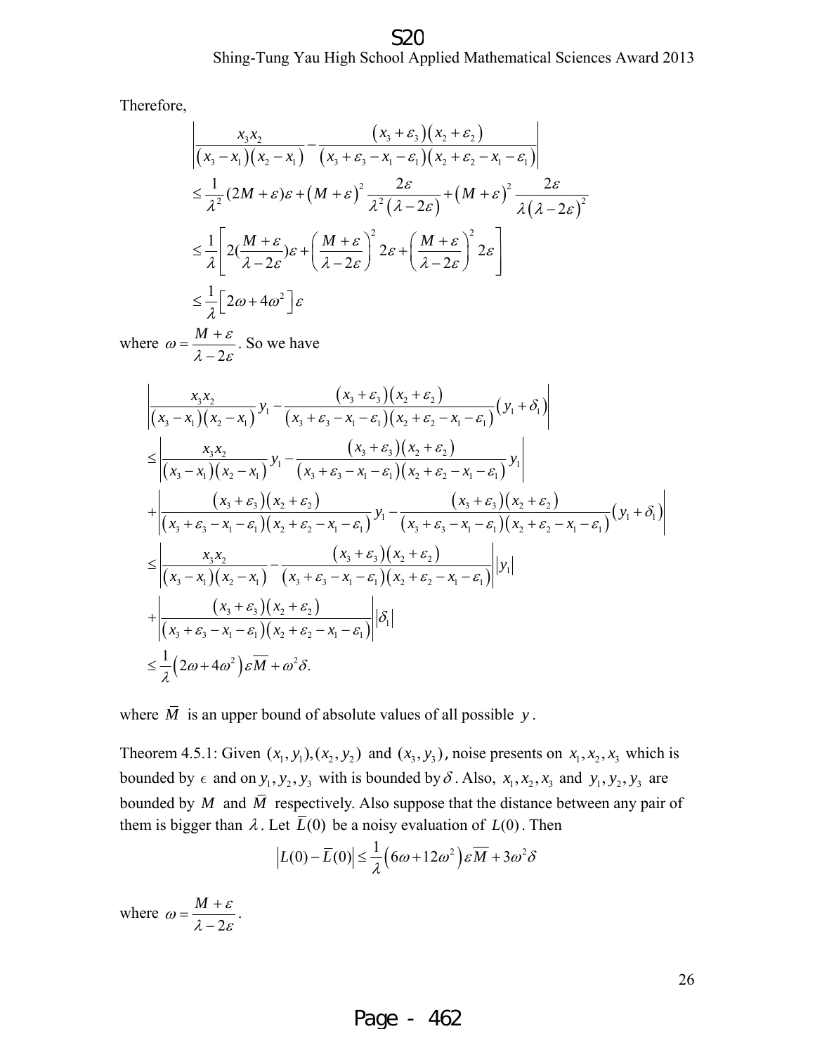Therefore,

$$
\begin{aligned}
&\left|\frac{x_3 x_2}{\left(x_3-x_1\right)\left(x_2-x_1\right)}-\frac{\left(x_3+\varepsilon_3\right)\left(x_2+\varepsilon_2\right)}{\left(x_3+\varepsilon_3-x_1-\varepsilon_1\right)\left(x_2+\varepsilon_2-x_1-\varepsilon_1\right)}\right| \\
&\leq \frac{1}{\lambda^2}(2M+\varepsilon)\varepsilon+(M+\varepsilon)^2 \frac{2\varepsilon}{\lambda^2(\lambda-2\varepsilon)}+(M+\varepsilon)^2 \frac{2\varepsilon}{\lambda(\lambda-2\varepsilon)^2} \\
&\leq \frac{1}{\lambda}\left[2\left(\frac{M+\varepsilon}{\lambda-2\varepsilon}\right)\varepsilon+\left(\frac{M+\varepsilon}{\lambda-2\varepsilon}\right)^2 2\varepsilon+\left(\frac{M+\varepsilon}{\lambda-2\varepsilon}\right)^2 2\varepsilon\right] \\
&\leq \frac{1}{\lambda}\left[2\omega+4\omega^2\right]\varepsilon
\end{aligned}
$$

where $\omega=\dfrac{M+\varepsilon}{\lambda-2\varepsilon}$. So we have

$$
\begin{aligned}
&\left|\frac{x_3 x_2}{\left(x_3-x_1\right)\left(x_2-x_1\right)} y_1-\frac{\left(x_3+\varepsilon_3\right)\left(x_2+\varepsilon_2\right)}{\left(x_3+\varepsilon_3-x_1-\varepsilon_1\right)\left(x_2+\varepsilon_2-x_1-\varepsilon_1\right)}\left(y_1+\delta_1\right)\right| \\
&\leq\left|\frac{x_3 x_2}{\left(x_3-x_1\right)\left(x_2-x_1\right)} y_1-\frac{\left(x_3+\varepsilon_3\right)\left(x_2+\varepsilon_2\right)}{\left(x_3+\varepsilon_3-x_1-\varepsilon_1\right)\left(x_2+\varepsilon_2-x_1-\varepsilon_1\right)} y_1\right| \\
&+\left|\frac{\left(x_3+\varepsilon_3\right)\left(x_2+\varepsilon_2\right)}{\left(x_3+\varepsilon_3-x_1-\varepsilon_1\right)\left(x_2+\varepsilon_2-x_1-\varepsilon_1\right)} y_1-\frac{\left(x_3+\varepsilon_3\right)\left(x_2+\varepsilon_2\right)}{\left(x_3+\varepsilon_3-x_1-\varepsilon_1\right)\left(x_2+\varepsilon_2-x_1-\varepsilon_1\right)}\left(y_1+\delta_1\right)\right| \\
&\leq\left|\frac{x_3 x_2}{\left(x_3-x_1\right)\left(x_2-x_1\right)}-\frac{\left(x_3+\varepsilon_3\right)\left(x_2+\varepsilon_2\right)}{\left(x_3+\varepsilon_3-x_1-\varepsilon_1\right)\left(x_2+\varepsilon_2-x_1-\varepsilon_1\right)}\right|\left|y_1\right| \\
&+\left|\frac{\left(x_3+\varepsilon_3\right)\left(x_2+\varepsilon_2\right)}{\left(x_3+\varepsilon_3-x_1-\varepsilon_1\right)\left(x_2+\varepsilon_2-x_1-\varepsilon_1\right)}\right|\left|\delta_1\right| \\
&\leq \frac{1}{\lambda}\left(2\omega+4\omega^2\right)\varepsilon\overline{M}+\omega^2\delta.
\end{aligned}
$$

where $\overline{M}$ is an upper bound of absolute values of all possible $y$.

Theorem 4.5.1: Given $(x_1,y_1),(x_2,y_2)$ and $(x_3,y_3)$, noise presents on $x_1,x_2,x_3$ which is bounded by $\epsilon$ and on $y_1,y_2,y_3$ with is bounded by $\delta$. Also, $x_1,x_2,x_3$ and $y_1,y_2,y_3$ are bounded by $M$ and $\overline{M}$ respectively. Also suppose that the distance between any pair of them is bigger than $\lambda$. Let $\overline{L}(0)$ be a noisy evaluation of $L(0)$. Then

$$
\left|L(0)-\overline{L}(0)\right| \leq \frac{1}{\lambda}\left(6\omega+12\omega^2\right)\varepsilon\overline{M}+3\omega^2\delta
$$

where $\omega=\dfrac{M+\varepsilon}{\lambda-2\varepsilon}$.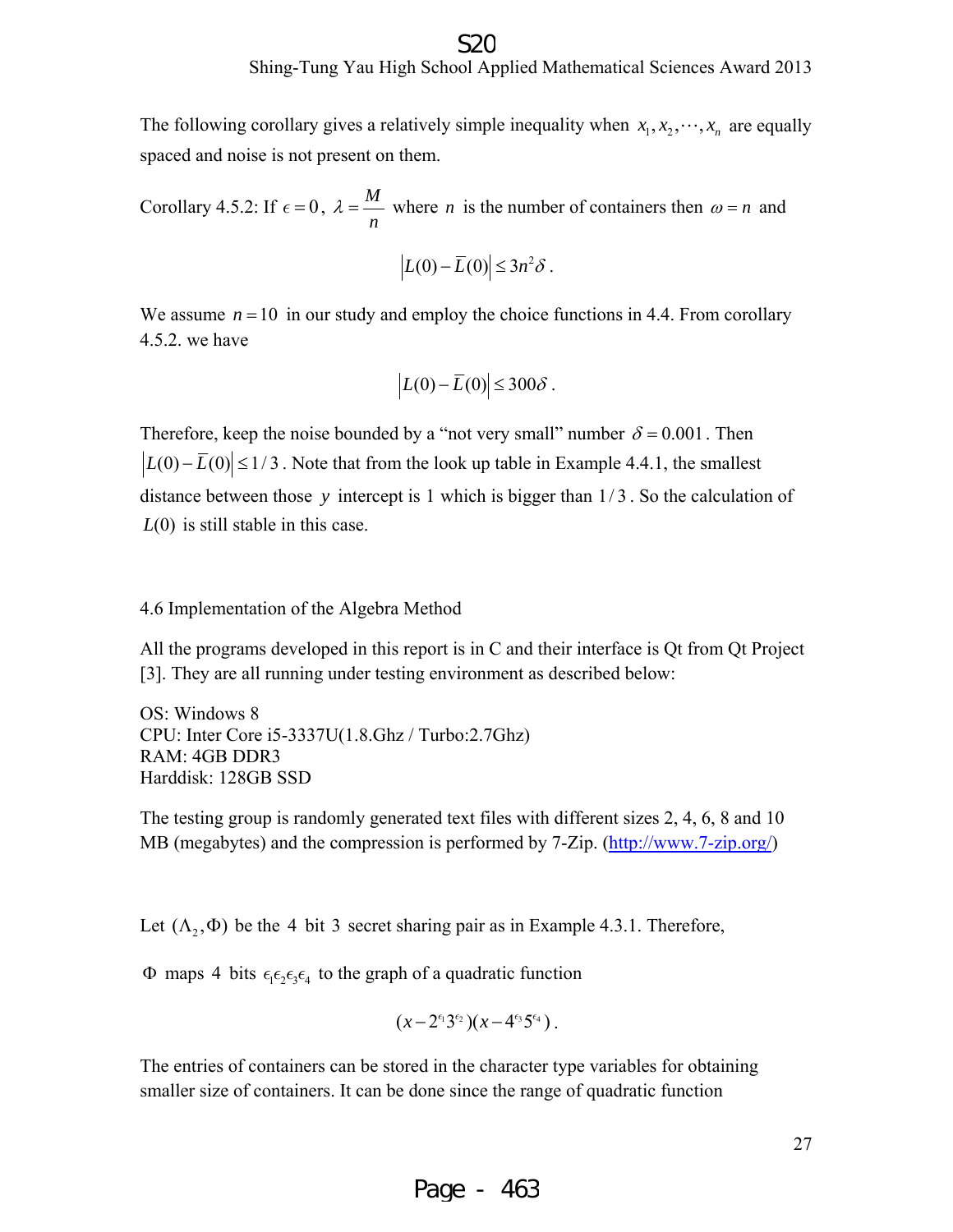The following corollary gives a relatively simple inequality when $x_1, x_2, \cdots, x_n$ are equally spaced and noise is not present on them.

Corollary 4.5.2: If $\epsilon = 0$, $\lambda = \dfrac{M}{n}$ where $n$ is the number of containers then $\omega = n$ and

$$\left|L(0) - \bar{L}(0)\right| \le 3n^2\delta .$$

We assume $n = 10$ in our study and employ the choice functions in 4.4. From corollary 4.5.2. we have

$$\left|L(0) - \bar{L}(0)\right| \le 300\delta .$$

Therefore, keep the noise bounded by a "not very small" number $\delta = 0.001$. Then $\left|L(0) - \bar{L}(0)\right| \le 1/3$. Note that from the look up table in Example 4.4.1, the smallest distance between those $y$ intercept is 1 which is bigger than $1/3$. So the calculation of $L(0)$ is still stable in this case.

## 4.6 Implementation of the Algebra Method

All the programs developed in this report is in C and their interface is Qt from Qt Project [3]. They are all running under testing environment as described below:

OS: Windows 8
CPU: Inter Core i5-3337U(1.8.Ghz / Turbo:2.7Ghz)
RAM: 4GB DDR3
Harddisk: 128GB SSD

The testing group is randomly generated text files with different sizes 2, 4, 6, 8 and 10 MB (megabytes) and the compression is performed by 7-Zip. (http://www.7-zip.org/)

Let $(\Lambda_2, \Phi)$ be the 4 bit 3 secret sharing pair as in Example 4.3.1. Therefore,

$\Phi$ maps 4 bits $\epsilon_1\epsilon_2\epsilon_3\epsilon_4$ to the graph of a quadratic function

$$(x - 2^{\epsilon_1}3^{\epsilon_2})(x - 4^{\epsilon_3}5^{\epsilon_4}) .$$

The entries of containers can be stored in the character type variables for obtaining smaller size of containers. It can be done since the range of quadratic function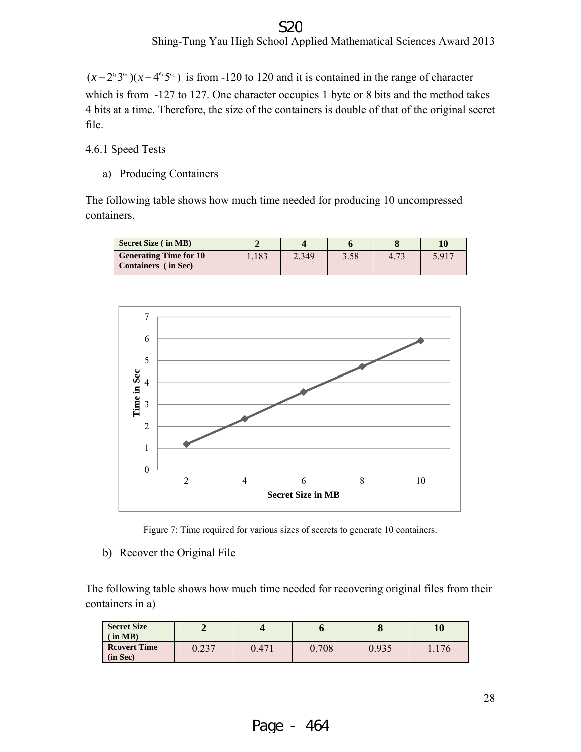$(x - 2^{e_1}3^{e_2})(x - 4^{e_3}5^{e_4})$ is from -120 to 120 and it is contained in the range of character which is from -127 to 127. One character occupies 1 byte or 8 bits and the method takes 4 bits at a time. Therefore, the size of the containers is double of that of the original secret file.

4.6.1 Speed Tests

a) Producing Containers

The following table shows how much time needed for producing 10 uncompressed containers.

| **Secret Size ( in MB)** | **2** | **4** | **6** | **8** | **10** |
|---|---|---|---|---|---|
| **Generating Time for 10 Containers ( in Sec)** | 1.183 | 2.349 | 3.58 | 4.73 | 5.917 |

Figure 7: Time required for various sizes of secrets to generate 10 containers.

b) Recover the Original File

The following table shows how much time needed for recovering original files from their containers in a)

| **Secret Size ( in MB)** | **2** | **4** | **6** | **8** | **10** |
|---|---|---|---|---|---|
| **Rcovert Time (in Sec)** | 0.237 | 0.471 | 0.708 | 0.935 | 1.176 |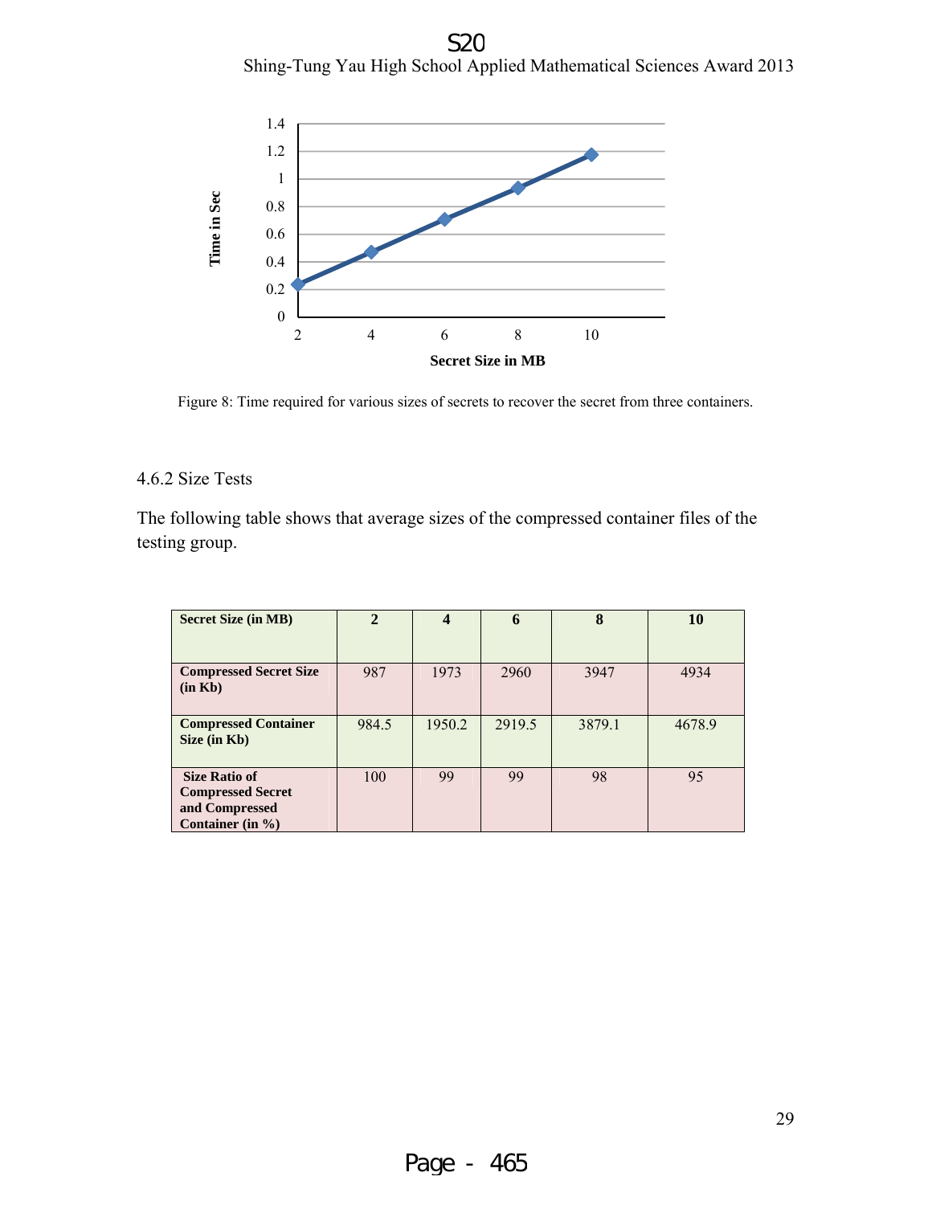Figure 8: Time required for various sizes of secrets to recover the secret from three containers.

4.6.2 Size Tests

The following table shows that average sizes of the compressed container files of the testing group.

| Secret Size (in MB) | 2 | 4 | 6 | 8 | 10 |
|---|---|---|---|---|---|
| Compressed Secret Size (in Kb) | 987 | 1973 | 2960 | 3947 | 4934 |
| Compressed Container Size (in Kb) | 984.5 | 1950.2 | 2919.5 | 3879.1 | 4678.9 |
| Size Ratio of Compressed Secret and Compressed Container (in %) | 100 | 99 | 99 | 98 | 95 |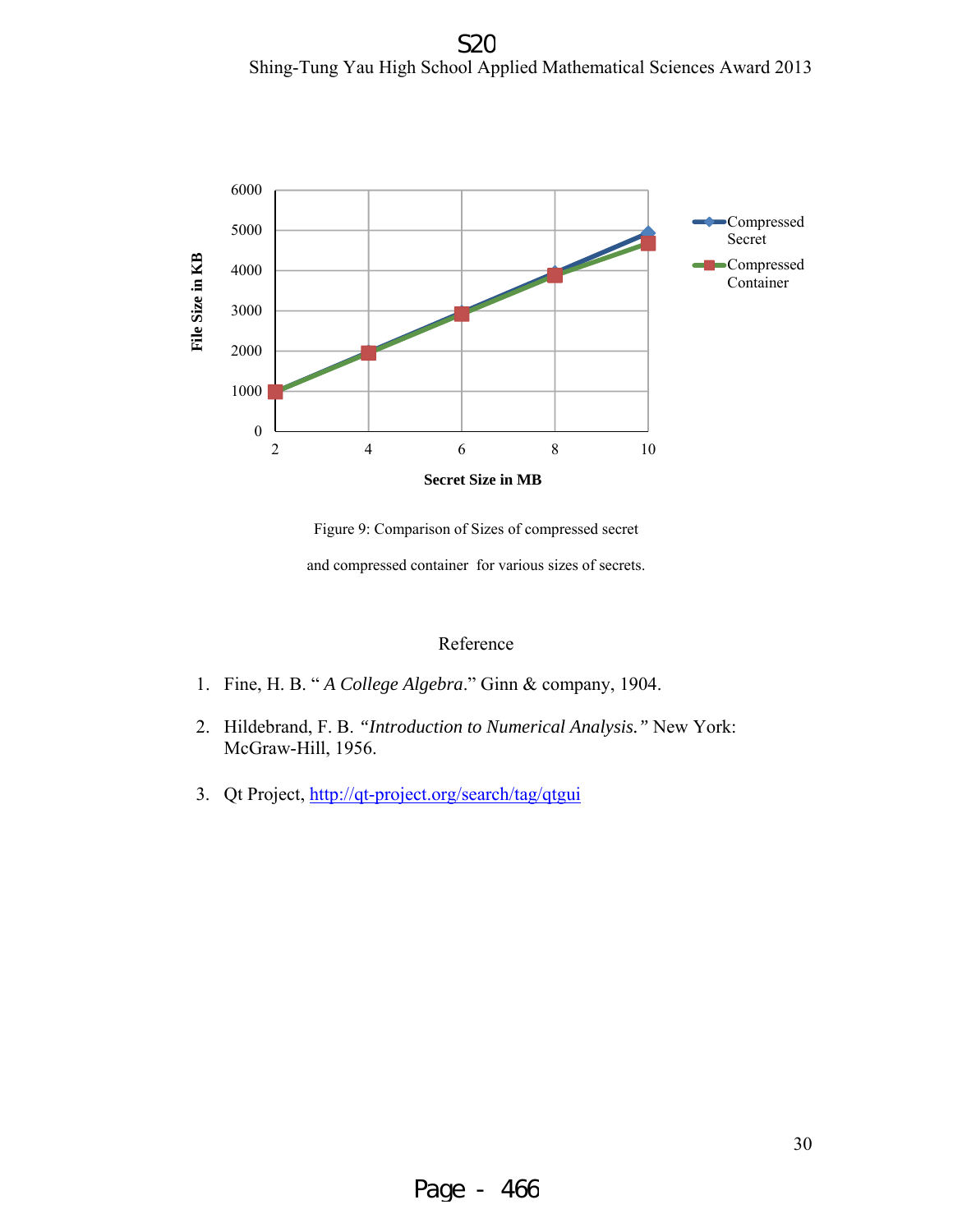Figure 9: Comparison of Sizes of compressed secret and compressed container for various sizes of secrets.

## Reference

1. Fine, H. B. " *A College Algebra*." Ginn & company, 1904.
2. Hildebrand, F. B. *"Introduction to Numerical Analysis."* New York: McGraw-Hill, 1956.
3. Qt Project, http://qt-project.org/search/tag/qtgui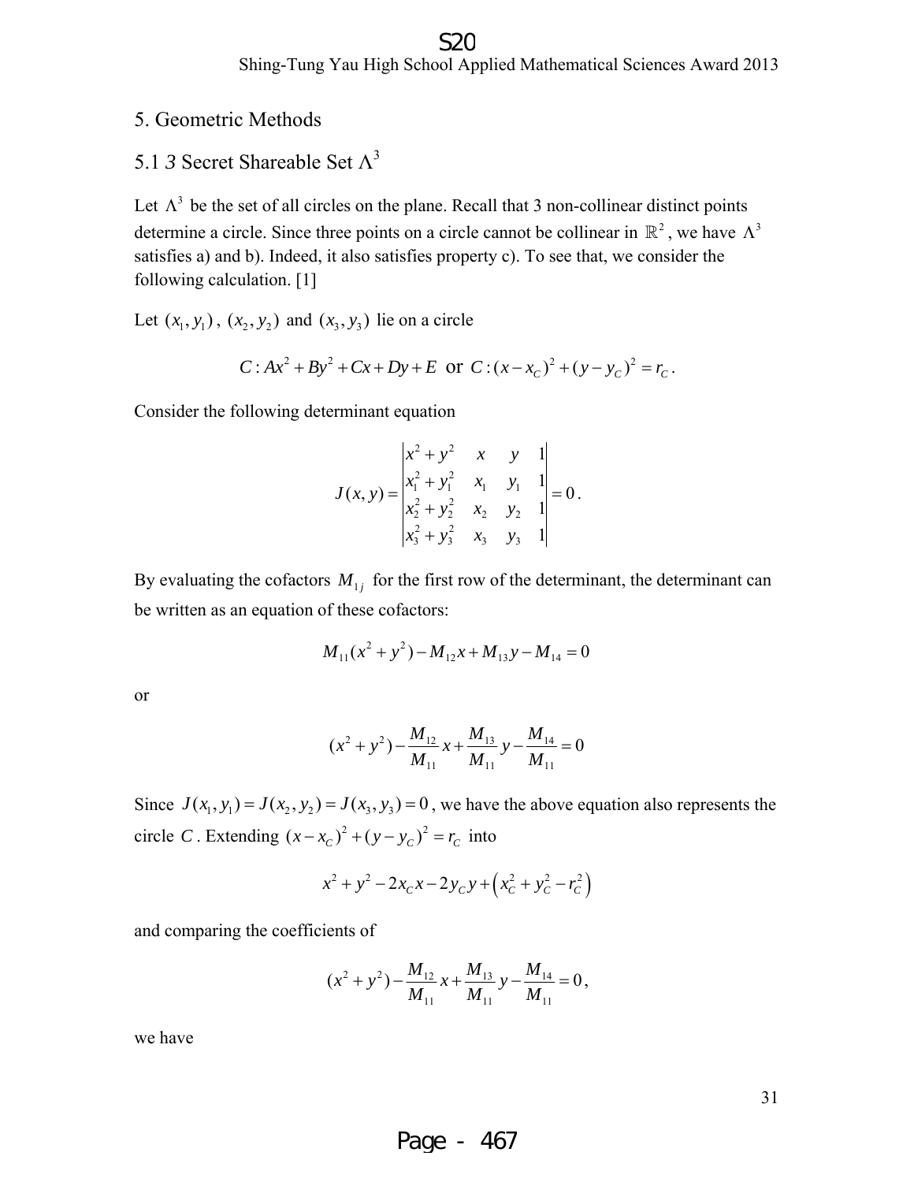# 5. Geometric Methods

## 5.1 *3* Secret Shareable Set $\Lambda^3$

Let $\Lambda^3$ be the set of all circles on the plane. Recall that 3 non-collinear distinct points determine a circle. Since three points on a circle cannot be collinear in $\mathbb{R}^2$, we have $\Lambda^3$ satisfies a) and b). Indeed, it also satisfies property c). To see that, we consider the following calculation. [1]

Let $(x_1, y_1)$, $(x_2, y_2)$ and $(x_3, y_3)$ lie on a circle

$$C: Ax^2 + By^2 + Cx + Dy + E \text{ or } C: (x - x_C)^2 + (y - y_C)^2 = r_C.$$

Consider the following determinant equation

$$J(x, y) = \begin{vmatrix} x^2 + y^2 & x & y & 1 \\ x_1^2 + y_1^2 & x_1 & y_1 & 1 \\ x_2^2 + y_2^2 & x_2 & y_2 & 1 \\ x_3^2 + y_3^2 & x_3 & y_3 & 1 \end{vmatrix} = 0.$$

By evaluating the cofactors $M_{1j}$ for the first row of the determinant, the determinant can be written as an equation of these cofactors:

$$M_{11}(x^2 + y^2) - M_{12}x + M_{13}y - M_{14} = 0$$

or

$$(x^2 + y^2) - \frac{M_{12}}{M_{11}}x + \frac{M_{13}}{M_{11}}y - \frac{M_{14}}{M_{11}} = 0$$

Since $J(x_1, y_1) = J(x_2, y_2) = J(x_3, y_3) = 0$, we have the above equation also represents the circle $C$. Extending $(x - x_C)^2 + (y - y_C)^2 = r_C$ into

$$x^2 + y^2 - 2x_C x - 2y_C y + \left(x_C^2 + y_C^2 - r_C^2\right)$$

and comparing the coefficients of

$$(x^2 + y^2) - \frac{M_{12}}{M_{11}}x + \frac{M_{13}}{M_{11}}y - \frac{M_{14}}{M_{11}} = 0,$$

we have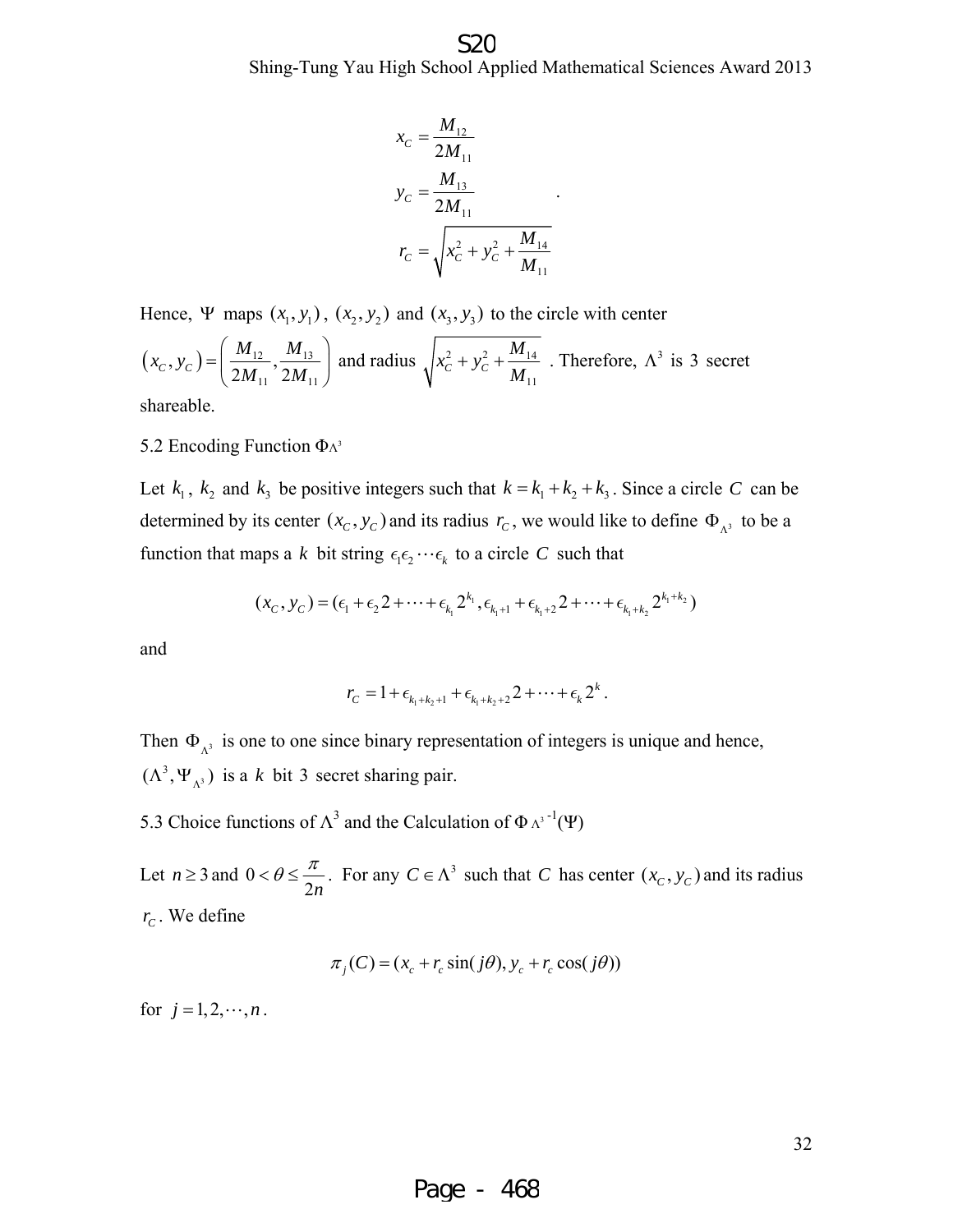$$x_C = \frac{M_{12}}{2M_{11}}$$
$$y_C = \frac{M_{13}}{2M_{11}} \quad .$$
$$r_C = \sqrt{x_C^2 + y_C^2 + \frac{M_{14}}{M_{11}}}$$

Hence, $\Psi$ maps $(x_1, y_1)$, $(x_2, y_2)$ and $(x_3, y_3)$ to the circle with center $(x_C, y_C) = \left(\frac{M_{12}}{2M_{11}}, \frac{M_{13}}{2M_{11}}\right)$ and radius $\sqrt{x_C^2 + y_C^2 + \frac{M_{14}}{M_{11}}}$. Therefore, $\Lambda^3$ is 3 secret shareable.

5.2 Encoding Function $\Phi_{\Lambda^3}$

Let $k_1$, $k_2$ and $k_3$ be positive integers such that $k = k_1 + k_2 + k_3$. Since a circle $C$ can be determined by its center $(x_C, y_C)$ and its radius $r_C$, we would like to define $\Phi_{\Lambda^3}$ to be a function that maps a $k$ bit string $\epsilon_1\epsilon_2 \cdots \epsilon_k$ to a circle $C$ such that

$$(x_C, y_C) = (\epsilon_1 + \epsilon_2 2 + \cdots + \epsilon_{k_1} 2^{k_1}, \epsilon_{k_1+1} + \epsilon_{k_1+2} 2 + \cdots + \epsilon_{k_1+k_2} 2^{k_1+k_2})$$

and

$$r_C = 1 + \epsilon_{k_1+k_2+1} + \epsilon_{k_1+k_2+2} 2 + \cdots + \epsilon_k 2^k .$$

Then $\Phi_{\Lambda^3}$ is one to one since binary representation of integers is unique and hence, $(\Lambda^3, \Psi_{\Lambda^3})$ is a $k$ bit 3 secret sharing pair.

5.3 Choice functions of $\Lambda^3$ and the Calculation of $\Phi_{\Lambda^3}^{-1}(\Psi)$

Let $n \geq 3$ and $0 < \theta \leq \frac{\pi}{2n}$. For any $C \in \Lambda^3$ such that $C$ has center $(x_C, y_C)$ and its radius $r_C$. We define

$$\pi_j(C) = (x_c + r_c \sin(j\theta), y_c + r_c \cos(j\theta))$$

for $j = 1, 2, \cdots, n$.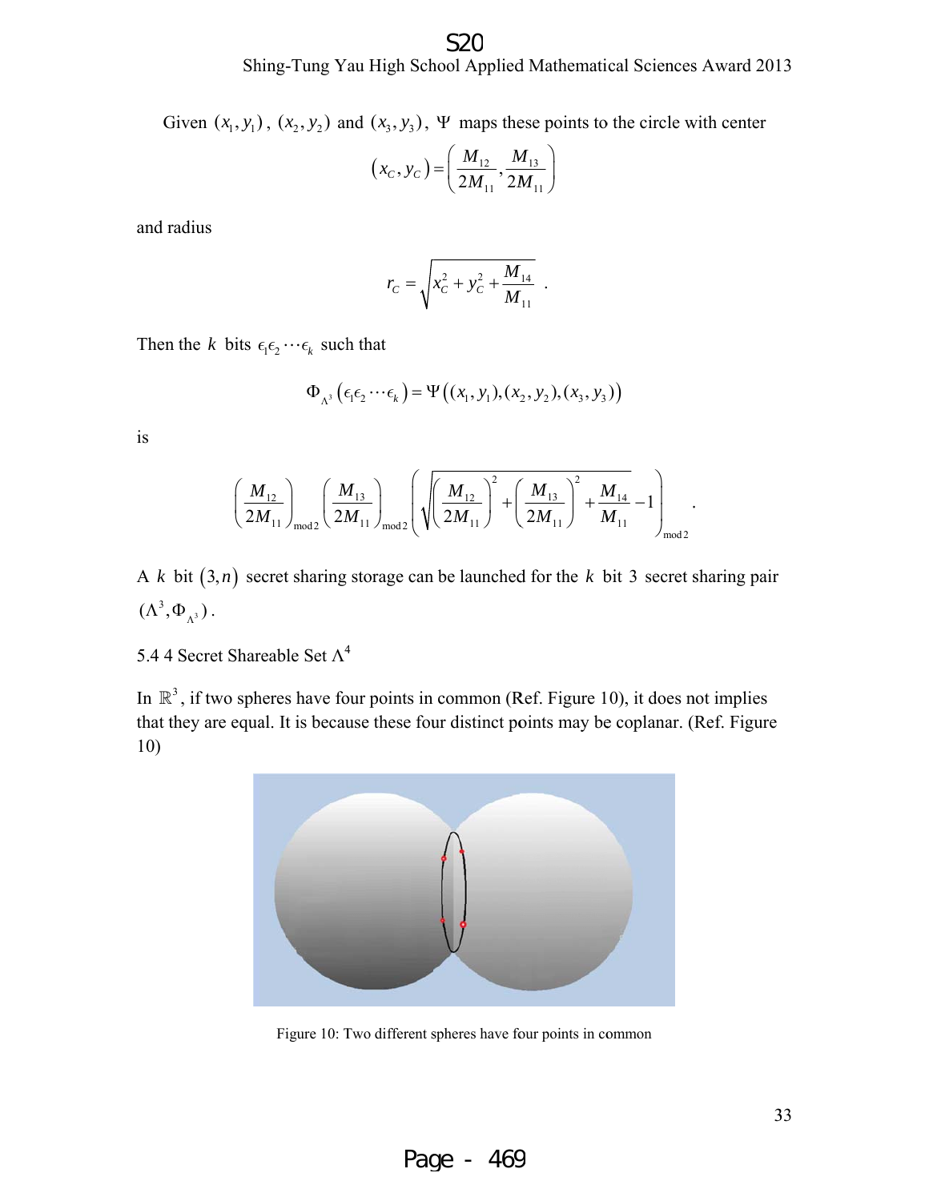Given $(x_1, y_1)$, $(x_2, y_2)$ and $(x_3, y_3)$, $\Psi$ maps these points to the circle with center

$$\left(x_C, y_C\right) = \left(\frac{M_{12}}{2M_{11}}, \frac{M_{13}}{2M_{11}}\right)$$

and radius

$$r_C = \sqrt{x_C^2 + y_C^2 + \frac{M_{14}}{M_{11}}} \ .$$

Then the $k$ bits $\epsilon_1\epsilon_2 \cdots \epsilon_k$ such that

$$\Phi_{\Lambda^3}\left(\epsilon_1\epsilon_2 \cdots \epsilon_k\right) = \Psi\left((x_1, y_1), (x_2, y_2), (x_3, y_3)\right)$$

is

$$\left(\frac{M_{12}}{2M_{11}}\right)_{\text{mod}\,2}\left(\frac{M_{13}}{2M_{11}}\right)_{\text{mod}\,2}\left(\sqrt{\left(\frac{M_{12}}{2M_{11}}\right)^2 + \left(\frac{M_{13}}{2M_{11}}\right)^2 + \frac{M_{14}}{M_{11}}} - 1\right)_{\text{mod}\,2} .$$

A $k$ bit $(3, n)$ secret sharing storage can be launched for the $k$ bit 3 secret sharing pair $(\Lambda^3, \Phi_{\Lambda^3})$.

### 5.4 4 Secret Shareable Set $\Lambda^4$

In $\mathbb{R}^3$, if two spheres have four points in common (Ref. Figure 10), it does not implies that they are equal. It is because these four distinct points may be coplanar. (Ref. Figure 10)

Figure 10: Two different spheres have four points in common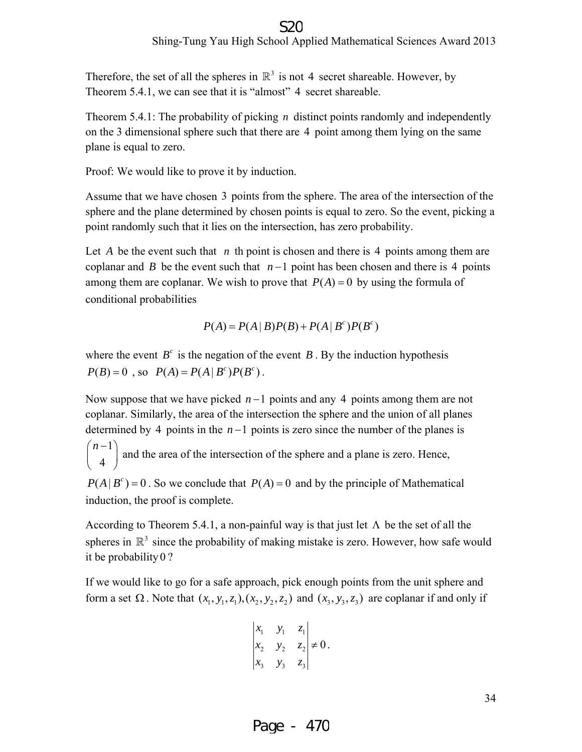Therefore, the set of all the spheres in $\mathbb{R}^3$ is not 4 secret shareable. However, by Theorem 5.4.1, we can see that it is "almost" 4 secret shareable.

Theorem 5.4.1: The probability of picking $n$ distinct points randomly and independently on the 3 dimensional sphere such that there are 4 point among them lying on the same plane is equal to zero.

Proof: We would like to prove it by induction.

Assume that we have chosen 3 points from the sphere. The area of the intersection of the sphere and the plane determined by chosen points is equal to zero. So the event, picking a point randomly such that it lies on the intersection, has zero probability.

Let $A$ be the event such that $n$ th point is chosen and there is 4 points among them are coplanar and $B$ be the event such that $n-1$ point has been chosen and there is 4 points among them are coplanar. We wish to prove that $P(A)=0$ by using the formula of conditional probabilities

$$P(A)=P(A\,|\,B)P(B)+P(A\,|\,B^c)P(B^c)$$

where the event $B^c$ is the negation of the event $B$. By the induction hypothesis $P(B)=0$ , so $P(A)=P(A\,|\,B^c)P(B^c)$.

Now suppose that we have picked $n-1$ points and any 4 points among them are not coplanar. Similarly, the area of the intersection the sphere and the union of all planes determined by 4 points in the $n-1$ points is zero since the number of the planes is $\binom{n-1}{4}$ and the area of the intersection of the sphere and a plane is zero. Hence, $P(A\,|\,B^c)=0$. So we conclude that $P(A)=0$ and by the principle of Mathematical induction, the proof is complete.

According to Theorem 5.4.1, a non-painful way is that just let $\Lambda$ be the set of all the spheres in $\mathbb{R}^3$ since the probability of making mistake is zero. However, how safe would it be probability $0$ ?

If we would like to go for a safe approach, pick enough points from the unit sphere and form a set $\Omega$. Note that $(x_1,y_1,z_1),(x_2,y_2,z_2)$ and $(x_3,y_3,z_3)$ are coplanar if and only if

$$\begin{vmatrix} x_1 & y_1 & z_1 \\ x_2 & y_2 & z_2 \\ x_3 & y_3 & z_3 \end{vmatrix} \neq 0.$$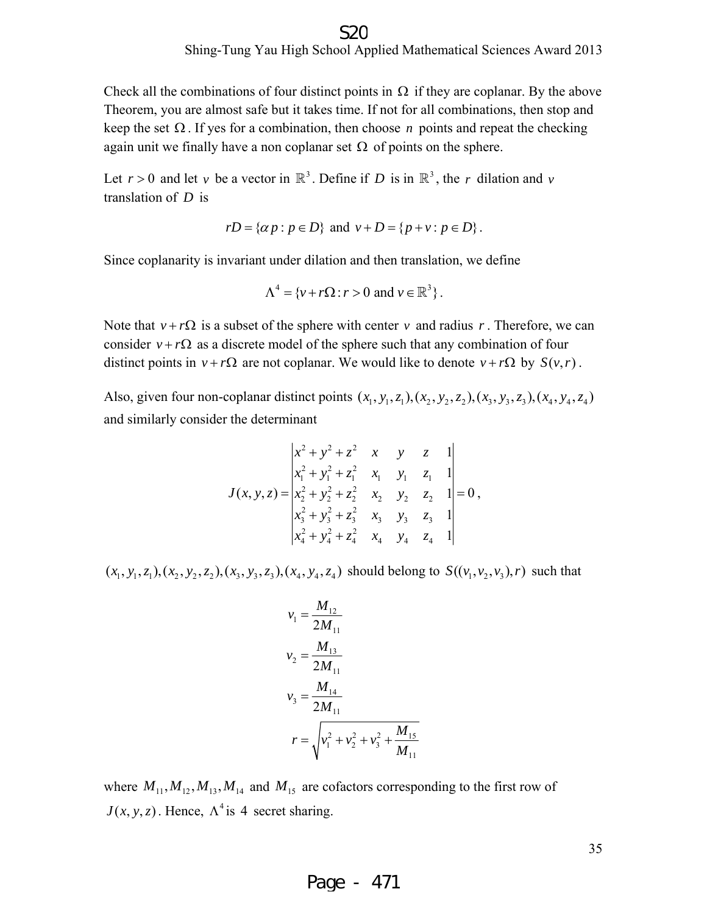Check all the combinations of four distinct points in $\Omega$ if they are coplanar. By the above Theorem, you are almost safe but it takes time. If not for all combinations, then stop and keep the set $\Omega$. If yes for a combination, then choose $n$ points and repeat the checking again unit we finally have a non coplanar set $\Omega$ of points on the sphere.

Let $r > 0$ and let $v$ be a vector in $\mathbb{R}^3$. Define if $D$ is in $\mathbb{R}^3$, the $r$ dilation and $v$ translation of $D$ is

$$rD = \{\alpha p : p \in D\} \text{ and } v + D = \{p + v : p \in D\}.$$

Since coplanarity is invariant under dilation and then translation, we define

$$\Lambda^4 = \{v + r\Omega : r > 0 \text{ and } v \in \mathbb{R}^3\}.$$

Note that $v + r\Omega$ is a subset of the sphere with center $v$ and radius $r$. Therefore, we can consider $v + r\Omega$ as a discrete model of the sphere such that any combination of four distinct points in $v + r\Omega$ are not coplanar. We would like to denote $v + r\Omega$ by $S(v, r)$.

Also, given four non-coplanar distinct points $(x_1, y_1, z_1), (x_2, y_2, z_2), (x_3, y_3, z_3), (x_4, y_4, z_4)$ and similarly consider the determinant

$$J(x, y, z) = \begin{vmatrix} x^2 + y^2 + z^2 & x & y & z & 1 \\ x_1^2 + y_1^2 + z_1^2 & x_1 & y_1 & z_1 & 1 \\ x_2^2 + y_2^2 + z_2^2 & x_2 & y_2 & z_2 & 1 \\ x_3^2 + y_3^2 + z_3^2 & x_3 & y_3 & z_3 & 1 \\ x_4^2 + y_4^2 + z_4^2 & x_4 & y_4 & z_4 & 1 \end{vmatrix} = 0,$$

$(x_1, y_1, z_1), (x_2, y_2, z_2), (x_3, y_3, z_3), (x_4, y_4, z_4)$ should belong to $S((v_1, v_2, v_3), r)$ such that

$$v_1 = \frac{M_{12}}{2M_{11}}$$

$$v_2 = \frac{M_{13}}{2M_{11}}$$

$$v_3 = \frac{M_{14}}{2M_{11}}$$

$$r = \sqrt{v_1^2 + v_2^2 + v_3^2 + \frac{M_{15}}{M_{11}}}$$

where $M_{11}, M_{12}, M_{13}, M_{14}$ and $M_{15}$ are cofactors corresponding to the first row of $J(x, y, z)$. Hence, $\Lambda^4$ is $4$ secret sharing.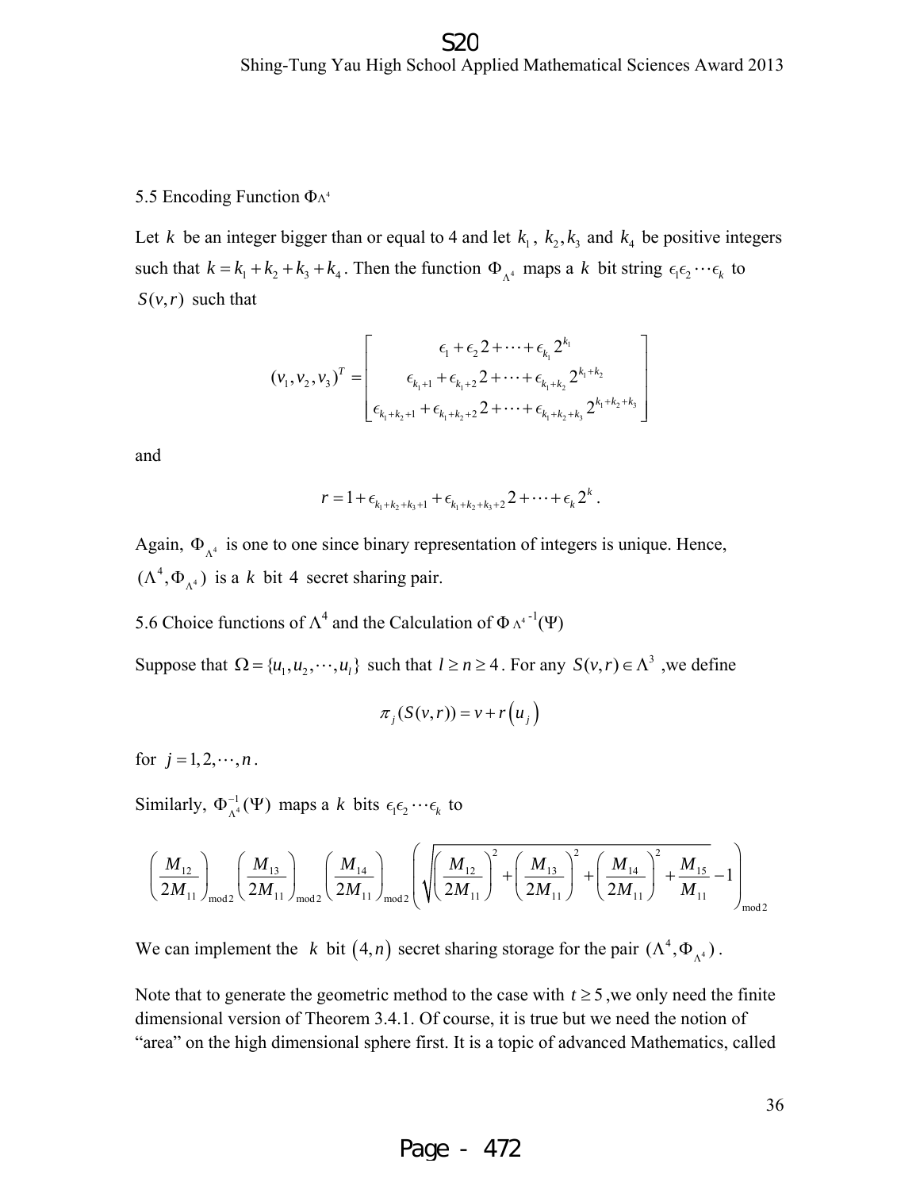## 5.5 Encoding Function $\Phi_{\Lambda^4}$

Let $k$ be an integer bigger than or equal to 4 and let $k_1$, $k_2, k_3$ and $k_4$ be positive integers such that $k = k_1 + k_2 + k_3 + k_4$. Then the function $\Phi_{\Lambda^4}$ maps a $k$ bit string $\epsilon_1\epsilon_2\cdots\epsilon_k$ to $S(v,r)$ such that

$$(v_1, v_2, v_3)^T = \begin{bmatrix} \epsilon_1 + \epsilon_2 2 + \cdots + \epsilon_{k_1} 2^{k_1} \\ \epsilon_{k_1+1} + \epsilon_{k_1+2} 2 + \cdots + \epsilon_{k_1+k_2} 2^{k_1+k_2} \\ \epsilon_{k_1+k_2+1} + \epsilon_{k_1+k_2+2} 2 + \cdots + \epsilon_{k_1+k_2+k_3} 2^{k_1+k_2+k_3} \end{bmatrix}$$

and

$$r = 1 + \epsilon_{k_1+k_2+k_3+1} + \epsilon_{k_1+k_2+k_3+2} 2 + \cdots + \epsilon_k 2^k .$$

Again, $\Phi_{\Lambda^4}$ is one to one since binary representation of integers is unique. Hence, $(\Lambda^4, \Phi_{\Lambda^4})$ is a $k$ bit 4 secret sharing pair.

## 5.6 Choice functions of $\Lambda^4$ and the Calculation of $\Phi_{\Lambda^4}{}^{-1}(\Psi)$

Suppose that $\Omega = \{u_1, u_2, \cdots, u_l\}$ such that $l \geq n \geq 4$. For any $S(v,r) \in \Lambda^3$ ,we define

$$\pi_j(S(v,r)) = v + r\left(u_j\right)$$

for $j = 1, 2, \cdots, n$.

Similarly, $\Phi_{\Lambda^4}^{-1}(\Psi)$ maps a $k$ bits $\epsilon_1\epsilon_2\cdots\epsilon_k$ to

$$\left(\frac{M_{12}}{2M_{11}}\right)_{\bmod 2} \left(\frac{M_{13}}{2M_{11}}\right)_{\bmod 2} \left(\frac{M_{14}}{2M_{11}}\right)_{\bmod 2} \left(\sqrt{\left(\frac{M_{12}}{2M_{11}}\right)^2 + \left(\frac{M_{13}}{2M_{11}}\right)^2 + \left(\frac{M_{14}}{2M_{11}}\right)^2 + \frac{M_{15}}{M_{11}}} - 1\right)_{\bmod 2}$$

We can implement the $k$ bit $(4,n)$ secret sharing storage for the pair $(\Lambda^4, \Phi_{\Lambda^4})$.

Note that to generate the geometric method to the case with $t \geq 5$ ,we only need the finite dimensional version of Theorem 3.4.1. Of course, it is true but we need the notion of "area" on the high dimensional sphere first. It is a topic of advanced Mathematics, called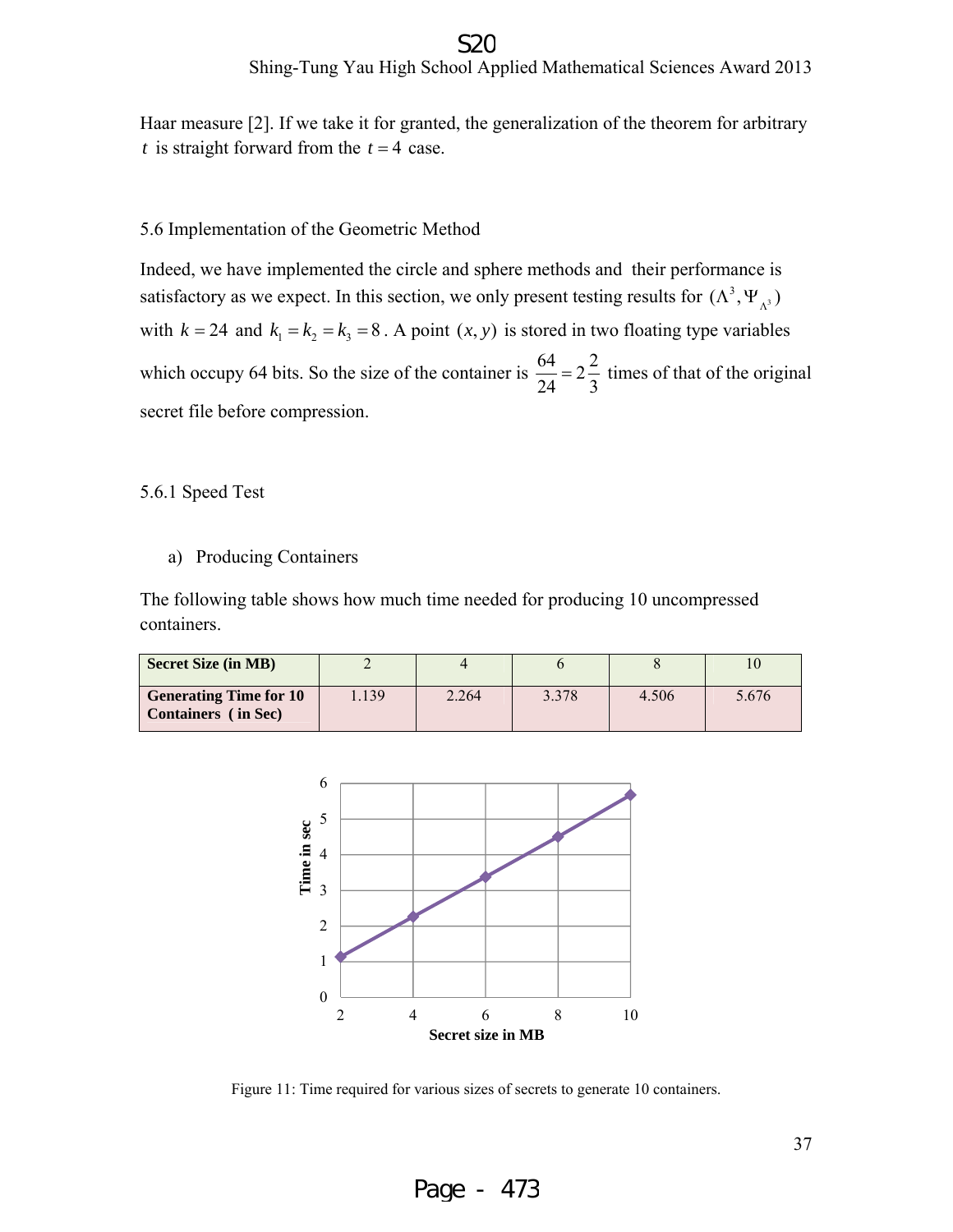Haar measure [2]. If we take it for granted, the generalization of the theorem for arbitrary $t$ is straight forward from the $t = 4$ case.

### 5.6 Implementation of the Geometric Method

Indeed, we have implemented the circle and sphere methods and their performance is satisfactory as we expect. In this section, we only present testing results for $(\Lambda^3, \Psi_{\Lambda^3})$ with $k = 24$ and $k_1 = k_2 = k_3 = 8$. A point $(x, y)$ is stored in two floating type variables which occupy 64 bits. So the size of the container is $\frac{64}{24} = 2\frac{2}{3}$ times of that of the original secret file before compression.

#### 5.6.1 Speed Test

a) Producing Containers

The following table shows how much time needed for producing 10 uncompressed containers.

| **Secret Size (in MB)** | 2 | 4 | 6 | 8 | 10 |
|---|---|---|---|---|---|
| **Generating Time for 10 Containers ( in Sec)** | 1.139 | 2.264 | 3.378 | 4.506 | 5.676 |

Figure 11: Time required for various sizes of secrets to generate 10 containers.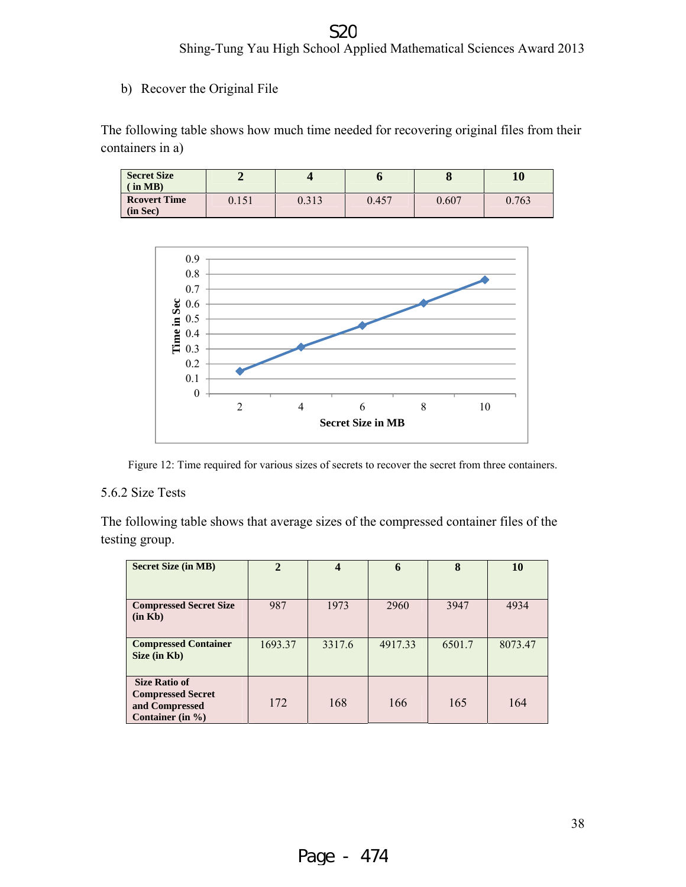b) Recover the Original File

The following table shows how much time needed for recovering original files from their containers in a)

| Secret Size ( in MB) | 2 | 4 | 6 | 8 | 10 |
|---|---|---|---|---|---|
| Rcovert Time (in Sec) | 0.151 | 0.313 | 0.457 | 0.607 | 0.763 |

Figure 12: Time required for various sizes of secrets to recover the secret from three containers.

5.6.2 Size Tests

The following table shows that average sizes of the compressed container files of the testing group.

| Secret Size (in MB) | 2 | 4 | 6 | 8 | 10 |
|---|---|---|---|---|---|
| Compressed Secret Size (in Kb) | 987 | 1973 | 2960 | 3947 | 4934 |
| Compressed Container Size (in Kb) | 1693.37 | 3317.6 | 4917.33 | 6501.7 | 8073.47 |
| Size Ratio of Compressed Secret and Compressed Container (in %) | 172 | 168 | 166 | 165 | 164 |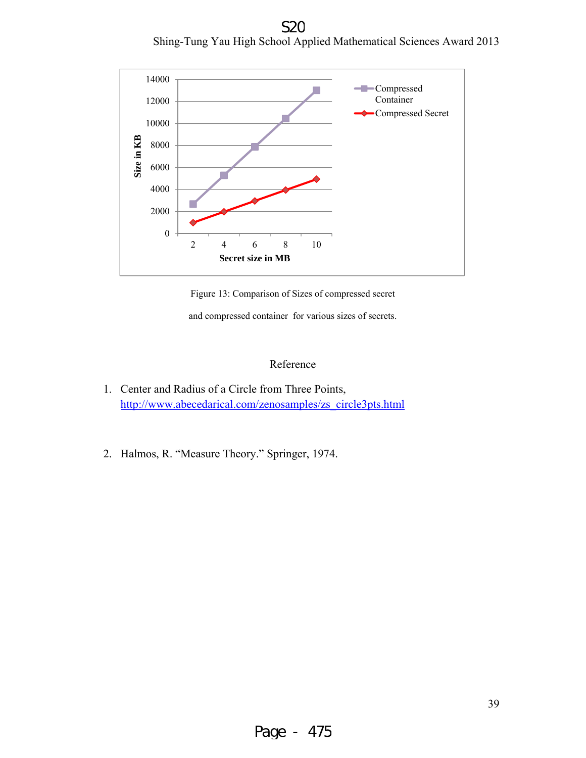Figure 13: Comparison of Sizes of compressed secret and compressed container for various sizes of secrets.

## Reference

1. Center and Radius of a Circle from Three Points, http://www.abecedarical.com/zenosamples/zs_circle3pts.html

2. Halmos, R. "Measure Theory." Springer, 1974.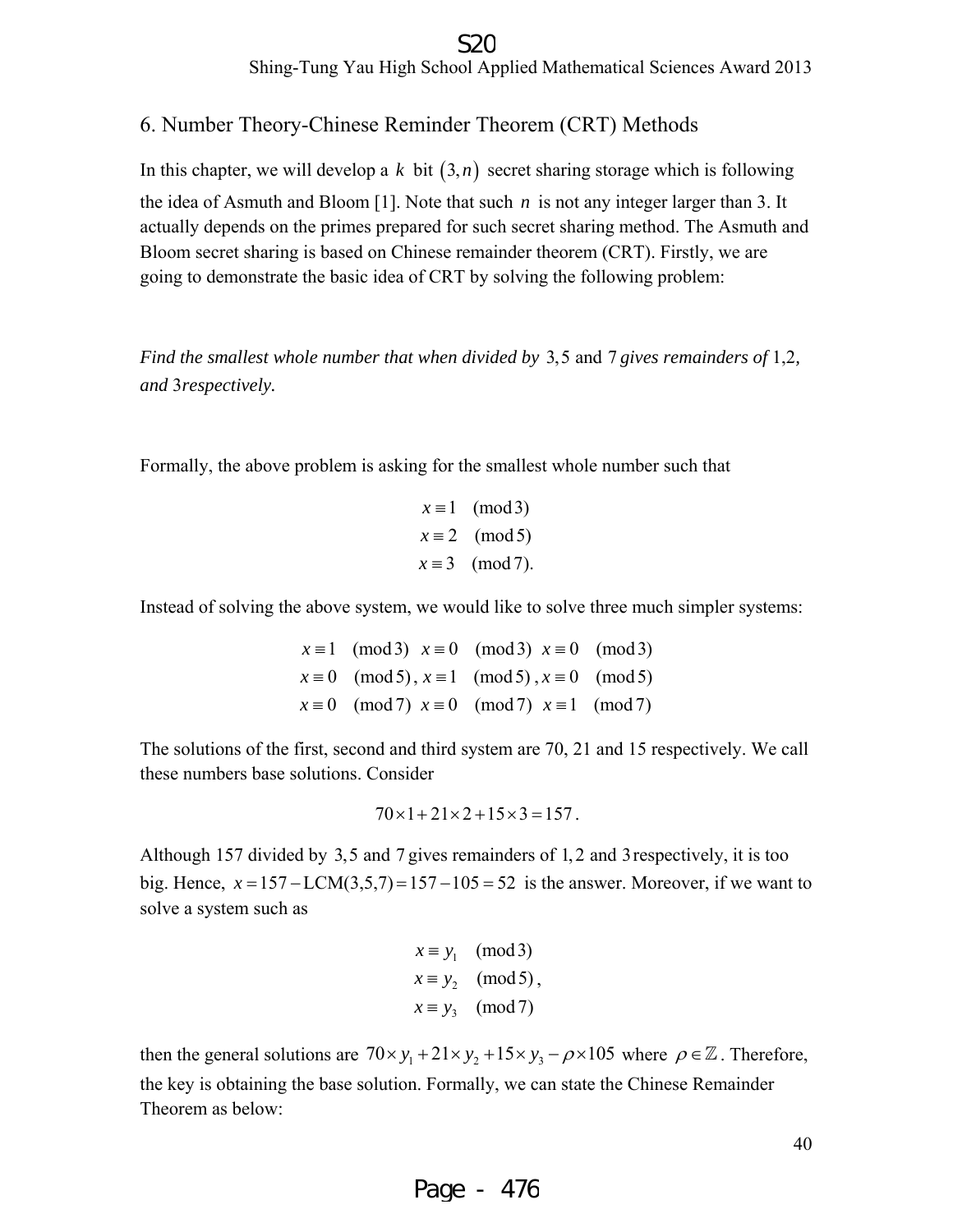## 6. Number Theory-Chinese Reminder Theorem (CRT) Methods

In this chapter, we will develop a $k$ bit $(3,n)$ secret sharing storage which is following the idea of Asmuth and Bloom [1]. Note that such $n$ is not any integer larger than 3. It actually depends on the primes prepared for such secret sharing method. The Asmuth and Bloom secret sharing is based on Chinese remainder theorem (CRT). Firstly, we are going to demonstrate the basic idea of CRT by solving the following problem:

*Find the smallest whole number that when divided by* $3, 5$ and $7$ *gives remainders of* $1, 2$*, and* $3$ *respectively.*

Formally, the above problem is asking for the smallest whole number such that

$$
\begin{aligned}
x &\equiv 1 \pmod 3 \\
x &\equiv 2 \pmod 5 \\
x &\equiv 3 \pmod 7.
\end{aligned}
$$

Instead of solving the above system, we would like to solve three much simpler systems:

$$
\begin{array}{lll}
x \equiv 1 \pmod 3 & x \equiv 0 \pmod 3 & x \equiv 0 \pmod 3 \\
x \equiv 0 \pmod 5, & x \equiv 1 \pmod 5, & x \equiv 0 \pmod 5 \\
x \equiv 0 \pmod 7 & x \equiv 0 \pmod 7 & x \equiv 1 \pmod 7
\end{array}
$$

The solutions of the first, second and third system are 70, 21 and 15 respectively. We call these numbers base solutions. Consider

$$70 \times 1 + 21 \times 2 + 15 \times 3 = 157.$$

Although 157 divided by $3, 5$ and $7$ gives remainders of $1, 2$ and $3$ respectively, it is too big. Hence, $x = 157 - \text{LCM}(3,5,7) = 157 - 105 = 52$ is the answer. Moreover, if we want to solve a system such as

$$
\begin{aligned}
x &\equiv y_1 \pmod 3 \\
x &\equiv y_2 \pmod 5, \\
x &\equiv y_3 \pmod 7
\end{aligned}
$$

then the general solutions are $70 \times y_1 + 21 \times y_2 + 15 \times y_3 - \rho \times 105$ where $\rho \in \mathbb{Z}$. Therefore, the key is obtaining the base solution. Formally, we can state the Chinese Remainder Theorem as below: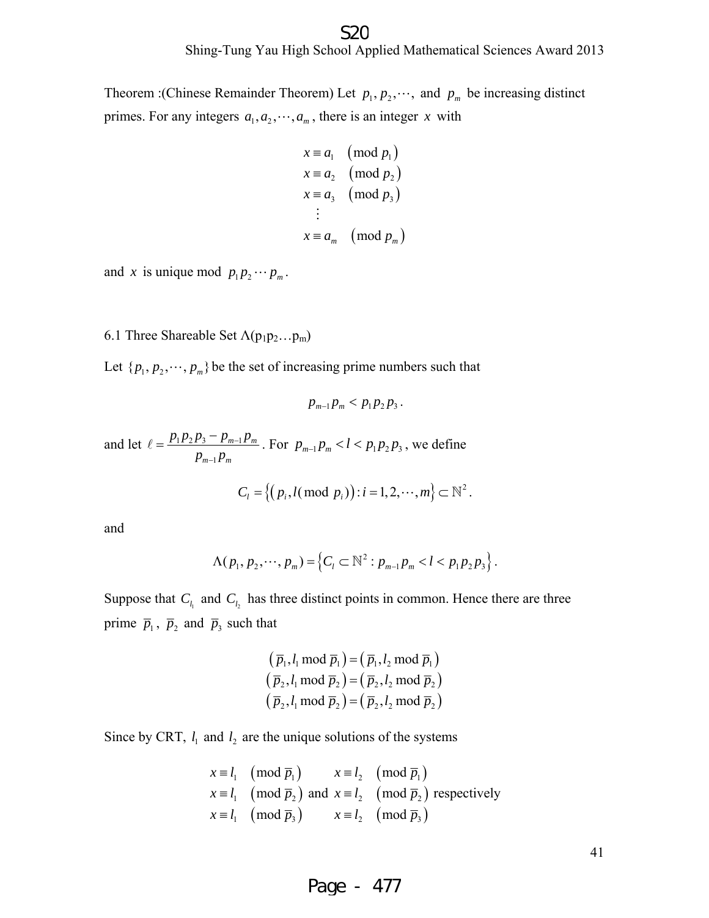Theorem :(Chinese Remainder Theorem) Let $p_1, p_2, \cdots,$ and $p_m$ be increasing distinct primes. For any integers $a_1, a_2, \cdots, a_m$, there is an integer $x$ with

$$
\begin{aligned}
x &\equiv a_1 \pmod{p_1} \\
x &\equiv a_2 \pmod{p_2} \\
x &\equiv a_3 \pmod{p_3} \\
&\vdots \\
x &\equiv a_m \pmod{p_m}
\end{aligned}
$$

and $x$ is unique mod $p_1 p_2 \cdots p_m$.

6.1 Three Shareable Set $\Lambda(p_1p_2\ldots p_m)$

Let $\{p_1, p_2, \cdots, p_m\}$ be the set of increasing prime numbers such that

$$p_{m-1} p_m < p_1 p_2 p_3 .$$

and let $\ell = \dfrac{p_1 p_2 p_3 - p_{m-1} p_m}{p_{m-1} p_m}$. For $p_{m-1} p_m < l < p_1 p_2 p_3$, we define

$$C_l = \left\{ \left( p_i, l (\operatorname{mod}\ p_i) \right) : i = 1, 2, \cdots, m \right\} \subset \mathbb{N}^2 .$$

and

$$\Lambda(p_1, p_2, \cdots, p_m) = \left\{ C_l \subset \mathbb{N}^2 : p_{m-1} p_m < l < p_1 p_2 p_3 \right\}.$$

Suppose that $C_{l_1}$ and $C_{l_2}$ has three distinct points in common. Hence there are three prime $\overline{p}_1$, $\overline{p}_2$ and $\overline{p}_3$ such that

$$
\begin{aligned}
\left( \overline{p}_1, l_1 \bmod \overline{p}_1 \right) &= \left( \overline{p}_1, l_2 \bmod \overline{p}_1 \right) \\
\left( \overline{p}_2, l_1 \bmod \overline{p}_2 \right) &= \left( \overline{p}_2, l_2 \bmod \overline{p}_2 \right) \\
\left( \overline{p}_2, l_1 \bmod \overline{p}_2 \right) &= \left( \overline{p}_2, l_2 \bmod \overline{p}_2 \right)
\end{aligned}
$$

Since by CRT, $l_1$ and $l_2$ are the unique solutions of the systems

$$
\begin{aligned}
x &\equiv l_1 \pmod{\overline{p}_1} \\
x &\equiv l_1 \pmod{\overline{p}_2} \\
x &\equiv l_1 \pmod{\overline{p}_3}
\end{aligned}
\quad \text{and} \quad
\begin{aligned}
x &\equiv l_2 \pmod{\overline{p}_1} \\
x &\equiv l_2 \pmod{\overline{p}_2} \\
x &\equiv l_2 \pmod{\overline{p}_3}
\end{aligned}
\quad \text{respectively}
$$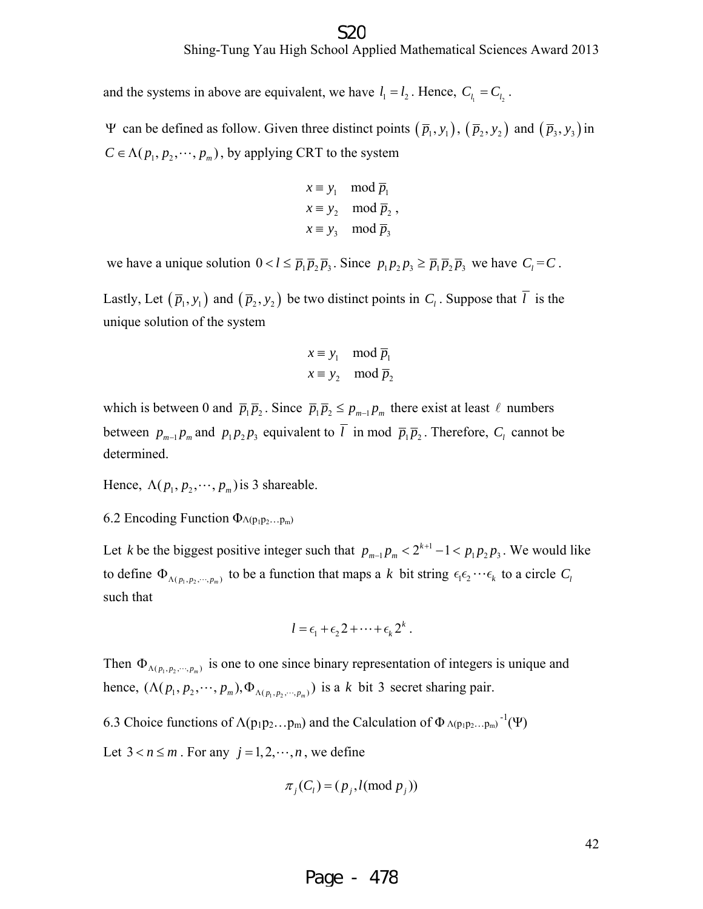and the systems in above are equivalent, we have $l_1 = l_2$. Hence, $C_{l_1} = C_{l_2}$.

$\Psi$ can be defined as follow. Given three distinct points $(\overline{p}_1, y_1)$, $(\overline{p}_2, y_2)$ and $(\overline{p}_3, y_3)$ in $C \in \Lambda(p_1, p_2, \cdots, p_m)$, by applying CRT to the system

$$\begin{aligned} x &\equiv y_1 \mod \overline{p}_1 \\ x &\equiv y_2 \mod \overline{p}_2 , \\ x &\equiv y_3 \mod \overline{p}_3 \end{aligned}$$

we have a unique solution $0 < l \le \overline{p}_1 \overline{p}_2 \overline{p}_3$. Since $p_1 p_2 p_3 \ge \overline{p}_1 \overline{p}_2 \overline{p}_3$ we have $C_l = C$.

Lastly, Let $(\overline{p}_1, y_1)$ and $(\overline{p}_2, y_2)$ be two distinct points in $C_l$. Suppose that $\overline{l}$ is the unique solution of the system

$$\begin{aligned} x &\equiv y_1 \mod \overline{p}_1 \\ x &\equiv y_2 \mod \overline{p}_2 \end{aligned}$$

which is between 0 and $\overline{p}_1 \overline{p}_2$. Since $\overline{p}_1 \overline{p}_2 \le p_{m-1} p_m$ there exist at least $\ell$ numbers between $p_{m-1} p_m$ and $p_1 p_2 p_3$ equivalent to $\overline{l}$ in mod $\overline{p}_1 \overline{p}_2$. Therefore, $C_l$ cannot be determined.

Hence, $\Lambda(p_1, p_2, \cdots, p_m)$ is 3 shareable.

6.2 Encoding Function $\Phi_{\Lambda(p_1 p_2 \ldots p_m)}$

Let $k$ be the biggest positive integer such that $p_{m-1} p_m < 2^{k+1} - 1 < p_1 p_2 p_3$. We would like to define $\Phi_{\Lambda(p_1, p_2, \cdots, p_m)}$ to be a function that maps a $k$ bit string $\epsilon_1 \epsilon_2 \cdots \epsilon_k$ to a circle $C_l$ such that

$$l = \epsilon_1 + \epsilon_2 2 + \cdots + \epsilon_k 2^k .$$

Then $\Phi_{\Lambda(p_1, p_2, \cdots, p_m)}$ is one to one since binary representation of integers is unique and hence, $(\Lambda(p_1, p_2, \cdots, p_m), \Phi_{\Lambda(p_1, p_2, \cdots, p_m)})$ is a $k$ bit 3 secret sharing pair.

6.3 Choice functions of $\Lambda(p_1 p_2 \ldots p_m)$ and the Calculation of $\Phi_{\Lambda(p_1 p_2 \ldots p_m)}^{-1}(\Psi)$

Let $3 < n \le m$. For any $j = 1, 2, \cdots, n$, we define

$$\pi_j(C_l) = (p_j, l (\text{mod } p_j))$$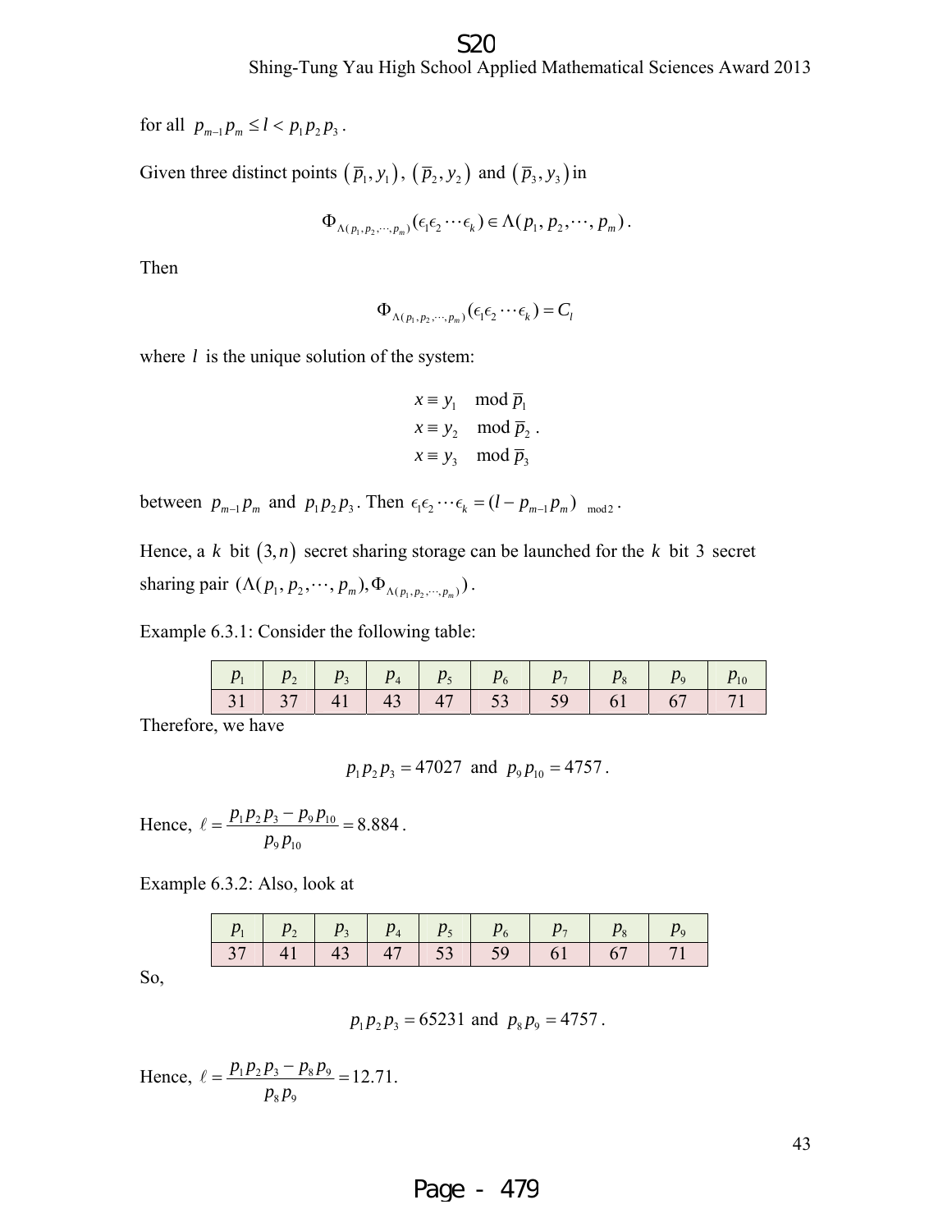for all $p_{m-1}p_m \le l < p_1 p_2 p_3$.

Given three distinct points $(\overline{p}_1, y_1)$, $(\overline{p}_2, y_2)$ and $(\overline{p}_3, y_3)$ in

$$\Phi_{\Lambda(p_1,p_2,\cdots,p_m)}(\epsilon_1\epsilon_2\cdots\epsilon_k) \in \Lambda(p_1, p_2, \cdots, p_m).$$

Then

$$\Phi_{\Lambda(p_1,p_2,\cdots,p_m)}(\epsilon_1\epsilon_2\cdots\epsilon_k) = C_l$$

where $l$ is the unique solution of the system:

$$\begin{aligned} x &\equiv y_1 \mod \overline{p}_1 \\ x &\equiv y_2 \mod \overline{p}_2 \\ x &\equiv y_3 \mod \overline{p}_3 \end{aligned}.$$

between $p_{m-1}p_m$ and $p_1 p_2 p_3$. Then $\epsilon_1\epsilon_2\cdots\epsilon_k = (l - p_{m-1}p_m)_{\mod 2}$.

Hence, a $k$ bit $(3, n)$ secret sharing storage can be launched for the $k$ bit 3 secret sharing pair $(\Lambda(p_1, p_2, \cdots, p_m), \Phi_{\Lambda(p_1,p_2,\cdots,p_m)})$.

Example 6.3.1: Consider the following table:

| $p_1$ | $p_2$ | $p_3$ | $p_4$ | $p_5$ | $p_6$ | $p_7$ | $p_8$ | $p_9$ | $p_{10}$ |
|---|---|---|---|---|---|---|---|---|---|
| 31 | 37 | 41 | 43 | 47 | 53 | 59 | 61 | 67 | 71 |

Therefore, we have

$$p_1 p_2 p_3 = 47027 \text{ and } p_9 p_{10} = 4757.$$

Hence, $\ell = \dfrac{p_1 p_2 p_3 - p_9 p_{10}}{p_9 p_{10}} = 8.884$.

Example 6.3.2: Also, look at

| $p_1$ | $p_2$ | $p_3$ | $p_4$ | $p_5$ | $p_6$ | $p_7$ | $p_8$ | $p_9$ |
|---|---|---|---|---|---|---|---|---|
| 37 | 41 | 43 | 47 | 53 | 59 | 61 | 67 | 71 |

So,

$$p_1 p_2 p_3 = 65231 \text{ and } p_8 p_9 = 4757.$$

Hence, $\ell = \dfrac{p_1 p_2 p_3 - p_8 p_9}{p_8 p_9} = 12.71.$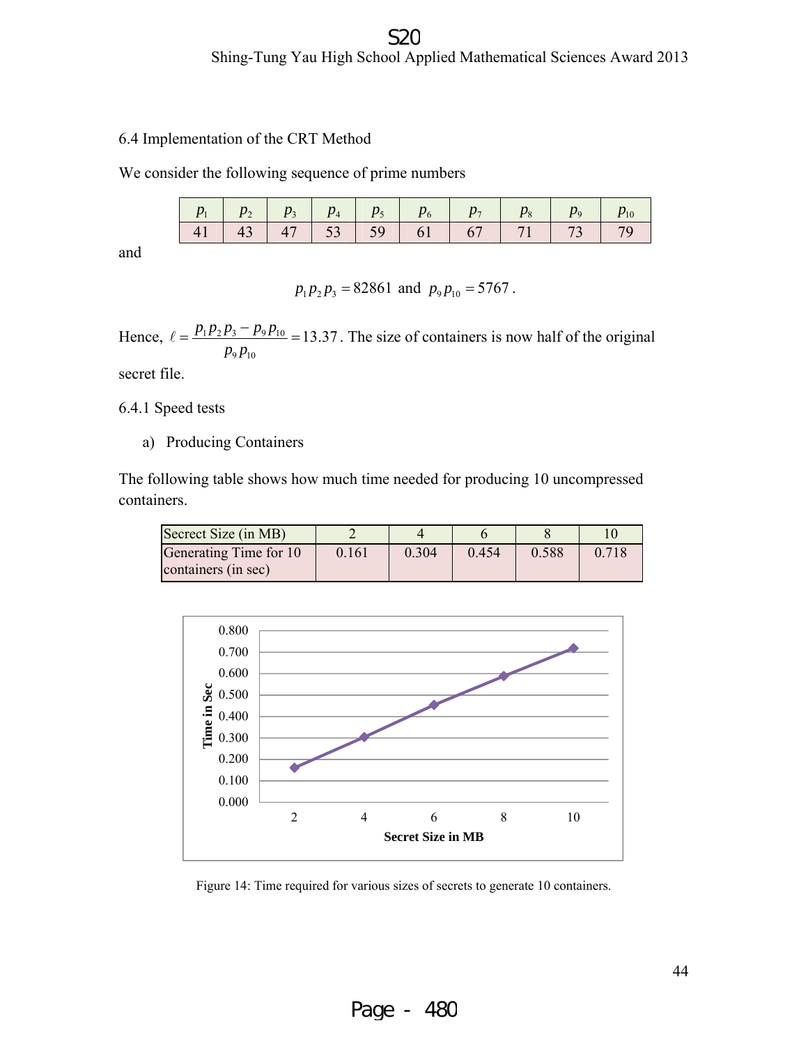### 6.4 Implementation of the CRT Method

We consider the following sequence of prime numbers

| $p_1$ | $p_2$ | $p_3$ | $p_4$ | $p_5$ | $p_6$ | $p_7$ | $p_8$ | $p_9$ | $p_{10}$ |
|---|---|---|---|---|---|---|---|---|---|
| 41 | 43 | 47 | 53 | 59 | 61 | 67 | 71 | 73 | 79 |

and

$$p_1 p_2 p_3 = 82861 \text{ and } p_9 p_{10} = 5767.$$

Hence, $\ell = \frac{p_1 p_2 p_3 - p_9 p_{10}}{p_9 p_{10}} = 13.37$. The size of containers is now half of the original secret file.

#### 6.4.1 Speed tests

a) Producing Containers

The following table shows how much time needed for producing 10 uncompressed containers.

| Secrect Size (in MB) | 2 | 4 | 6 | 8 | 10 |
|---|---|---|---|---|---|
| Generating Time for 10 containers (in sec) | 0.161 | 0.304 | 0.454 | 0.588 | 0.718 |

Figure 14: Time required for various sizes of secrets to generate 10 containers.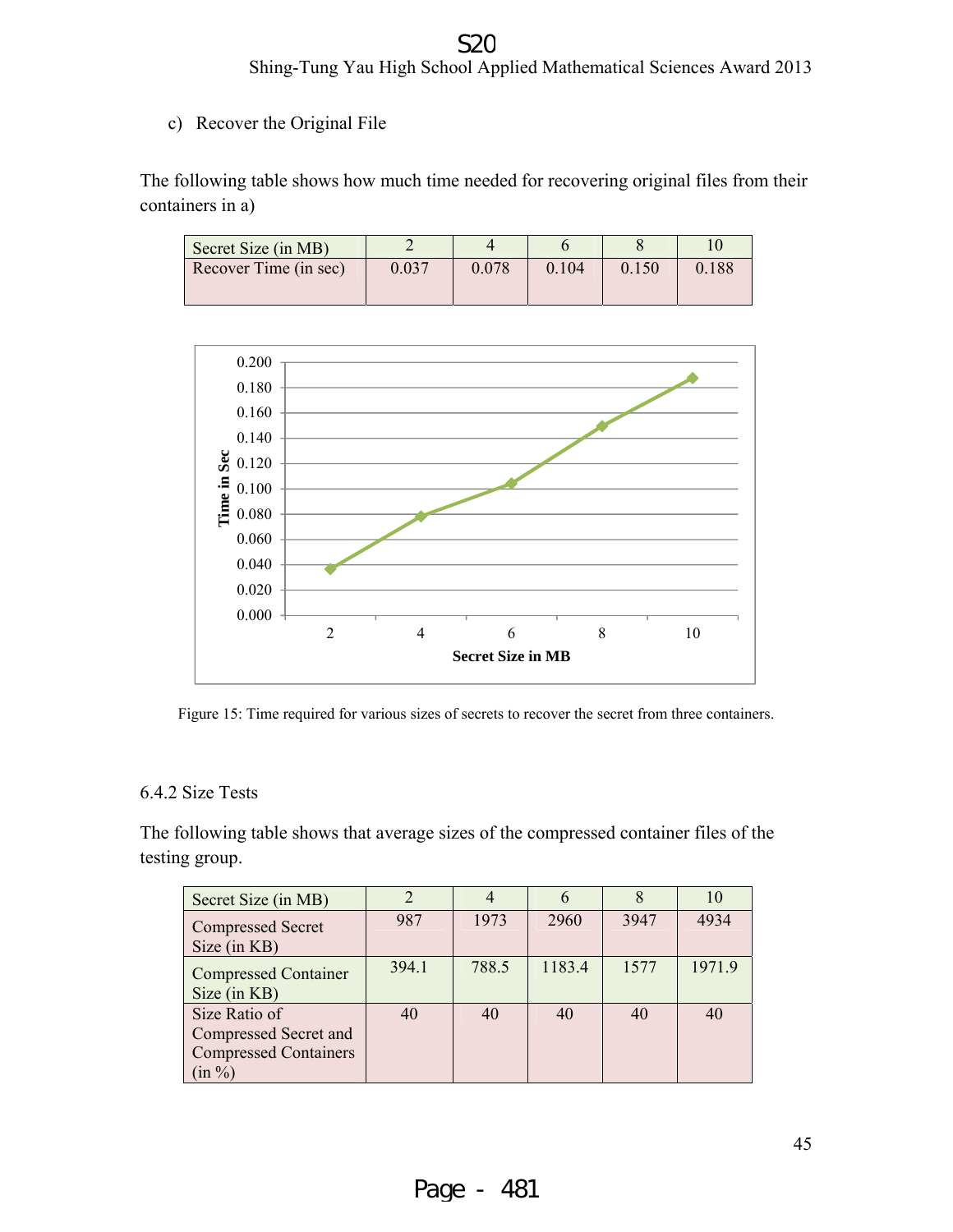c) Recover the Original File

The following table shows how much time needed for recovering original files from their containers in a)

| Secret Size (in MB) | 2 | 4 | 6 | 8 | 10 |
|---|---|---|---|---|---|
| Recover Time (in sec) | 0.037 | 0.078 | 0.104 | 0.150 | 0.188 |

Figure 15: Time required for various sizes of secrets to recover the secret from three containers.

### 6.4.2 Size Tests

The following table shows that average sizes of the compressed container files of the testing group.

| Secret Size (in MB) | 2 | 4 | 6 | 8 | 10 |
|---|---|---|---|---|---|
| Compressed Secret Size (in KB) | 987 | 1973 | 2960 | 3947 | 4934 |
| Compressed Container Size (in KB) | 394.1 | 788.5 | 1183.4 | 1577 | 1971.9 |
| Size Ratio of Compressed Secret and Compressed Containers (in %) | 40 | 40 | 40 | 40 | 40 |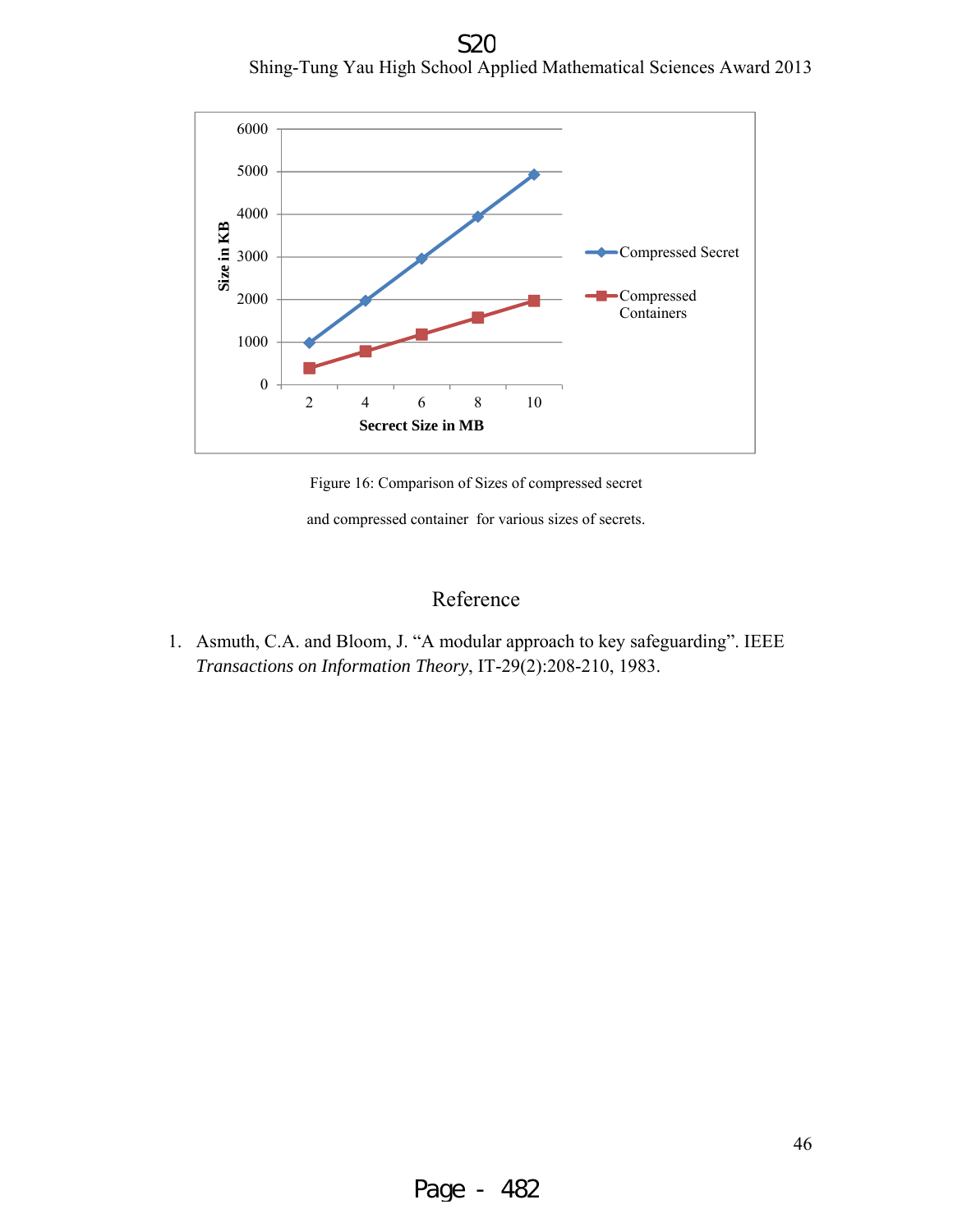Figure 16: Comparison of Sizes of compressed secret and compressed container for various sizes of secrets.

## Reference

1. Asmuth, C.A. and Bloom, J. "A modular approach to key safeguarding". IEEE *Transactions on Information Theory*, IT-29(2):208-210, 1983.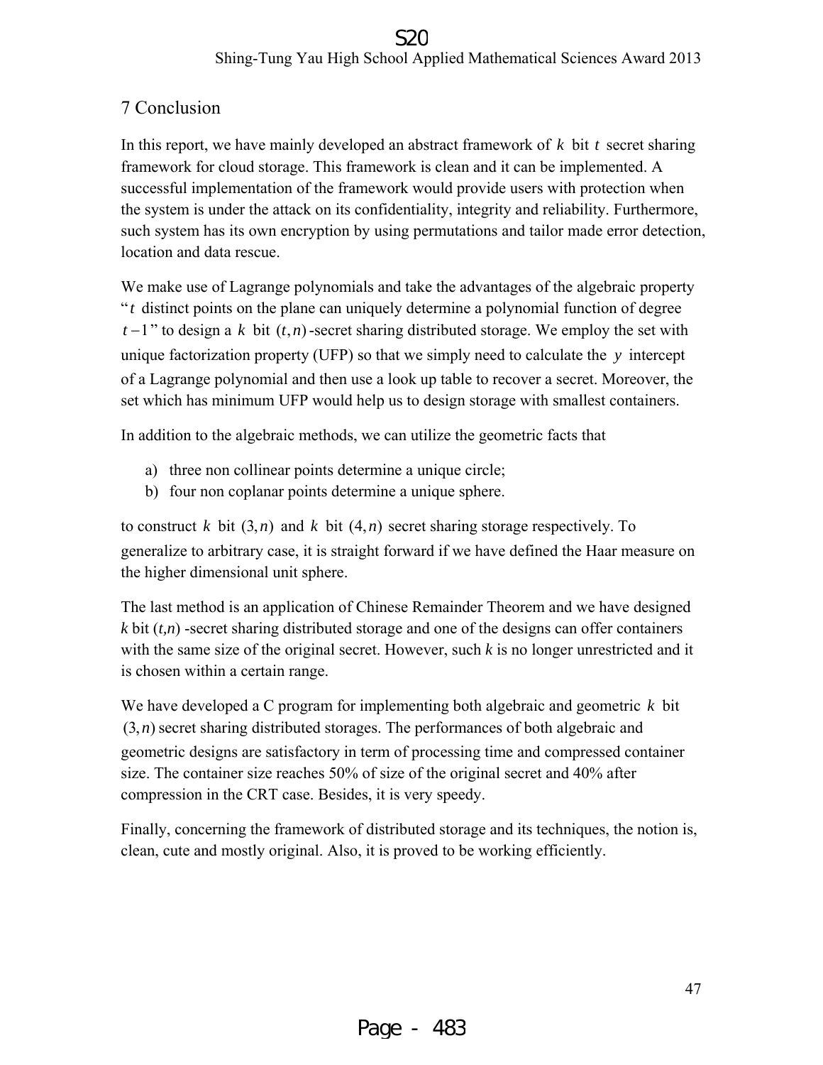## 7 Conclusion

In this report, we have mainly developed an abstract framework of $k$ bit $t$ secret sharing framework for cloud storage. This framework is clean and it can be implemented. A successful implementation of the framework would provide users with protection when the system is under the attack on its confidentiality, integrity and reliability. Furthermore, such system has its own encryption by using permutations and tailor made error detection, location and data rescue.

We make use of Lagrange polynomials and take the advantages of the algebraic property "$t$ distinct points on the plane can uniquely determine a polynomial function of degree $t-1$" to design a $k$ bit $(t,n)$-secret sharing distributed storage. We employ the set with unique factorization property (UFP) so that we simply need to calculate the $y$ intercept of a Lagrange polynomial and then use a look up table to recover a secret. Moreover, the set which has minimum UFP would help us to design storage with smallest containers.

In addition to the algebraic methods, we can utilize the geometric facts that

a) three non collinear points determine a unique circle;
b) four non coplanar points determine a unique sphere.

to construct $k$ bit $(3,n)$ and $k$ bit $(4,n)$ secret sharing storage respectively. To generalize to arbitrary case, it is straight forward if we have defined the Haar measure on the higher dimensional unit sphere.

The last method is an application of Chinese Remainder Theorem and we have designed $k$ bit $(t,n)$ -secret sharing distributed storage and one of the designs can offer containers with the same size of the original secret. However, such $k$ is no longer unrestricted and it is chosen within a certain range.

We have developed a C program for implementing both algebraic and geometric $k$ bit $(3,n)$ secret sharing distributed storages. The performances of both algebraic and geometric designs are satisfactory in term of processing time and compressed container size. The container size reaches 50% of size of the original secret and 40% after compression in the CRT case. Besides, it is very speedy.

Finally, concerning the framework of distributed storage and its techniques, the notion is, clean, cute and mostly original. Also, it is proved to be working efficiently.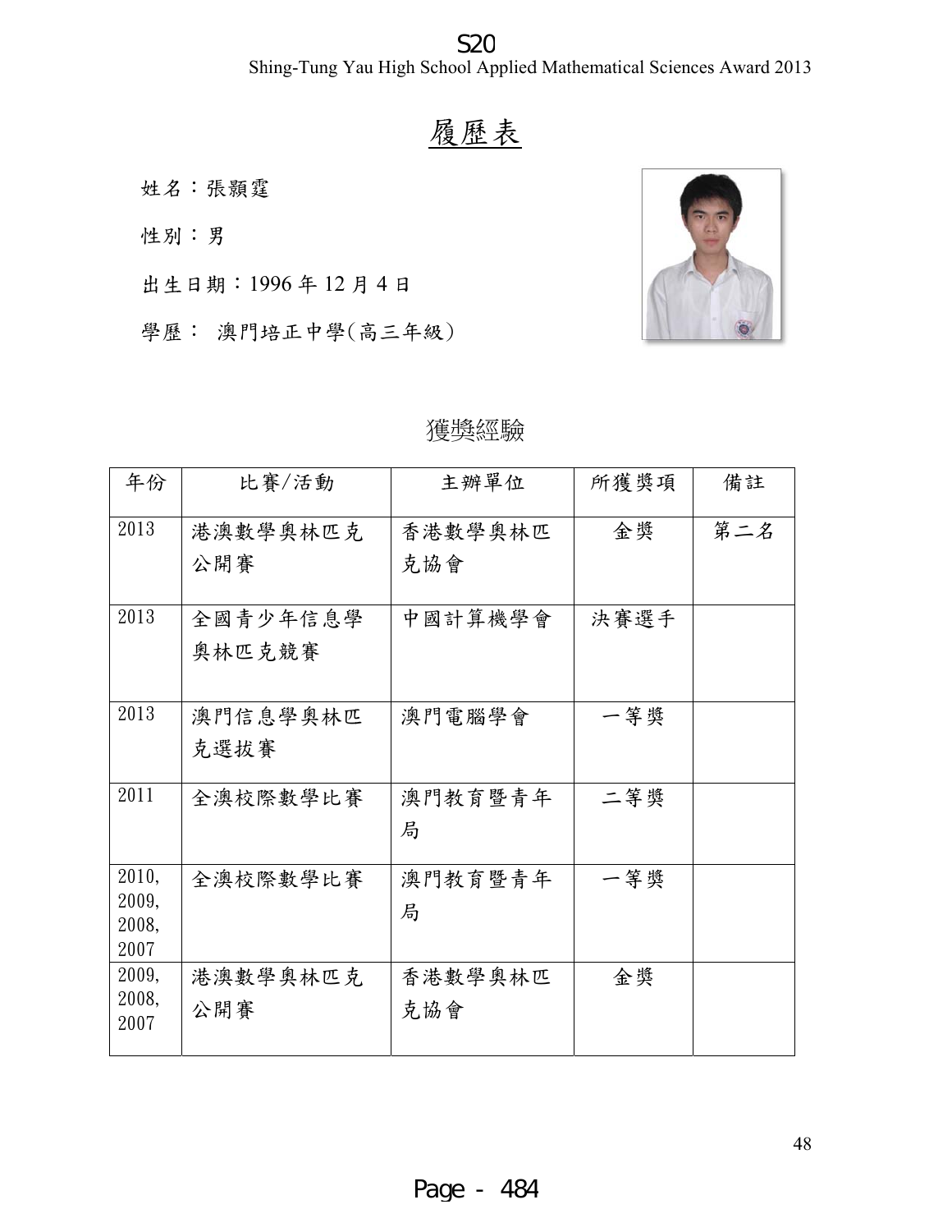# 履歷表

姓名：張顥霆

性別：男

出生日期：1996 年 12 月 4 日

學歷： 澳門培正中學(高三年級)

## 獲獎經驗

| 年份 | 比賽/活動 | 主辦單位 | 所獲獎項 | 備註 |
|---|---|---|---|---|
| 2013 | 港澳數學奧林匹克公開賽 | 香港數學奧林匹克協會 | 金獎 | 第二名 |
| 2013 | 全國青少年信息學奧林匹克競賽 | 中國計算機學會 | 決賽選手 | |
| 2013 | 澳門信息學奧林匹克選拔賽 | 澳門電腦學會 | 一等獎 | |
| 2011 | 全澳校際數學比賽 | 澳門教育暨青年局 | 二等獎 | |
| 2010, 2009, 2008, 2007 | 全澳校際數學比賽 | 澳門教育暨青年局 | 一等獎 | |
| 2009, 2008, 2007 | 港澳數學奧林匹克公開賽 | 香港數學奧林匹克協會 | 金獎 | |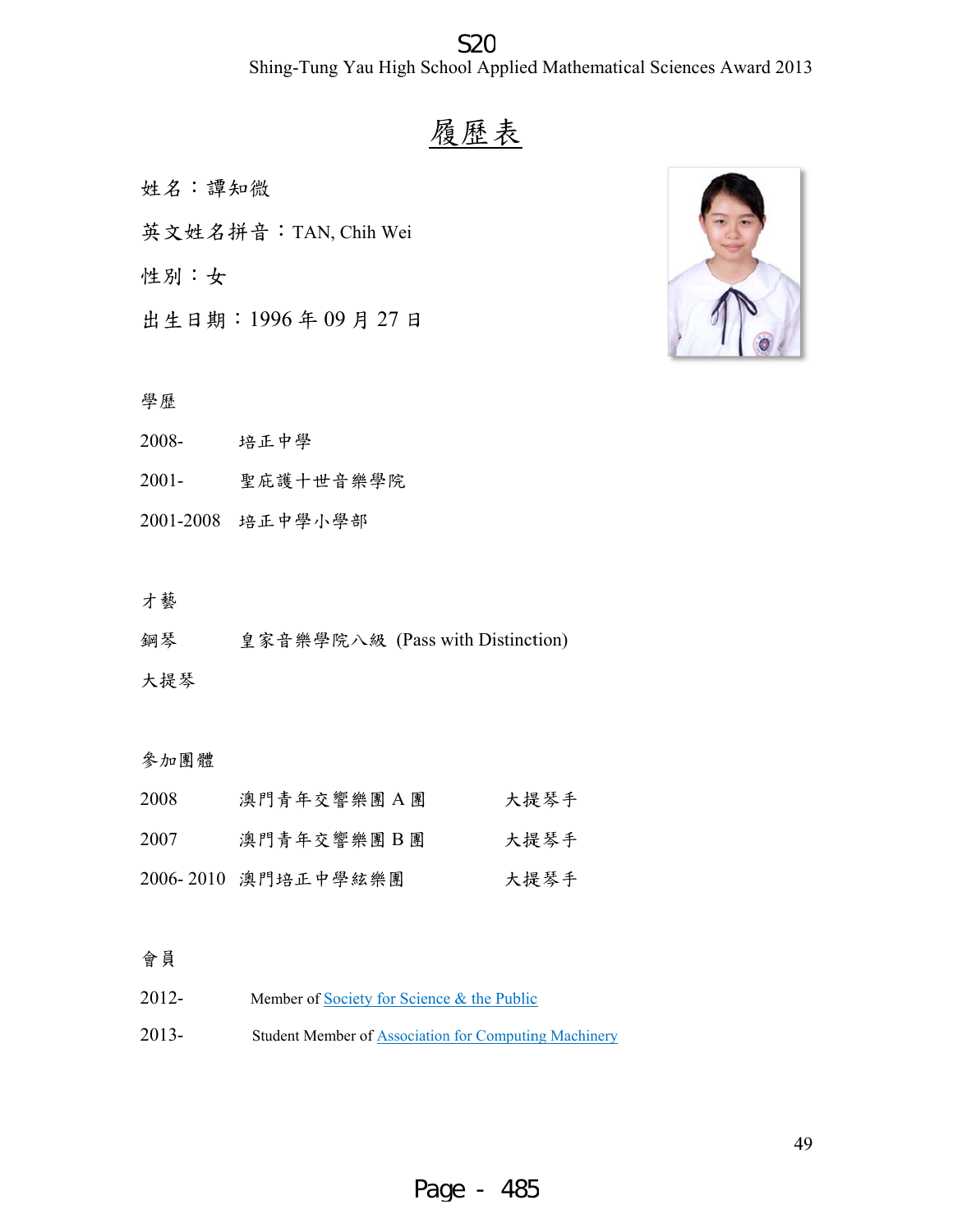# 履歷表

姓名：譚知微

英文姓名拼音：TAN, Chih Wei

性別：女

出生日期：1996 年 09 月 27 日

## 學歷

| | |
|---|---|
| 2008- | 培正中學 |
| 2001- | 聖庇護十世音樂學院 |
| 2001-2008 | 培正中學小學部 |

## 才藝

| | |
|---|---|
| 鋼琴 | 皇家音樂學院八級 (Pass with Distinction) |
| 大提琴 | |

## 參加團體

| | | |
|---|---|---|
| 2008 | 澳門青年交響樂團 A 團 | 大提琴手 |
| 2007 | 澳門青年交響樂團 B 團 | 大提琴手 |
| 2006- 2010 | 澳門培正中學絃樂團 | 大提琴手 |

## 會員

| | |
|---|---|
| 2012- | Member of Society for Science & the Public |
| 2013- | Student Member of Association for Computing Machinery |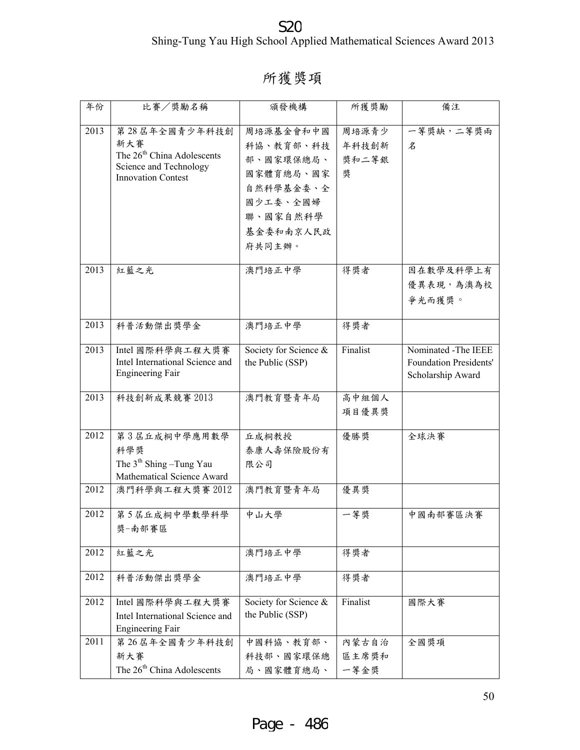# 所獲獎項

| 年份 | 比賽／獎勵名稱 | 頒發機構 | 所獲獎勵 | 備注 |
|---|---|---|---|---|
| 2013 | 第 28 屆年全國青少年科技創新大賽 The 26th China Adolescents Science and Technology Innovation Contest | 周培源基金會和中國科協、教育部、科技部、國家環保總局、國家體育總局、國家自然科學基金委、全國少工委、全國婦聯、國家自然科學基金委和南京人民政府共同主辦。 | 周培源青少年科技創新獎和二等銀獎 | 一等獎缺，二等獎兩名 |
| 2013 | 紅藍之光 | 澳門培正中學 | 得獎者 | 因在數學及科學上有優異表現，為澳為校爭光而獲獎。 |
| 2013 | 科普活動傑出獎學金 | 澳門培正中學 | 得獎者 | |
| 2013 | Intel 國際科學與工程大獎賽 Intel International Science and Engineering Fair | Society for Science & the Public (SSP) | Finalist | Nominated -The IEEE Foundation Presidents' Scholarship Award |
| 2013 | 科技創新成果競賽 2013 | 澳門教育暨青年局 | 高中組個人項目優異獎 | |
| 2012 | 第 3 屆丘成桐中學應用數學科學獎 The 3rd Shing –Tung Yau Mathematical Science Award | 丘成桐教授 泰康人壽保險股份有限公司 | 優勝獎 | 全球決賽 |
| 2012 | 澳門科學與工程大獎賽 2012 | 澳門教育暨青年局 | 優異獎 | |
| 2012 | 第 5 屆丘成桐中學數學科學獎-南部賽區 | 中山大學 | 一等獎 | 中國南部賽區決賽 |
| 2012 | 紅藍之光 | 澳門培正中學 | 得獎者 | |
| 2012 | 科普活動傑出獎學金 | 澳門培正中學 | 得獎者 | |
| 2012 | Intel 國際科學與工程大獎賽 Intel International Science and Engineering Fair | Society for Science & the Public (SSP) | Finalist | 國際大賽 |
| 2011 | 第 26 屆年全國青少年科技創新大賽 The 26th China Adolescents | 中國科協、教育部、科技部、國家環保總局、國家體育總局、 | 內蒙古自治區主席獎和一等金獎 | 全國獎項 |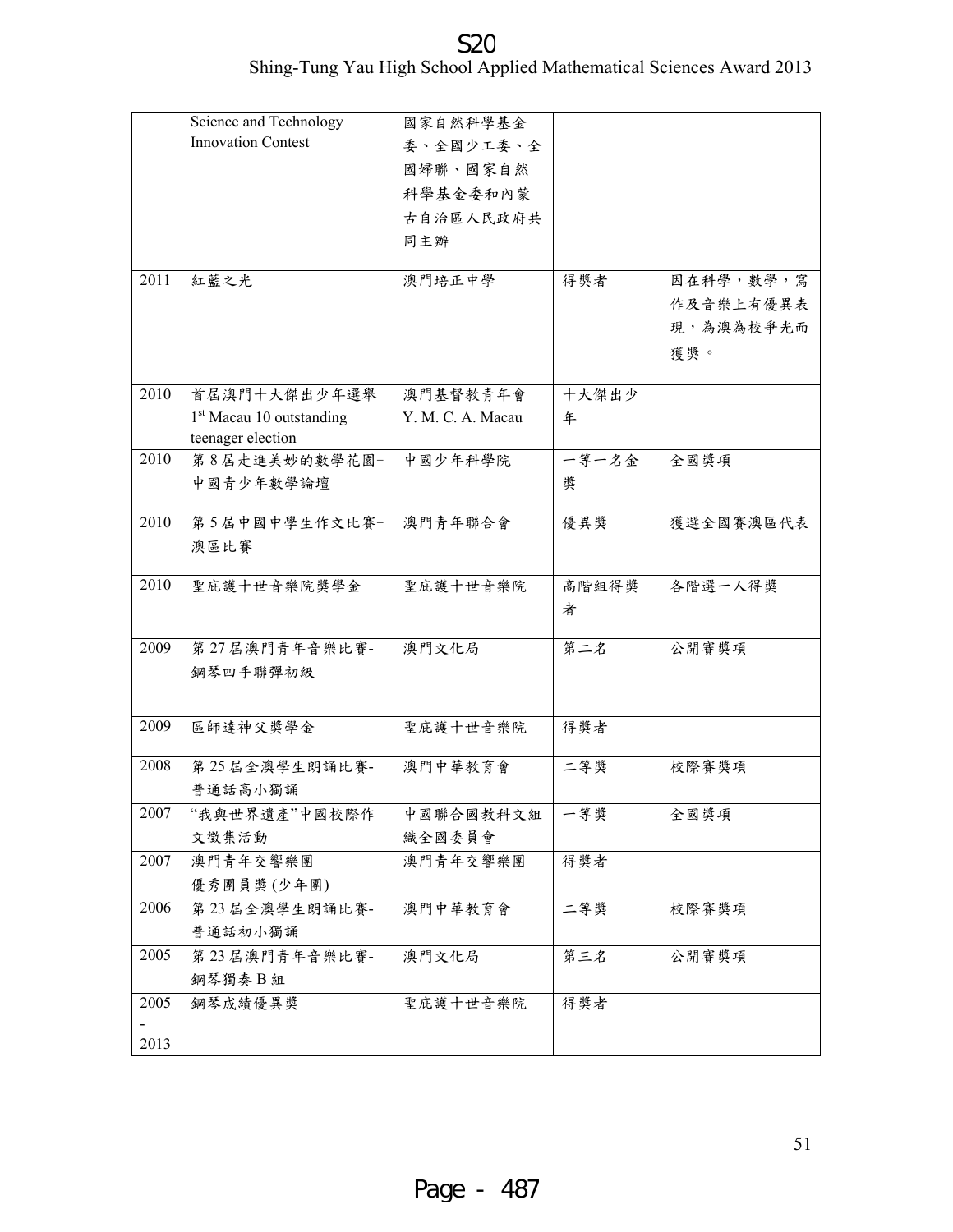| | | | | |
|---|---|---|---|---|
| | Science and Technology Innovation Contest | 國家自然科學基金委、全國少工委、全國婦聯、國家自然科學基金委和內蒙古自治區人民政府共同主辦 | | |
| 2011 | 紅藍之光 | 澳門培正中學 | 得獎者 | 因在科學，數學，寫作及音樂上有優異表現，為澳為校爭光而獲獎。 |
| 2010 | 首屆澳門十大傑出少年選舉 1st Macau 10 outstanding teenager election | 澳門基督教青年會 Y. M. C. A. Macau | 十大傑出少年 | |
| 2010 | 第 8 屆走進美妙的數學花園-中國青少年數學論壇 | 中國少年科學院 | 一等一名金獎 | 全國獎項 |
| 2010 | 第 5 屆中國中學生作文比賽-澳區比賽 | 澳門青年聯合會 | 優異獎 | 獲選全國賽澳區代表 |
| 2010 | 聖庇護十世音樂院獎學金 | 聖庇護十世音樂院 | 高階組得獎者 | 各階選一人得獎 |
| 2009 | 第 27 屆澳門青年音樂比賽-鋼琴四手聯彈初級 | 澳門文化局 | 第二名 | 公開賽獎項 |
| 2009 | 區師達神父獎學金 | 聖庇護十世音樂院 | 得獎者 | |
| 2008 | 第 25 屆全澳學生朗誦比賽-普通話高小獨誦 | 澳門中華教育會 | 二等獎 | 校際賽獎項 |
| 2007 | "我與世界遺產"中國校際作文徵集活動 | 中國聯合國教科文組織全國委員會 | 一等獎 | 全國獎項 |
| 2007 | 澳門青年交響樂團 – 優秀團員獎 (少年團) | 澳門青年交響樂團 | 得獎者 | |
| 2006 | 第 23 屆全澳學生朗誦比賽-普通話初小獨誦 | 澳門中華教育會 | 二等獎 | 校際賽獎項 |
| 2005 | 第 23 屆澳門青年音樂比賽-鋼琴獨奏 B 組 | 澳門文化局 | 第三名 | 公開賽獎項 |
| 2005 - 2013 | 鋼琴成績優異獎 | 聖庇護十世音樂院 | 得獎者 | |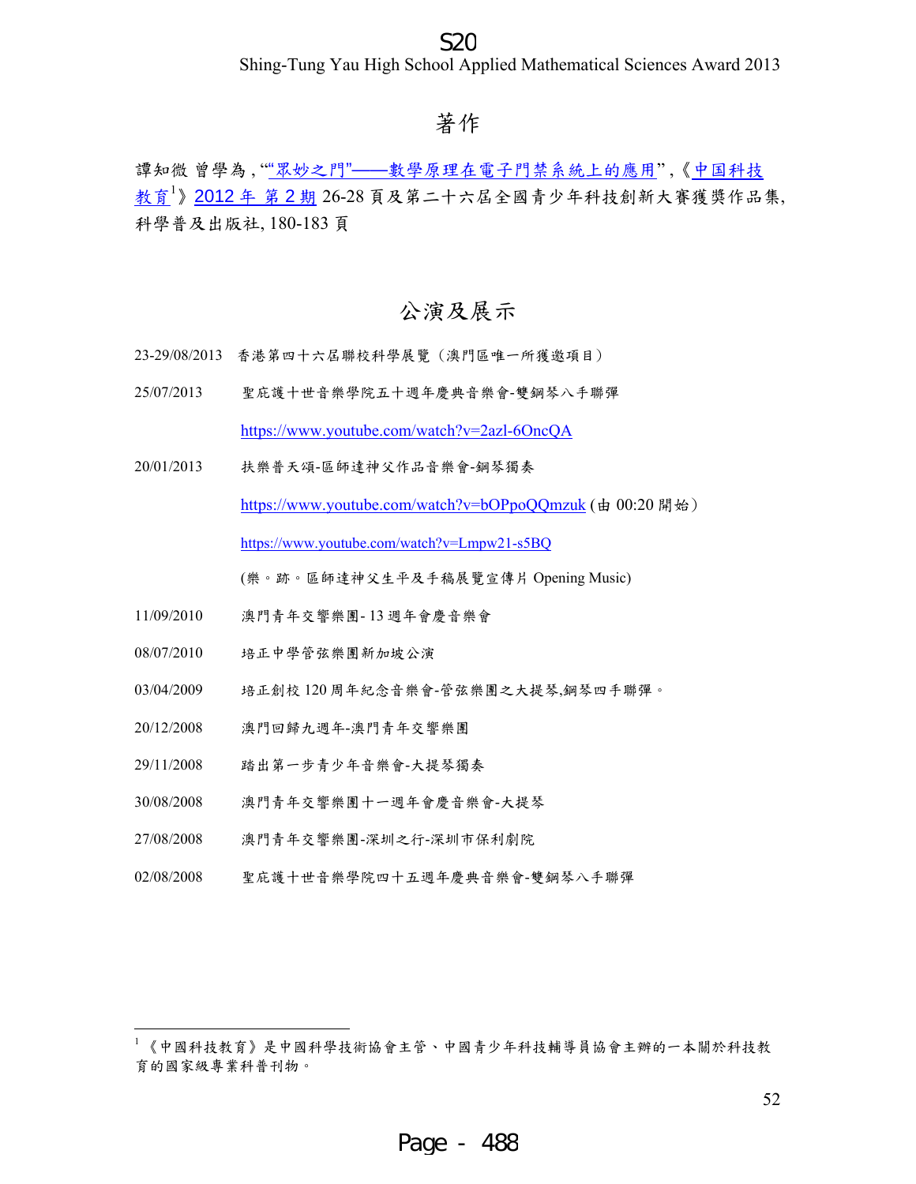## 著作

譚知微 曾學為，""眾妙之門"——數學原理在電子門禁系統上的應用"，《中国科技教育[1]》2012 年 第 2 期 26-28 頁及第二十六屆全國青少年科技創新大賽獲獎作品集, 科學普及出版社, 180-183 頁

## 公演及展示

23-29/08/2013 香港第四十六屆聯校科學展覽（澳門區唯一所獲邀項目）

25/07/2013 聖庇護十世音樂學院五十週年慶典音樂會-雙鋼琴八手聯彈

https://www.youtube.com/watch?v=2azl-6OncQA

20/01/2013 扶樂普天頌-區師達神父作品音樂會-鋼琴獨奏

https://www.youtube.com/watch?v=bOPpoQQmzuk (由 00:20 開始)

https://www.youtube.com/watch?v=Lmpw21-s5BQ

(樂。跡。區師達神父生平及手稿展覽宣傳片 Opening Music)

11/09/2010 澳門青年交響樂團- 13 週年會慶音樂會

08/07/2010 培正中學管弦樂團新加坡公演

03/04/2009 培正創校 120 周年紀念音樂會-管弦樂團之大提琴,鋼琴四手聯彈。

20/12/2008 澳門回歸九週年-澳門青年交響樂團

29/11/2008 踏出第一步青少年音樂會-大提琴獨奏

30/08/2008 澳門青年交響樂團十一週年會慶音樂會-大提琴

27/08/2008 澳門青年交響樂團-深圳之行-深圳市保利劇院

02/08/2008 聖庇護十世音樂學院四十五週年慶典音樂會-雙鋼琴八手聯彈

---

[1] 《中國科技教育》是中國科學技術協會主管、中國青少年科技輔導員協會主辦的一本關於科技教育的國家級專業科普刊物。